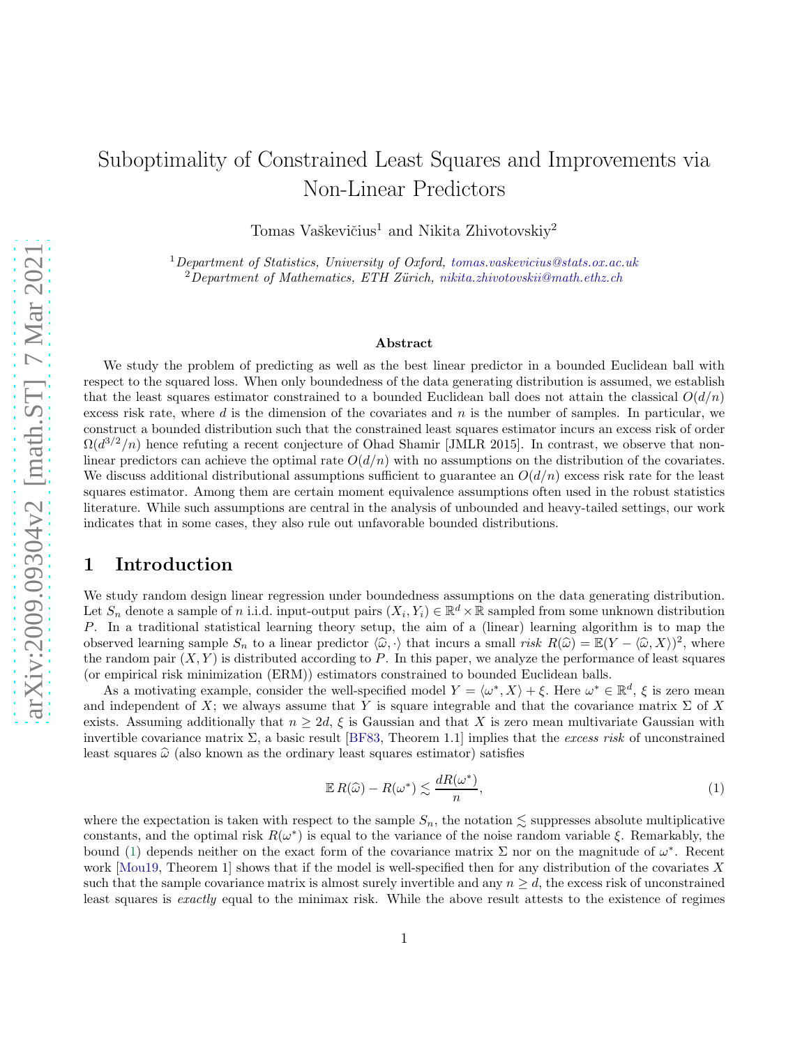# Suboptimality of Constrained Least Squares and Improvements via Non-Linear Predictors

Tomas Vaškevičius[1] and Nikita Zhivotovskiy[2]

[1] *Department of Statistics, University of Oxford, tomas.vaskevicius@stats.ox.ac.uk*
[2] *Department of Mathematics, ETH Zürich, nikita.zhivotovskii@math.ethz.ch*

### Abstract

We study the problem of predicting as well as the best linear predictor in a bounded Euclidean ball with respect to the squared loss. When only boundedness of the data generating distribution is assumed, we establish that the least squares estimator constrained to a bounded Euclidean ball does not attain the classical $O(d/n)$ excess risk rate, where $d$ is the dimension of the covariates and $n$ is the number of samples. In particular, we construct a bounded distribution such that the constrained least squares estimator incurs an excess risk of order $\Omega(d^{3/2}/n)$ hence refuting a recent conjecture of Ohad Shamir [JMLR 2015]. In contrast, we observe that non-linear predictors can achieve the optimal rate $O(d/n)$ with no assumptions on the distribution of the covariates. We discuss additional distributional assumptions sufficient to guarantee an $O(d/n)$ excess risk rate for the least squares estimator. Among them are certain moment equivalence assumptions often used in the robust statistics literature. While such assumptions are central in the analysis of unbounded and heavy-tailed settings, our work indicates that in some cases, they also rule out unfavorable bounded distributions.

## 1 Introduction

We study random design linear regression under boundedness assumptions on the data generating distribution. Let $S_n$ denote a sample of $n$ i.i.d. input-output pairs $(X_i, Y_i) \in \mathbb{R}^d \times \mathbb{R}$ sampled from some unknown distribution $P$. In a traditional statistical learning theory setup, the aim of a (linear) learning algorithm is to map the observed learning sample $S_n$ to a linear predictor $\langle \widehat{\omega}, \cdot \rangle$ that incurs a small *risk* $R(\widehat{\omega}) = \mathbb{E}(Y - \langle \widehat{\omega}, X \rangle)^2$, where the random pair $(X, Y)$ is distributed according to $P$. In this paper, we analyze the performance of least squares (or empirical risk minimization (ERM)) estimators constrained to bounded Euclidean balls.

As a motivating example, consider the well-specified model $Y = \langle \omega^*, X \rangle + \xi$. Here $\omega^* \in \mathbb{R}^d$, $\xi$ is zero mean and independent of $X$; we always assume that $Y$ is square integrable and that the covariance matrix $\Sigma$ of $X$ exists. Assuming additionally that $n \geq 2d$, $\xi$ is Gaussian and that $X$ is zero mean multivariate Gaussian with invertible covariance matrix $\Sigma$, a basic result [BF83, Theorem 1.1] implies that the *excess risk* of unconstrained least squares $\widehat{\omega}$ (also known as the ordinary least squares estimator) satisfies

$$\mathbb{E}\, R(\widehat{\omega}) - R(\omega^*) \lesssim \frac{dR(\omega^*)}{n}, \tag{1}$$

where the expectation is taken with respect to the sample $S_n$, the notation $\lesssim$ suppresses absolute multiplicative constants, and the optimal risk $R(\omega^*)$ is equal to the variance of the noise random variable $\xi$. Remarkably, the bound (1) depends neither on the exact form of the covariance matrix $\Sigma$ nor on the magnitude of $\omega^*$. Recent work [Mou19, Theorem 1] shows that if the model is well-specified then for any distribution of the covariates $X$ such that the sample covariance matrix is almost surely invertible and any $n \geq d$, the excess risk of unconstrained least squares is *exactly* equal to the minimax risk. While the above result attests to the existence of regimes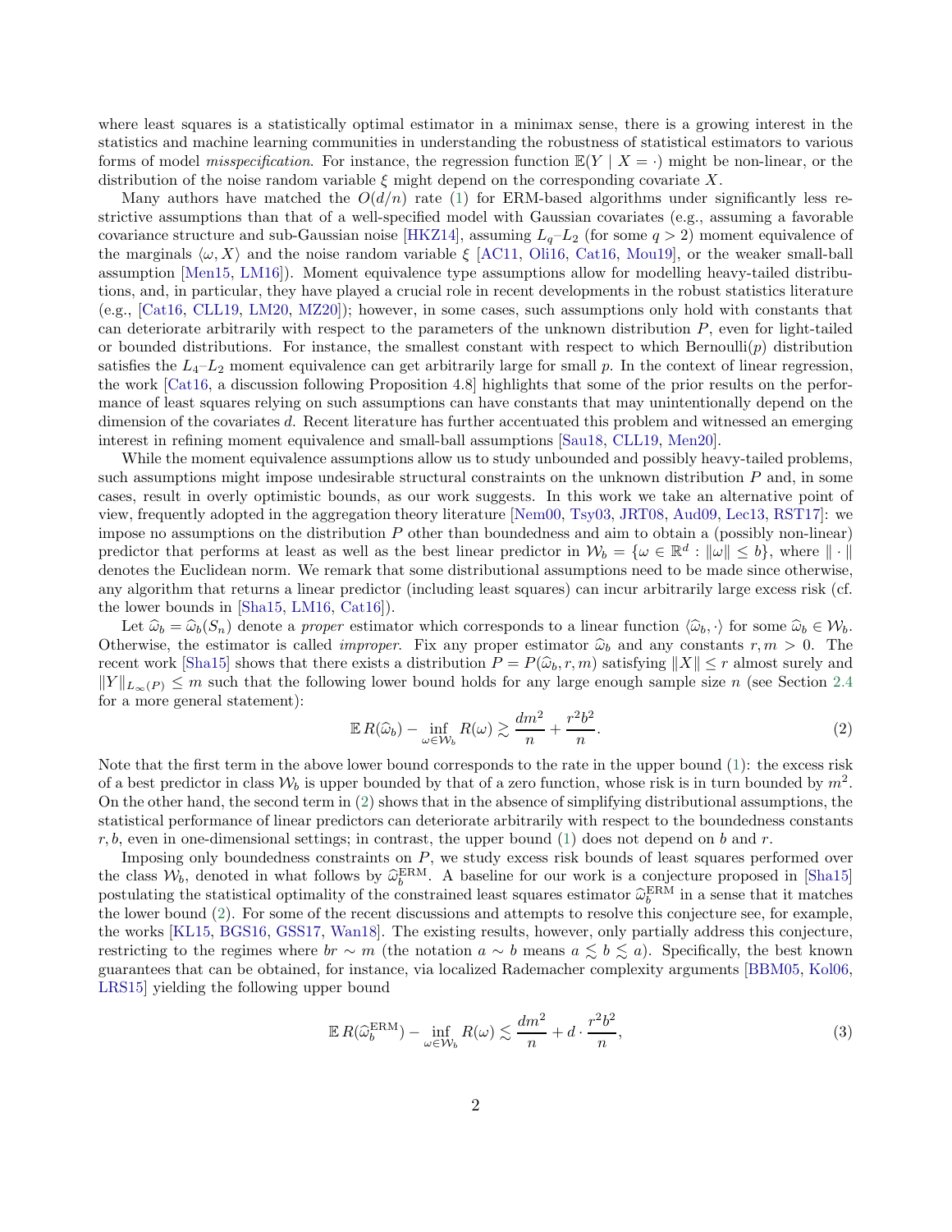where least squares is a statistically optimal estimator in a minimax sense, there is a growing interest in the statistics and machine learning communities in understanding the robustness of statistical estimators to various forms of model *misspecification*. For instance, the regression function $\mathbb{E}(Y \mid X = \cdot)$ might be non-linear, or the distribution of the noise random variable $\xi$ might depend on the corresponding covariate $X$.

Many authors have matched the $O(d/n)$ rate (1) for ERM-based algorithms under significantly less restrictive assumptions than that of a well-specified model with Gaussian covariates (e.g., assuming a favorable covariance structure and sub-Gaussian noise [HKZ14], assuming $L_q$–$L_2$ (for some $q > 2$) moment equivalence of the marginals $\langle \omega, X \rangle$ and the noise random variable $\xi$ [AC11, Oli16, Cat16, Mou19], or the weaker small-ball assumption [Men15, LM16]). Moment equivalence type assumptions allow for modelling heavy-tailed distributions, and, in particular, they have played a crucial role in recent developments in the robust statistics literature (e.g., [Cat16, CLL19, LM20, MZ20]); however, in some cases, such assumptions only hold with constants that can deteriorate arbitrarily with respect to the parameters of the unknown distribution $P$, even for light-tailed or bounded distributions. For instance, the smallest constant with respect to which Bernoulli($p$) distribution satisfies the $L_4$–$L_2$ moment equivalence can get arbitrarily large for small $p$. In the context of linear regression, the work [Cat16, a discussion following Proposition 4.8] highlights that some of the prior results on the performance of least squares relying on such assumptions can have constants that may unintentionally depend on the dimension of the covariates $d$. Recent literature has further accentuated this problem and witnessed an emerging interest in refining moment equivalence and small-ball assumptions [Sau18, CLL19, Men20].

While the moment equivalence assumptions allow us to study unbounded and possibly heavy-tailed problems, such assumptions might impose undesirable structural constraints on the unknown distribution $P$ and, in some cases, result in overly optimistic bounds, as our work suggests. In this work we take an alternative point of view, frequently adopted in the aggregation theory literature [Nem00, Tsy03, JRT08, Aud09, Lec13, RST17]: we impose no assumptions on the distribution $P$ other than boundedness and aim to obtain a (possibly non-linear) predictor that performs at least as well as the best linear predictor in $\mathcal{W}_b = \{\omega \in \mathbb{R}^d : \|\omega\| \leq b\}$, where $\|\cdot\|$ denotes the Euclidean norm. We remark that some distributional assumptions need to be made since otherwise, any algorithm that returns a linear predictor (including least squares) can incur arbitrarily large excess risk (cf. the lower bounds in [Sha15, LM16, Cat16]).

Let $\widehat{\omega}_b = \widehat{\omega}_b(S_n)$ denote a *proper* estimator which corresponds to a linear function $\langle \widehat{\omega}_b, \cdot \rangle$ for some $\widehat{\omega}_b \in \mathcal{W}_b$. Otherwise, the estimator is called *improper*. Fix any proper estimator $\widehat{\omega}_b$ and any constants $r, m > 0$. The recent work [Sha15] shows that there exists a distribution $P = P(\widehat{\omega}_b, r, m)$ satisfying $\|X\| \leq r$ almost surely and $\|Y\|_{L_\infty(P)} \leq m$ such that the following lower bound holds for any large enough sample size $n$ (see Section 2.4 for a more general statement):

$$\mathbb{E}\, R(\widehat{\omega}_b) - \inf_{\omega \in \mathcal{W}_b} R(\omega) \gtrsim \frac{dm^2}{n} + \frac{r^2 b^2}{n}. \tag{2}$$

Note that the first term in the above lower bound corresponds to the rate in the upper bound (1): the excess risk of a best predictor in class $\mathcal{W}_b$ is upper bounded by that of a zero function, whose risk is in turn bounded by $m^2$. On the other hand, the second term in (2) shows that in the absence of simplifying distributional assumptions, the statistical performance of linear predictors can deteriorate arbitrarily with respect to the boundedness constants $r, b$, even in one-dimensional settings; in contrast, the upper bound (1) does not depend on $b$ and $r$.

Imposing only boundedness constraints on $P$, we study excess risk bounds of least squares performed over the class $\mathcal{W}_b$, denoted in what follows by $\widehat{\omega}_b^{\mathrm{ERM}}$. A baseline for our work is a conjecture proposed in [Sha15] postulating the statistical optimality of the constrained least squares estimator $\widehat{\omega}_b^{\mathrm{ERM}}$ in a sense that it matches the lower bound (2). For some of the recent discussions and attempts to resolve this conjecture see, for example, the works [KL15, BGS16, GSS17, Wan18]. The existing results, however, only partially address this conjecture, restricting to the regimes where $br \sim m$ (the notation $a \sim b$ means $a \lesssim b \lesssim a$). Specifically, the best known guarantees that can be obtained, for instance, via localized Rademacher complexity arguments [BBM05, Kol06, LRS15] yielding the following upper bound

$$\mathbb{E}\, R(\widehat{\omega}_b^{\mathrm{ERM}}) - \inf_{\omega \in \mathcal{W}_b} R(\omega) \lesssim \frac{dm^2}{n} + d \cdot \frac{r^2 b^2}{n}, \tag{3}$$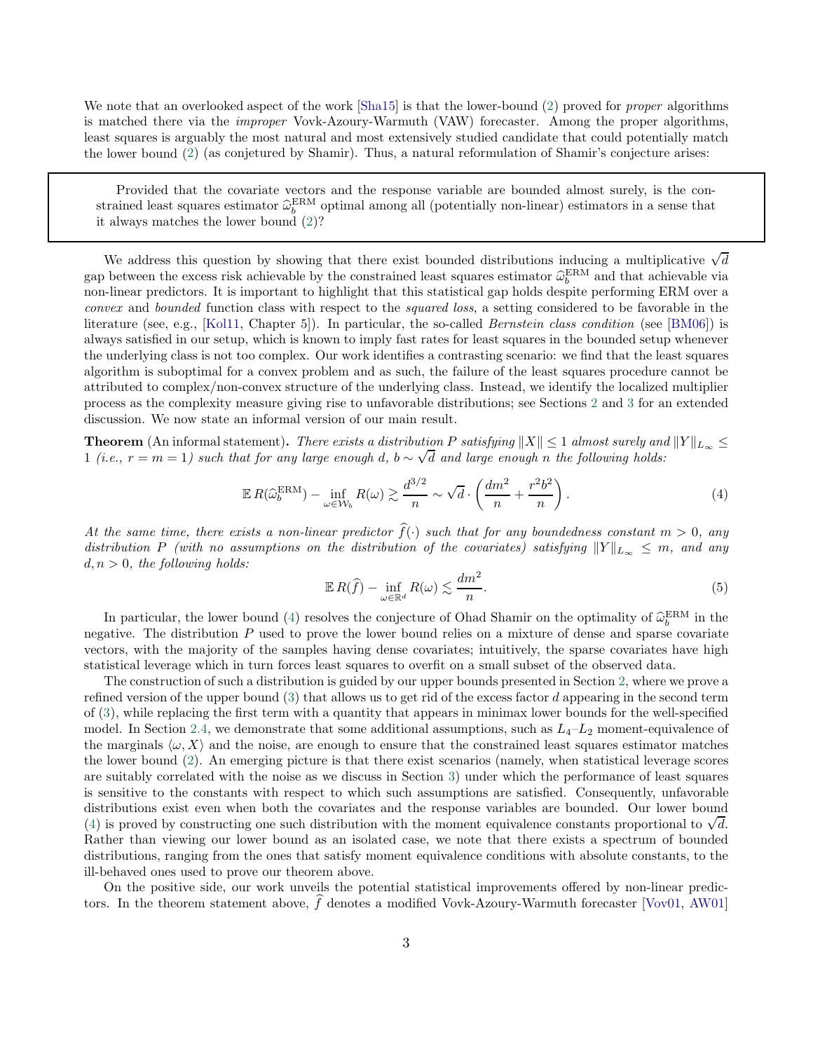We note that an overlooked aspect of the work [Sha15] is that the lower-bound (2) proved for *proper* algorithms is matched there via the *improper* Vovk-Azoury-Warmuth (VAW) forecaster. Among the proper algorithms, least squares is arguably the most natural and most extensively studied candidate that could potentially match the lower bound (2) (as conjectured by Shamir). Thus, a natural reformulation of Shamir's conjecture arises:

> Provided that the covariate vectors and the response variable are bounded almost surely, is the constrained least squares estimator $\widehat{\omega}_b^{\mathrm{ERM}}$ optimal among all (potentially non-linear) estimators in a sense that it always matches the lower bound (2)?

We address this question by showing that there exist bounded distributions inducing a multiplicative $\sqrt{d}$ gap between the excess risk achievable by the constrained least squares estimator $\widehat{\omega}_b^{\mathrm{ERM}}$ and that achievable via non-linear predictors. It is important to highlight that this statistical gap holds despite performing ERM over a *convex* and *bounded* function class with respect to the *squared loss*, a setting considered to be favorable in the literature (see, e.g., [Kol11, Chapter 5]). In particular, the so-called *Bernstein class condition* (see [BM06]) is always satisfied in our setup, which is known to imply fast rates for least squares in the bounded setup whenever the underlying class is not too complex. Our work identifies a contrasting scenario: we find that the least squares algorithm is suboptimal for a convex problem and as such, the failure of the least squares procedure cannot be attributed to complex/non-convex structure of the underlying class. Instead, we identify the localized multiplier process as the complexity measure giving rise to unfavorable distributions; see Sections 2 and 3 for an extended discussion. We now state an informal version of our main result.

**Theorem** (An informal statement)**.** *There exists a distribution $P$ satisfying $\|X\| \leq 1$ almost surely and $\|Y\|_{L_\infty} \leq 1$ (i.e., $r = m = 1$) such that for any large enough $d$, $b \sim \sqrt{d}$ and large enough $n$ the following holds:*

$$\mathbb{E}\, R(\widehat{\omega}_b^{\mathrm{ERM}}) - \inf_{\omega \in \mathcal{W}_b} R(\omega) \gtrsim \frac{d^{3/2}}{n} \sim \sqrt{d} \cdot \left( \frac{dm^2}{n} + \frac{r^2 b^2}{n} \right). \tag{4}$$

*At the same time, there exists a non-linear predictor $\widehat{f}(\cdot)$ such that for any boundedness constant $m > 0$, any distribution $P$ (with no assumptions on the distribution of the covariates) satisfying $\|Y\|_{L_\infty} \leq m$, and any $d, n > 0$, the following holds:*

$$\mathbb{E}\, R(\widehat{f}) - \inf_{\omega \in \mathbb{R}^d} R(\omega) \lesssim \frac{dm^2}{n}. \tag{5}$$

In particular, the lower bound (4) resolves the conjecture of Ohad Shamir on the optimality of $\widehat{\omega}_b^{\mathrm{ERM}}$ in the negative. The distribution $P$ used to prove the lower bound relies on a mixture of dense and sparse covariate vectors, with the majority of the samples having dense covariates; intuitively, the sparse covariates have high statistical leverage which in turn forces least squares to overfit on a small subset of the observed data.

The construction of such a distribution is guided by our upper bounds presented in Section 2, where we prove a refined version of the upper bound (3) that allows us to get rid of the excess factor $d$ appearing in the second term of (3), while replacing the first term with a quantity that appears in minimax lower bounds for the well-specified model. In Section 2.4, we demonstrate that some additional assumptions, such as $L_4$–$L_2$ moment-equivalence of the marginals $\langle \omega, X \rangle$ and the noise, are enough to ensure that the constrained least squares estimator matches the lower bound (2). An emerging picture is that there exist scenarios (namely, when statistical leverage scores are suitably correlated with the noise as we discuss in Section 3) under which the performance of least squares is sensitive to the constants with respect to which such assumptions are satisfied. Consequently, unfavorable distributions exist even when both the covariates and the response variables are bounded. Our lower bound (4) is proved by constructing one such distribution with the moment equivalence constants proportional to $\sqrt{d}$. Rather than viewing our lower bound as an isolated case, we note that there exists a spectrum of bounded distributions, ranging from the ones that satisfy moment equivalence conditions with absolute constants, to the ill-behaved ones used to prove our theorem above.

On the positive side, our work unveils the potential statistical improvements offered by non-linear predictors. In the theorem statement above, $\widehat{f}$ denotes a modified Vovk-Azoury-Warmuth forecaster [Vov01, AW01]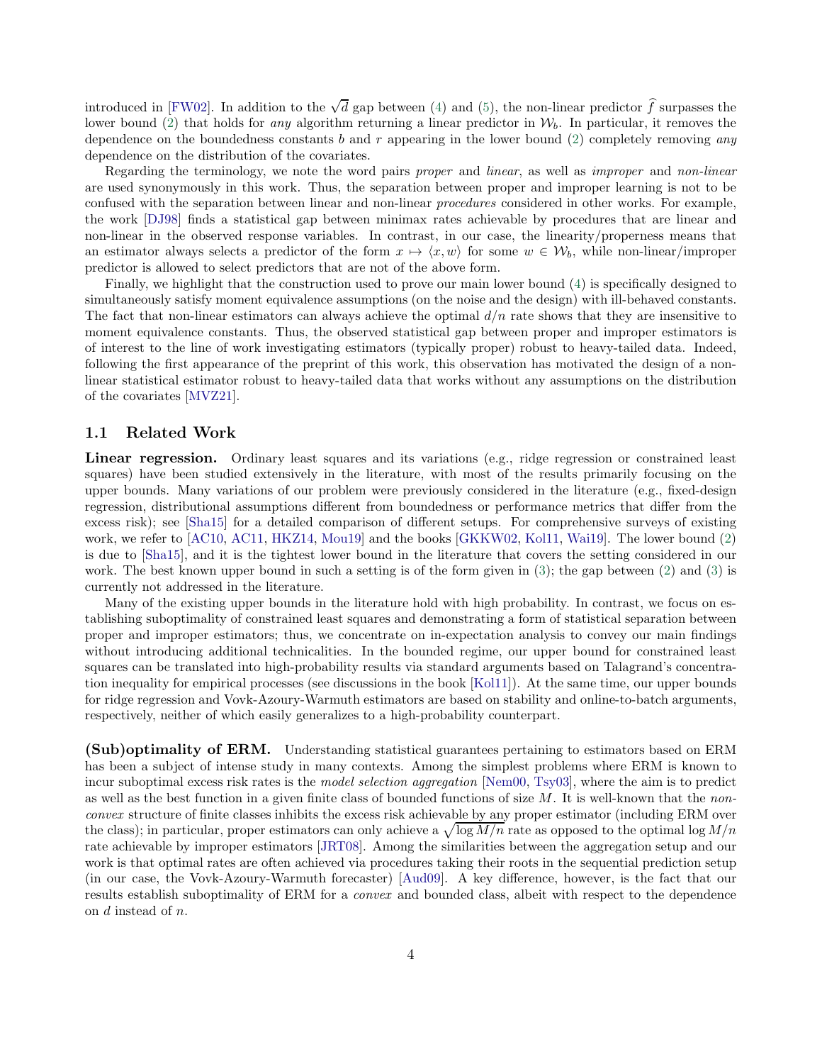introduced in [FW02]. In addition to the $\sqrt{d}$ gap between (4) and (5), the non-linear predictor $\widehat{f}$ surpasses the lower bound (2) that holds for *any* algorithm returning a linear predictor in $\mathcal{W}_b$. In particular, it removes the dependence on the boundedness constants $b$ and $r$ appearing in the lower bound (2) completely removing *any* dependence on the distribution of the covariates.

Regarding the terminology, we note the word pairs *proper* and *linear*, as well as *improper* and *non-linear* are used synonymously in this work. Thus, the separation between proper and improper learning is not to be confused with the separation between linear and non-linear *procedures* considered in other works. For example, the work [DJ98] finds a statistical gap between minimax rates achievable by procedures that are linear and non-linear in the observed response variables. In contrast, in our case, the linearity/properness means that an estimator always selects a predictor of the form $x \mapsto \langle x, w \rangle$ for some $w \in \mathcal{W}_b$, while non-linear/improper predictor is allowed to select predictors that are not of the above form.

Finally, we highlight that the construction used to prove our main lower bound (4) is specifically designed to simultaneously satisfy moment equivalence assumptions (on the noise and the design) with ill-behaved constants. The fact that non-linear estimators can always achieve the optimal $d/n$ rate shows that they are insensitive to moment equivalence constants. Thus, the observed statistical gap between proper and improper estimators is of interest to the line of work investigating estimators (typically proper) robust to heavy-tailed data. Indeed, following the first appearance of the preprint of this work, this observation has motivated the design of a non-linear statistical estimator robust to heavy-tailed data that works without any assumptions on the distribution of the covariates [MVZ21].

## 1.1 Related Work

**Linear regression.** Ordinary least squares and its variations (e.g., ridge regression or constrained least squares) have been studied extensively in the literature, with most of the results primarily focusing on the upper bounds. Many variations of our problem were previously considered in the literature (e.g., fixed-design regression, distributional assumptions different from boundedness or performance metrics that differ from the excess risk); see [Sha15] for a detailed comparison of different setups. For comprehensive surveys of existing work, we refer to [AC10, AC11, HKZ14, Mou19] and the books [GKKW02, Kol11, Wai19]. The lower bound (2) is due to [Sha15], and it is the tightest lower bound in the literature that covers the setting considered in our work. The best known upper bound in such a setting is of the form given in (3); the gap between (2) and (3) is currently not addressed in the literature.

Many of the existing upper bounds in the literature hold with high probability. In contrast, we focus on establishing suboptimality of constrained least squares and demonstrating a form of statistical separation between proper and improper estimators; thus, we concentrate on in-expectation analysis to convey our main findings without introducing additional technicalities. In the bounded regime, our upper bound for constrained least squares can be translated into high-probability results via standard arguments based on Talagrand's concentration inequality for empirical processes (see discussions in the book [Kol11]). At the same time, our upper bounds for ridge regression and Vovk-Azoury-Warmuth estimators are based on stability and online-to-batch arguments, respectively, neither of which easily generalizes to a high-probability counterpart.

**(Sub)optimality of ERM.** Understanding statistical guarantees pertaining to estimators based on ERM has been a subject of intense study in many contexts. Among the simplest problems where ERM is known to incur suboptimal excess risk rates is the *model selection aggregation* [Nem00, Tsy03], where the aim is to predict as well as the best function in a given finite class of bounded functions of size $M$. It is well-known that the *non-convex* structure of finite classes inhibits the excess risk achievable by any proper estimator (including ERM over the class); in particular, proper estimators can only achieve a $\sqrt{\log M/n}$ rate as opposed to the optimal $\log M/n$ rate achievable by improper estimators [JRT08]. Among the similarities between the aggregation setup and our work is that optimal rates are often achieved via procedures taking their roots in the sequential prediction setup (in our case, the Vovk-Azoury-Warmuth forecaster) [Aud09]. A key difference, however, is the fact that our results establish suboptimality of ERM for a *convex* and bounded class, albeit with respect to the dependence on $d$ instead of $n$.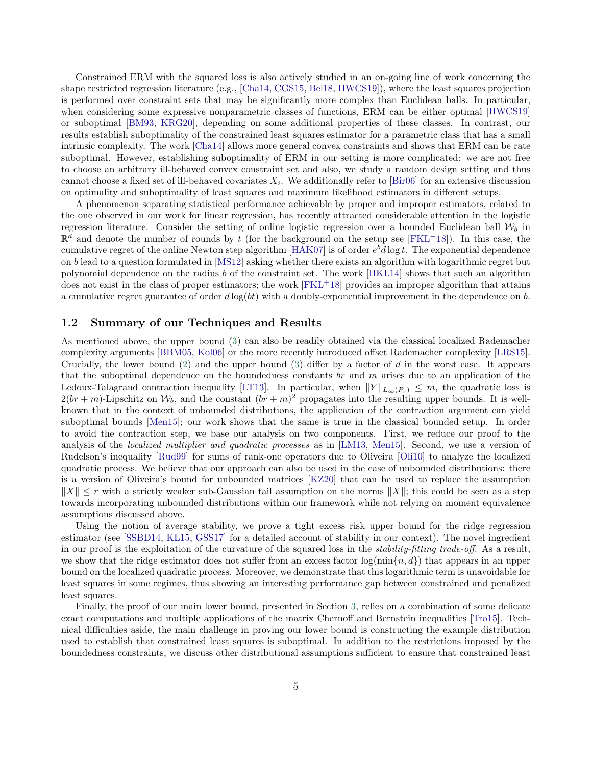Constrained ERM with the squared loss is also actively studied in an on-going line of work concerning the shape restricted regression literature (e.g., [Cha14, CGS15, Bel18, HWCS19]), where the least squares projection is performed over constraint sets that may be significantly more complex than Euclidean balls. In particular, when considering some expressive nonparametric classes of functions, ERM can be either optimal [HWCS19] or suboptimal [BM93, KRG20], depending on some additional properties of these classes. In contrast, our results establish suboptimality of the constrained least squares estimator for a parametric class that has a small intrinsic complexity. The work [Cha14] allows more general convex constraints and shows that ERM can be rate suboptimal. However, establishing suboptimality of ERM in our setting is more complicated: we are not free to choose an arbitrary ill-behaved convex constraint set and also, we study a random design setting and thus cannot choose a fixed set of ill-behaved covariates $X_i$. We additionally refer to [Bir06] for an extensive discussion on optimality and suboptimality of least squares and maximum likelihood estimators in different setups.

A phenomenon separating statistical performance achievable by proper and improper estimators, related to the one observed in our work for linear regression, has recently attracted considerable attention in the logistic regression literature. Consider the setting of online logistic regression over a bounded Euclidean ball $\mathcal{W}_b$ in $\mathbb{R}^d$ and denote the number of rounds by $t$ (for the background on the setup see [FKL+18]). In this case, the cumulative regret of the online Newton step algorithm [HAK07] is of order $e^b d \log t$. The exponential dependence on $b$ lead to a question formulated in [MS12] asking whether there exists an algorithm with logarithmic regret but polynomial dependence on the radius $b$ of the constraint set. The work [HKL14] shows that such an algorithm does not exist in the class of proper estimators; the work [FKL+18] provides an improper algorithm that attains a cumulative regret guarantee of order $d \log(bt)$ with a doubly-exponential improvement in the dependence on $b$.

## 1.2 Summary of our Techniques and Results

As mentioned above, the upper bound (3) can also be readily obtained via the classical localized Rademacher complexity arguments [BBM05, Kol06] or the more recently introduced offset Rademacher complexity [LRS15]. Crucially, the lower bound (2) and the upper bound (3) differ by a factor of $d$ in the worst case. It appears that the suboptimal dependence on the boundedness constants $br$ and $m$ arises due to an application of the Ledoux-Talagrand contraction inequality [LT13]. In particular, when $\|Y\|_{L_\infty(P_r)} \leq m$, the quadratic loss is $2(br + m)$-Lipschitz on $\mathcal{W}_b$, and the constant $(br + m)^2$ propagates into the resulting upper bounds. It is well-known that in the context of unbounded distributions, the application of the contraction argument can yield suboptimal bounds [Men15]; our work shows that the same is true in the classical bounded setup. In order to avoid the contraction step, we base our analysis on two components. First, we reduce our proof to the analysis of the *localized multiplier and quadratic processes* as in [LM13, Men15]. Second, we use a version of Rudelson's inequality [Rud99] for sums of rank-one operators due to Oliveira [Oli10] to analyze the localized quadratic process. We believe that our approach can also be used in the case of unbounded distributions: there is a version of Oliveira's bound for unbounded matrices [KZ20] that can be used to replace the assumption $\|X\| \leq r$ with a strictly weaker sub-Gaussian tail assumption on the norms $\|X\|$; this could be seen as a step towards incorporating unbounded distributions within our framework while not relying on moment equivalence assumptions discussed above.

Using the notion of average stability, we prove a tight excess risk upper bound for the ridge regression estimator (see [SSBD14, KL15, GSS17] for a detailed account of stability in our context). The novel ingredient in our proof is the exploitation of the curvature of the squared loss in the *stability-fitting trade-off*. As a result, we show that the ridge estimator does not suffer from an excess factor $\log(\min\{n, d\})$ that appears in an upper bound on the localized quadratic process. Moreover, we demonstrate that this logarithmic term is unavoidable for least squares in some regimes, thus showing an interesting performance gap between constrained and penalized least squares.

Finally, the proof of our main lower bound, presented in Section 3, relies on a combination of some delicate exact computations and multiple applications of the matrix Chernoff and Bernstein inequalities [Tro15]. Technical difficulties aside, the main challenge in proving our lower bound is constructing the example distribution used to establish that constrained least squares is suboptimal. In addition to the restrictions imposed by the boundedness constraints, we discuss other distributional assumptions sufficient to ensure that constrained least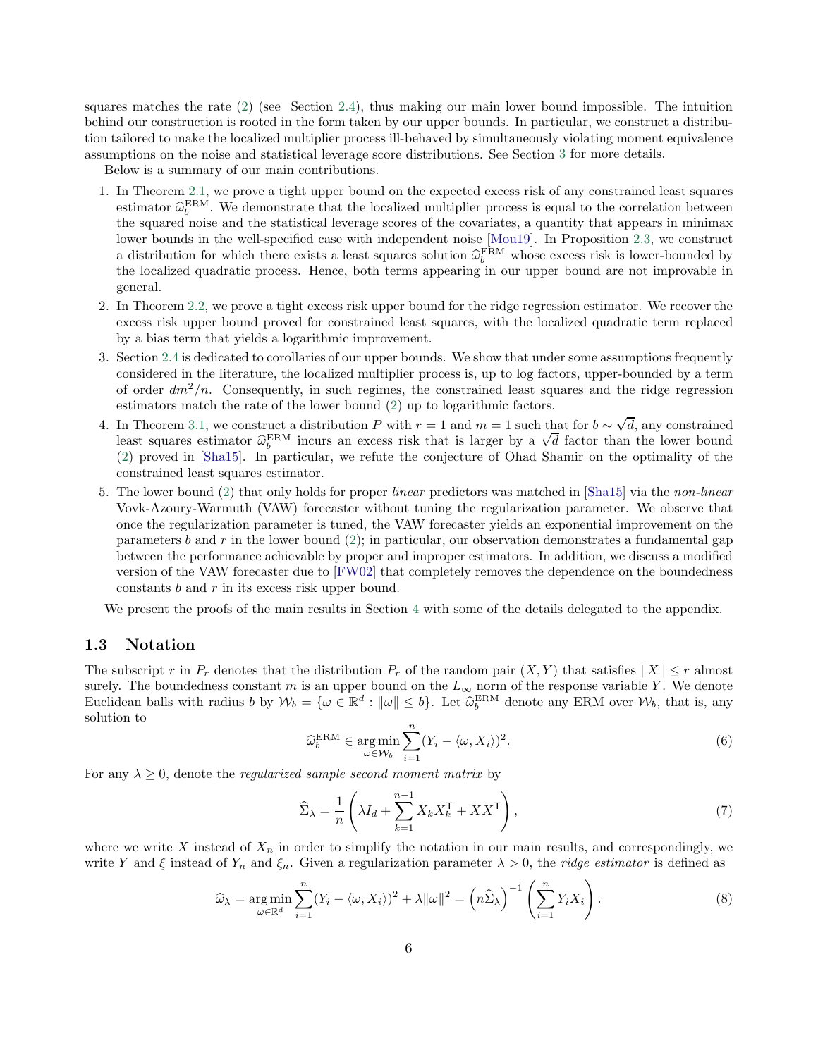squares matches the rate (2) (see Section 2.4), thus making our main lower bound impossible. The intuition behind our construction is rooted in the form taken by our upper bounds. In particular, we construct a distribution tailored to make the localized multiplier process ill-behaved by simultaneously violating moment equivalence assumptions on the noise and statistical leverage score distributions. See Section 3 for more details.

Below is a summary of our main contributions.

1. In Theorem 2.1, we prove a tight upper bound on the expected excess risk of any constrained least squares estimator $\widehat{\omega}_b^{\mathrm{ERM}}$. We demonstrate that the localized multiplier process is equal to the correlation between the squared noise and the statistical leverage scores of the covariates, a quantity that appears in minimax lower bounds in the well-specified case with independent noise [Mou19]. In Proposition 2.3, we construct a distribution for which there exists a least squares solution $\widehat{\omega}_b^{\mathrm{ERM}}$ whose excess risk is lower-bounded by the localized quadratic process. Hence, both terms appearing in our upper bound are not improvable in general.
2. In Theorem 2.2, we prove a tight excess risk upper bound for the ridge regression estimator. We recover the excess risk upper bound proved for constrained least squares, with the localized quadratic term replaced by a bias term that yields a logarithmic improvement.
3. Section 2.4 is dedicated to corollaries of our upper bounds. We show that under some assumptions frequently considered in the literature, the localized multiplier process is, up to log factors, upper-bounded by a term of order $dm^2/n$. Consequently, in such regimes, the constrained least squares and the ridge regression estimators match the rate of the lower bound (2) up to logarithmic factors.
4. In Theorem 3.1, we construct a distribution $P$ with $r = 1$ and $m = 1$ such that for $b \sim \sqrt{d}$, any constrained least squares estimator $\widehat{\omega}_b^{\mathrm{ERM}}$ incurs an excess risk that is larger by a $\sqrt{d}$ factor than the lower bound (2) proved in [Sha15]. In particular, we refute the conjecture of Ohad Shamir on the optimality of the constrained least squares estimator.
5. The lower bound (2) that only holds for proper *linear* predictors was matched in [Sha15] via the *non-linear* Vovk-Azoury-Warmuth (VAW) forecaster without tuning the regularization parameter. We observe that once the regularization parameter is tuned, the VAW forecaster yields an exponential improvement on the parameters $b$ and $r$ in the lower bound (2); in particular, our observation demonstrates a fundamental gap between the performance achievable by proper and improper estimators. In addition, we discuss a modified version of the VAW forecaster due to [FW02] that completely removes the dependence on the boundedness constants $b$ and $r$ in its excess risk upper bound.

We present the proofs of the main results in Section 4 with some of the details delegated to the appendix.

### 1.3 Notation

The subscript $r$ in $P_r$ denotes that the distribution $P_r$ of the random pair $(X, Y)$ that satisfies $\|X\| \le r$ almost surely. The boundedness constant $m$ is an upper bound on the $L_\infty$ norm of the response variable $Y$. We denote Euclidean balls with radius $b$ by $\mathcal{W}_b = \{\omega \in \mathbb{R}^d : \|\omega\| \le b\}$. Let $\widehat{\omega}_b^{\mathrm{ERM}}$ denote any ERM over $\mathcal{W}_b$, that is, any solution to

$$\widehat{\omega}_b^{\mathrm{ERM}} \in \underset{\omega \in \mathcal{W}_b}{\arg\min} \sum_{i=1}^{n} (Y_i - \langle \omega, X_i \rangle)^2. \tag{6}$$

For any $\lambda \ge 0$, denote the *regularized sample second moment matrix* by

$$\widehat{\Sigma}_\lambda = \frac{1}{n}\left(\lambda I_d + \sum_{k=1}^{n-1} X_k X_k^\mathsf{T} + XX^\mathsf{T}\right), \tag{7}$$

where we write $X$ instead of $X_n$ in order to simplify the notation in our main results, and correspondingly, we write $Y$ and $\xi$ instead of $Y_n$ and $\xi_n$. Given a regularization parameter $\lambda > 0$, the *ridge estimator* is defined as

$$\widehat{\omega}_\lambda = \underset{\omega \in \mathbb{R}^d}{\arg\min} \sum_{i=1}^{n} (Y_i - \langle \omega, X_i \rangle)^2 + \lambda \|\omega\|^2 = \left(n\widehat{\Sigma}_\lambda\right)^{-1}\left(\sum_{i=1}^{n} Y_i X_i\right). \tag{8}$$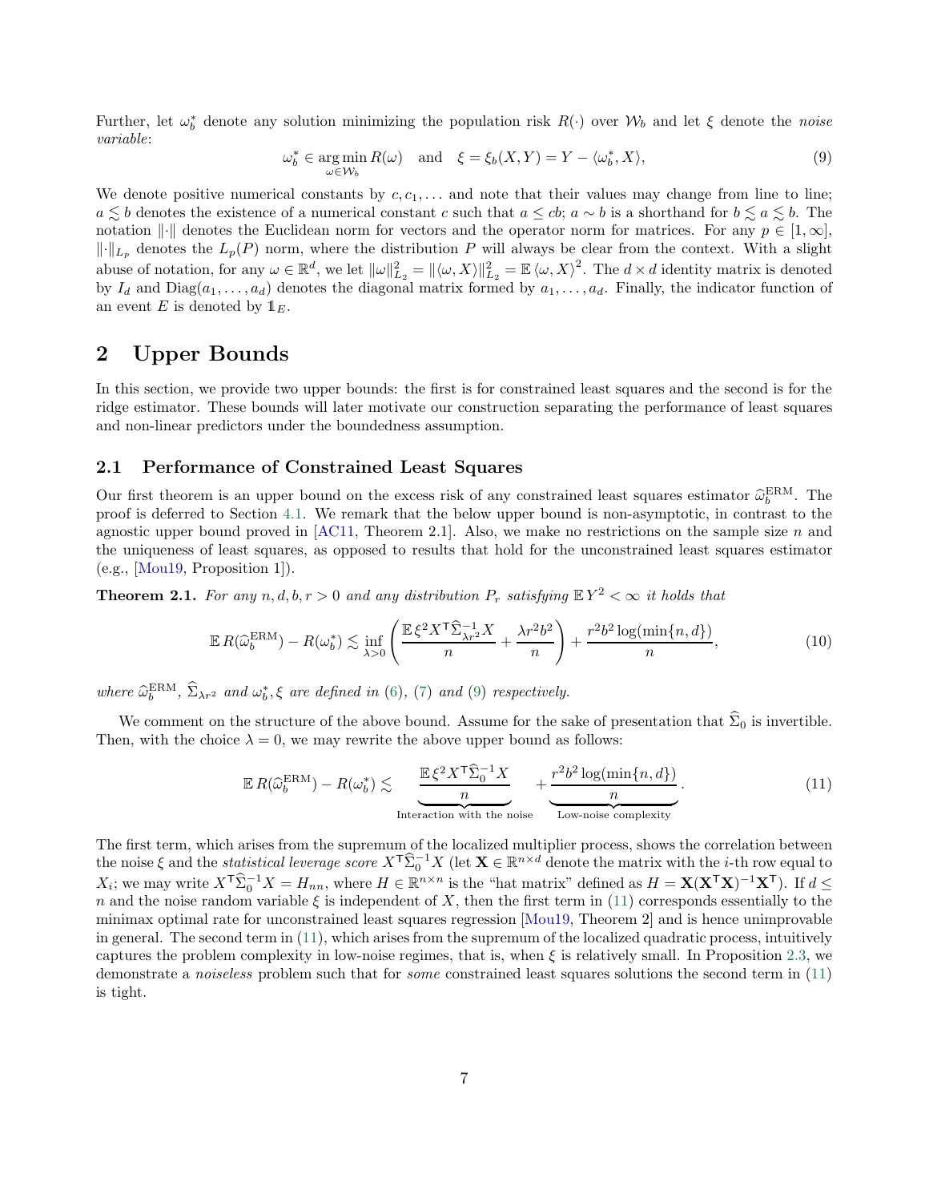Further, let $\omega_b^*$ denote any solution minimizing the population risk $R(\cdot)$ over $\mathcal{W}_b$ and let $\xi$ denote the *noise variable*:

$$\omega_b^* \in \underset{\omega \in \mathcal{W}_b}{\arg\min}\, R(\omega) \quad \text{and} \quad \xi = \xi_b(X, Y) = Y - \langle \omega_b^*, X \rangle, \tag{9}$$

We denote positive numerical constants by $c, c_1, \dots$ and note that their values may change from line to line; $a \lesssim b$ denotes the existence of a numerical constant $c$ such that $a \le cb$; $a \sim b$ is a shorthand for $b \lesssim a \lesssim b$. The notation $\|\cdot\|$ denotes the Euclidean norm for vectors and the operator norm for matrices. For any $p \in [1, \infty]$, $\|\cdot\|_{L_p}$ denotes the $L_p(P)$ norm, where the distribution $P$ will always be clear from the context. With a slight abuse of notation, for any $\omega \in \mathbb{R}^d$, we let $\|\omega\|_{L_2}^2 = \|\langle \omega, X \rangle\|_{L_2}^2 = \mathbb{E}\langle \omega, X \rangle^2$. The $d \times d$ identity matrix is denoted by $I_d$ and $\mathrm{Diag}(a_1, \dots, a_d)$ denotes the diagonal matrix formed by $a_1, \dots, a_d$. Finally, the indicator function of an event $E$ is denoted by $\mathbb{1}_E$.

# 2 Upper Bounds

In this section, we provide two upper bounds: the first is for constrained least squares and the second is for the ridge estimator. These bounds will later motivate our construction separating the performance of least squares and non-linear predictors under the boundedness assumption.

## 2.1 Performance of Constrained Least Squares

Our first theorem is an upper bound on the excess risk of any constrained least squares estimator $\widehat{\omega}_b^{\mathrm{ERM}}$. The proof is deferred to Section 4.1. We remark that the below upper bound is non-asymptotic, in contrast to the agnostic upper bound proved in [AC11, Theorem 2.1]. Also, we make no restrictions on the sample size $n$ and the uniqueness of least squares, as opposed to results that hold for the unconstrained least squares estimator (e.g., [Mou19, Proposition 1]).

**Theorem 2.1.** *For any $n, d, b, r > 0$ and any distribution $P_r$ satisfying $\mathbb{E}\, Y^2 < \infty$ it holds that*

$$\mathbb{E}\, R(\widehat{\omega}_b^{\mathrm{ERM}}) - R(\omega_b^*) \lesssim \inf_{\lambda > 0} \left( \frac{\mathbb{E}\, \xi^2 X^{\mathsf{T}} \widehat{\Sigma}_{\lambda r^2}^{-1} X}{n} + \frac{\lambda r^2 b^2}{n} \right) + \frac{r^2 b^2 \log(\min\{n, d\})}{n}, \tag{10}$$

*where $\widehat{\omega}_b^{\mathrm{ERM}}$, $\widehat{\Sigma}_{\lambda r^2}$ and $\omega_b^*, \xi$ are defined in (6), (7) and (9) respectively.*

We comment on the structure of the above bound. Assume for the sake of presentation that $\widehat{\Sigma}_0$ is invertible. Then, with the choice $\lambda = 0$, we may rewrite the above upper bound as follows:

$$\mathbb{E}\, R(\widehat{\omega}_b^{\mathrm{ERM}}) - R(\omega_b^*) \lesssim \underbrace{\frac{\mathbb{E}\, \xi^2 X^{\mathsf{T}} \widehat{\Sigma}_0^{-1} X}{n}}_{\text{Interaction with the noise}} + \underbrace{\frac{r^2 b^2 \log(\min\{n, d\})}{n}}_{\text{Low-noise complexity}}. \tag{11}$$

The first term, which arises from the supremum of the localized multiplier process, shows the correlation between the noise $\xi$ and the *statistical leverage score* $X^{\mathsf{T}} \widehat{\Sigma}_0^{-1} X$ (let $\mathbf{X} \in \mathbb{R}^{n \times d}$ denote the matrix with the $i$-th row equal to $X_i$; we may write $X^{\mathsf{T}} \widehat{\Sigma}_0^{-1} X = H_{nn}$, where $H \in \mathbb{R}^{n \times n}$ is the "hat matrix" defined as $H = \mathbf{X}(\mathbf{X}^{\mathsf{T}}\mathbf{X})^{-1}\mathbf{X}^{\mathsf{T}}$). If $d \le n$ and the noise random variable $\xi$ is independent of $X$, then the first term in (11) corresponds essentially to the minimax optimal rate for unconstrained least squares regression [Mou19, Theorem 2] and is hence unimprovable in general. The second term in (11), which arises from the supremum of the localized quadratic process, intuitively captures the problem complexity in low-noise regimes, that is, when $\xi$ is relatively small. In Proposition 2.3, we demonstrate a *noiseless* problem such that for *some* constrained least squares solutions the second term in (11) is tight.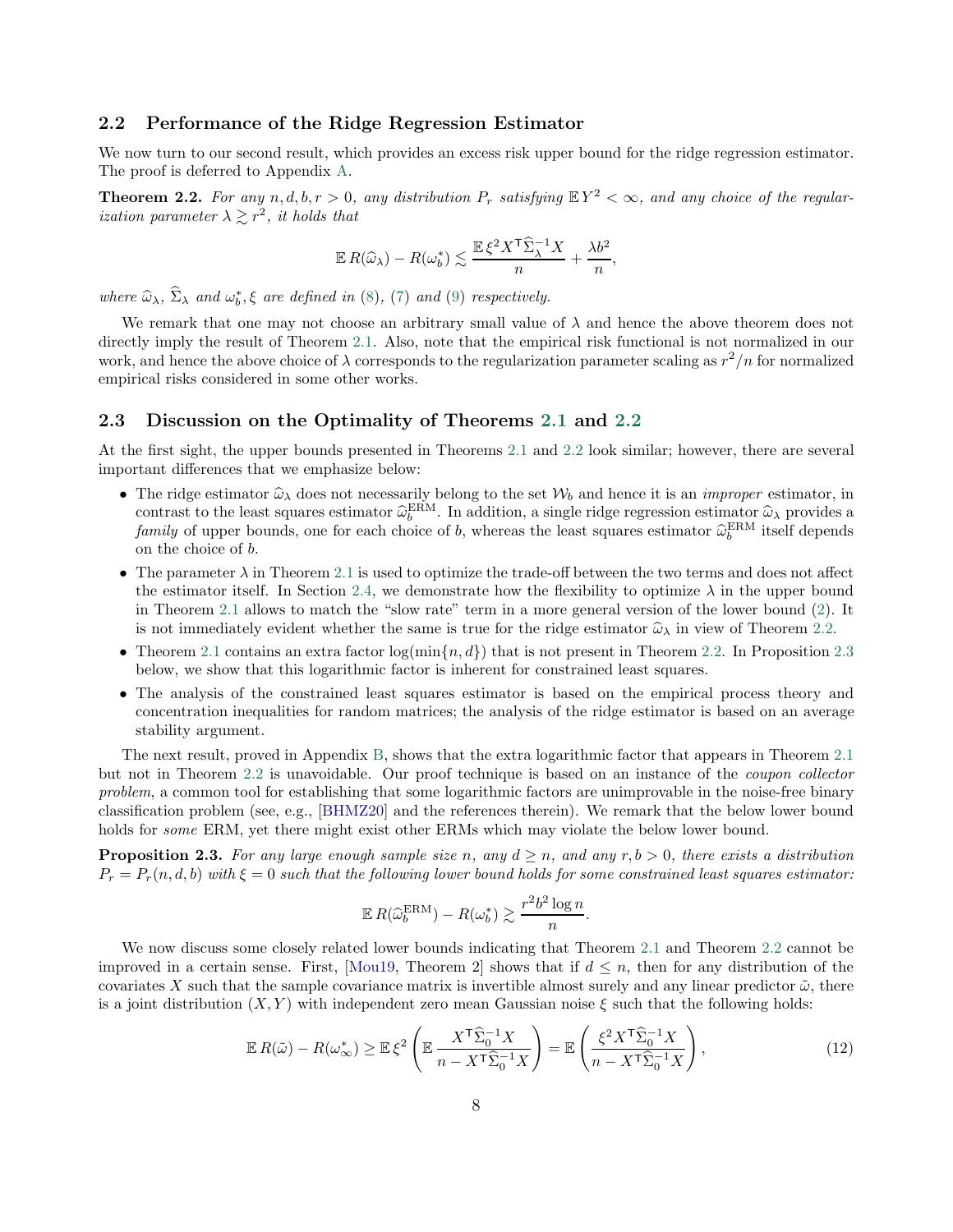## 2.2 Performance of the Ridge Regression Estimator

We now turn to our second result, which provides an excess risk upper bound for the ridge regression estimator. The proof is deferred to Appendix A.

**Theorem 2.2.** *For any $n, d, b, r > 0$, any distribution $P_r$ satisfying $\mathbb{E}\, Y^2 < \infty$, and any choice of the regularization parameter $\lambda \gtrsim r^2$, it holds that*

$$\mathbb{E}\, R(\widehat{\omega}_\lambda) - R(\omega_b^*) \lesssim \frac{\mathbb{E}\, \xi^2 X^\mathsf{T} \widehat{\Sigma}_\lambda^{-1} X}{n} + \frac{\lambda b^2}{n},$$

*where $\widehat{\omega}_\lambda$, $\widehat{\Sigma}_\lambda$ and $\omega_b^*, \xi$ are defined in (8), (7) and (9) respectively.*

We remark that one may not choose an arbitrary small value of $\lambda$ and hence the above theorem does not directly imply the result of Theorem 2.1. Also, note that the empirical risk functional is not normalized in our work, and hence the above choice of $\lambda$ corresponds to the regularization parameter scaling as $r^2/n$ for normalized empirical risks considered in some other works.

## 2.3 Discussion on the Optimality of Theorems 2.1 and 2.2

At the first sight, the upper bounds presented in Theorems 2.1 and 2.2 look similar; however, there are several important differences that we emphasize below:

- The ridge estimator $\widehat{\omega}_\lambda$ does not necessarily belong to the set $\mathcal{W}_b$ and hence it is an *improper* estimator, in contrast to the least squares estimator $\widehat{\omega}_b^{\mathrm{ERM}}$. In addition, a single ridge regression estimator $\widehat{\omega}_\lambda$ provides a *family* of upper bounds, one for each choice of $b$, whereas the least squares estimator $\widehat{\omega}_b^{\mathrm{ERM}}$ itself depends on the choice of $b$.
- The parameter $\lambda$ in Theorem 2.1 is used to optimize the trade-off between the two terms and does not affect the estimator itself. In Section 2.4, we demonstrate how the flexibility to optimize $\lambda$ in the upper bound in Theorem 2.1 allows to match the "slow rate" term in a more general version of the lower bound (2). It is not immediately evident whether the same is true for the ridge estimator $\widehat{\omega}_\lambda$ in view of Theorem 2.2.
- Theorem 2.1 contains an extra factor $\log(\min\{n, d\})$ that is not present in Theorem 2.2. In Proposition 2.3 below, we show that this logarithmic factor is inherent for constrained least squares.
- The analysis of the constrained least squares estimator is based on the empirical process theory and concentration inequalities for random matrices; the analysis of the ridge estimator is based on an average stability argument.

The next result, proved in Appendix B, shows that the extra logarithmic factor that appears in Theorem 2.1 but not in Theorem 2.2 is unavoidable. Our proof technique is based on an instance of the *coupon collector problem*, a common tool for establishing that some logarithmic factors are unimprovable in the noise-free binary classification problem (see, e.g., [BHMZ20] and the references therein). We remark that the below lower bound holds for *some* ERM, yet there might exist other ERMs which may violate the below lower bound.

**Proposition 2.3.** *For any large enough sample size $n$, any $d \geq n$, and any $r, b > 0$, there exists a distribution $P_r = P_r(n, d, b)$ with $\xi = 0$ such that the following lower bound holds for some constrained least squares estimator:*

$$\mathbb{E}\, R(\widehat{\omega}_b^{\mathrm{ERM}}) - R(\omega_b^*) \gtrsim \frac{r^2 b^2 \log n}{n}.$$

We now discuss some closely related lower bounds indicating that Theorem 2.1 and Theorem 2.2 cannot be improved in a certain sense. First, [Mou19, Theorem 2] shows that if $d \leq n$, then for any distribution of the covariates $X$ such that the sample covariance matrix is invertible almost surely and any linear predictor $\tilde{\omega}$, there is a joint distribution $(X, Y)$ with independent zero mean Gaussian noise $\xi$ such that the following holds:

$$\mathbb{E}\, R(\tilde{\omega}) - R(\omega_\infty^*) \geq \mathbb{E}\, \xi^2 \left( \mathbb{E}\, \frac{X^\mathsf{T} \widehat{\Sigma}_0^{-1} X}{n - X^\mathsf{T} \widehat{\Sigma}_0^{-1} X} \right) = \mathbb{E} \left( \frac{\xi^2 X^\mathsf{T} \widehat{\Sigma}_0^{-1} X}{n - X^\mathsf{T} \widehat{\Sigma}_0^{-1} X} \right), \tag{12}$$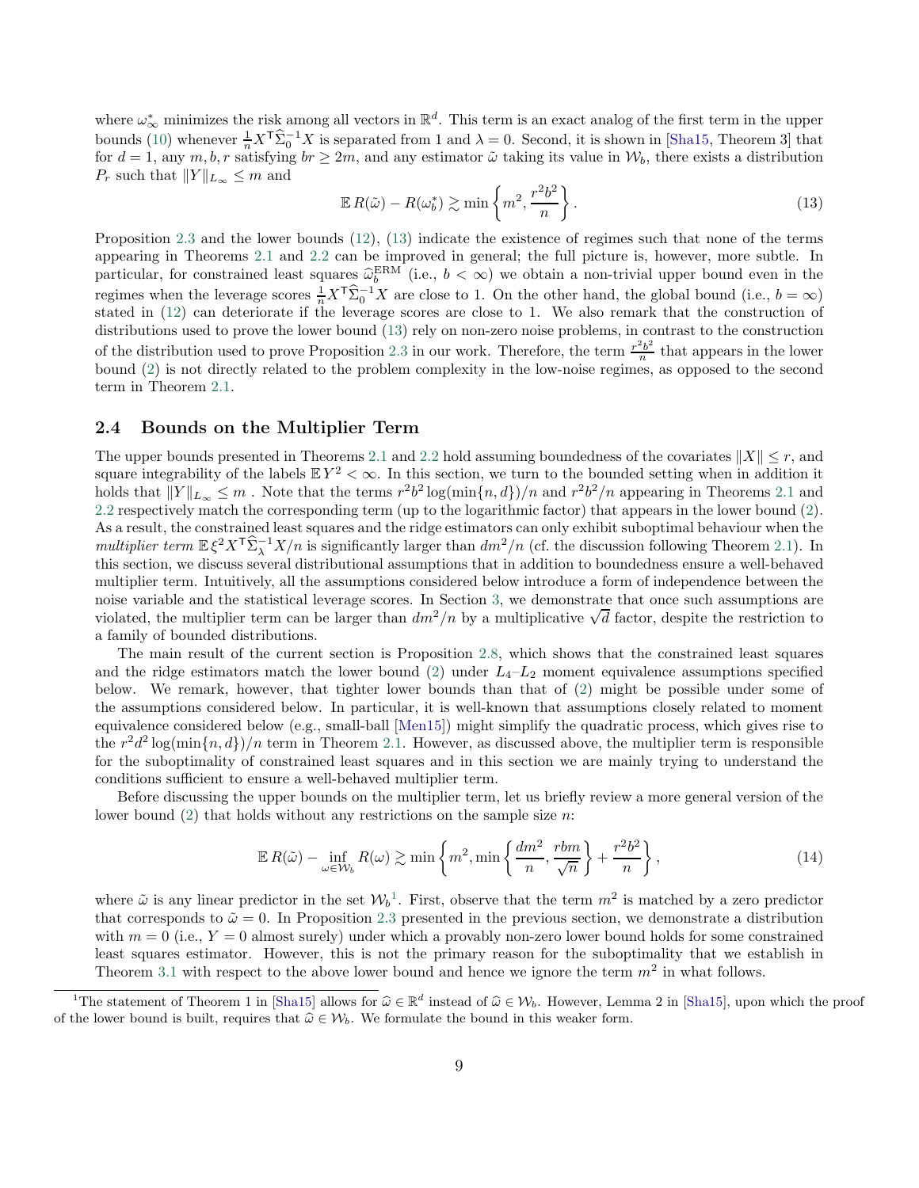where $\omega^*_\infty$ minimizes the risk among all vectors in $\mathbb{R}^d$. This term is an exact analog of the first term in the upper bounds (10) whenever $\frac{1}{n}X^\mathsf{T}\widehat{\Sigma}_0^{-1}X$ is separated from 1 and $\lambda = 0$. Second, it is shown in [Sha15, Theorem 3] that for $d = 1$, any $m, b, r$ satisfying $br \geq 2m$, and any estimator $\tilde{\omega}$ taking its value in $\mathcal{W}_b$, there exists a distribution $P_r$ such that $\|Y\|_{L_\infty} \leq m$ and

$$
\mathbb{E}\, R(\tilde{\omega}) - R(\omega^*_b) \gtrsim \min\left\{m^2, \frac{r^2 b^2}{n}\right\}. \tag{13}
$$

Proposition 2.3 and the lower bounds (12), (13) indicate the existence of regimes such that none of the terms appearing in Theorems 2.1 and 2.2 can be improved in general; the full picture is, however, more subtle. In particular, for constrained least squares $\widehat{\omega}_b^{\mathrm{ERM}}$ (i.e., $b < \infty$) we obtain a non-trivial upper bound even in the regimes when the leverage scores $\frac{1}{n}X^\mathsf{T}\widehat{\Sigma}_0^{-1}X$ are close to 1. On the other hand, the global bound (i.e., $b = \infty$) stated in (12) can deteriorate if the leverage scores are close to 1. We also remark that the construction of distributions used to prove the lower bound (13) rely on non-zero noise problems, in contrast to the construction of the distribution used to prove Proposition 2.3 in our work. Therefore, the term $\frac{r^2b^2}{n}$ that appears in the lower bound (2) is not directly related to the problem complexity in the low-noise regimes, as opposed to the second term in Theorem 2.1.

## 2.4 Bounds on the Multiplier Term

The upper bounds presented in Theorems 2.1 and 2.2 hold assuming boundedness of the covariates $\|X\| \leq r$, and square integrability of the labels $\mathbb{E}\, Y^2 < \infty$. In this section, we turn to the bounded setting when in addition it holds that $\|Y\|_{L_\infty} \leq m$ . Note that the terms $r^2b^2\log(\min\{n, d\})/n$ and $r^2b^2/n$ appearing in Theorems 2.1 and 2.2 respectively match the corresponding term (up to the logarithmic factor) that appears in the lower bound (2). As a result, the constrained least squares and the ridge estimators can only exhibit suboptimal behaviour when the *multiplier term* $\mathbb{E}\,\xi^2 X^\mathsf{T}\widehat{\Sigma}_\lambda^{-1}X/n$ is significantly larger than $dm^2/n$ (cf. the discussion following Theorem 2.1). In this section, we discuss several distributional assumptions that in addition to boundedness ensure a well-behaved multiplier term. Intuitively, all the assumptions considered below introduce a form of independence between the noise variable and the statistical leverage scores. In Section 3, we demonstrate that once such assumptions are violated, the multiplier term can be larger than $dm^2/n$ by a multiplicative $\sqrt{d}$ factor, despite the restriction to a family of bounded distributions.

The main result of the current section is Proposition 2.8, which shows that the constrained least squares and the ridge estimators match the lower bound (2) under $L_4$–$L_2$ moment equivalence assumptions specified below. We remark, however, that tighter lower bounds than that of (2) might be possible under some of the assumptions considered below. In particular, it is well-known that assumptions closely related to moment equivalence considered below (e.g., small-ball [Men15]) might simplify the quadratic process, which gives rise to the $r^2d^2\log(\min\{n, d\})/n$ term in Theorem 2.1. However, as discussed above, the multiplier term is responsible for the suboptimality of constrained least squares and in this section we are mainly trying to understand the conditions sufficient to ensure a well-behaved multiplier term.

Before discussing the upper bounds on the multiplier term, let us briefly review a more general version of the lower bound (2) that holds without any restrictions on the sample size $n$:

$$
\mathbb{E}\, R(\tilde{\omega}) - \inf_{\omega \in \mathcal{W}_b} R(\omega) \gtrsim \min\left\{m^2, \min\left\{\frac{dm^2}{n}, \frac{rbm}{\sqrt{n}}\right\} + \frac{r^2b^2}{n}\right\}, \tag{14}
$$

where $\tilde{\omega}$ is any linear predictor in the set $\mathcal{W}_b$[1]. First, observe that the term $m^2$ is matched by a zero predictor that corresponds to $\tilde{\omega} = 0$. In Proposition 2.3 presented in the previous section, we demonstrate a distribution with $m = 0$ (i.e., $Y = 0$ almost surely) under which a provably non-zero lower bound holds for some constrained least squares estimator. However, this is not the primary reason for the suboptimality that we establish in Theorem 3.1 with respect to the above lower bound and hence we ignore the term $m^2$ in what follows.

[1] The statement of Theorem 1 in [Sha15] allows for $\widehat{\omega} \in \mathbb{R}^d$ instead of $\widehat{\omega} \in \mathcal{W}_b$. However, Lemma 2 in [Sha15], upon which the proof of the lower bound is built, requires that $\widehat{\omega} \in \mathcal{W}_b$. We formulate the bound in this weaker form.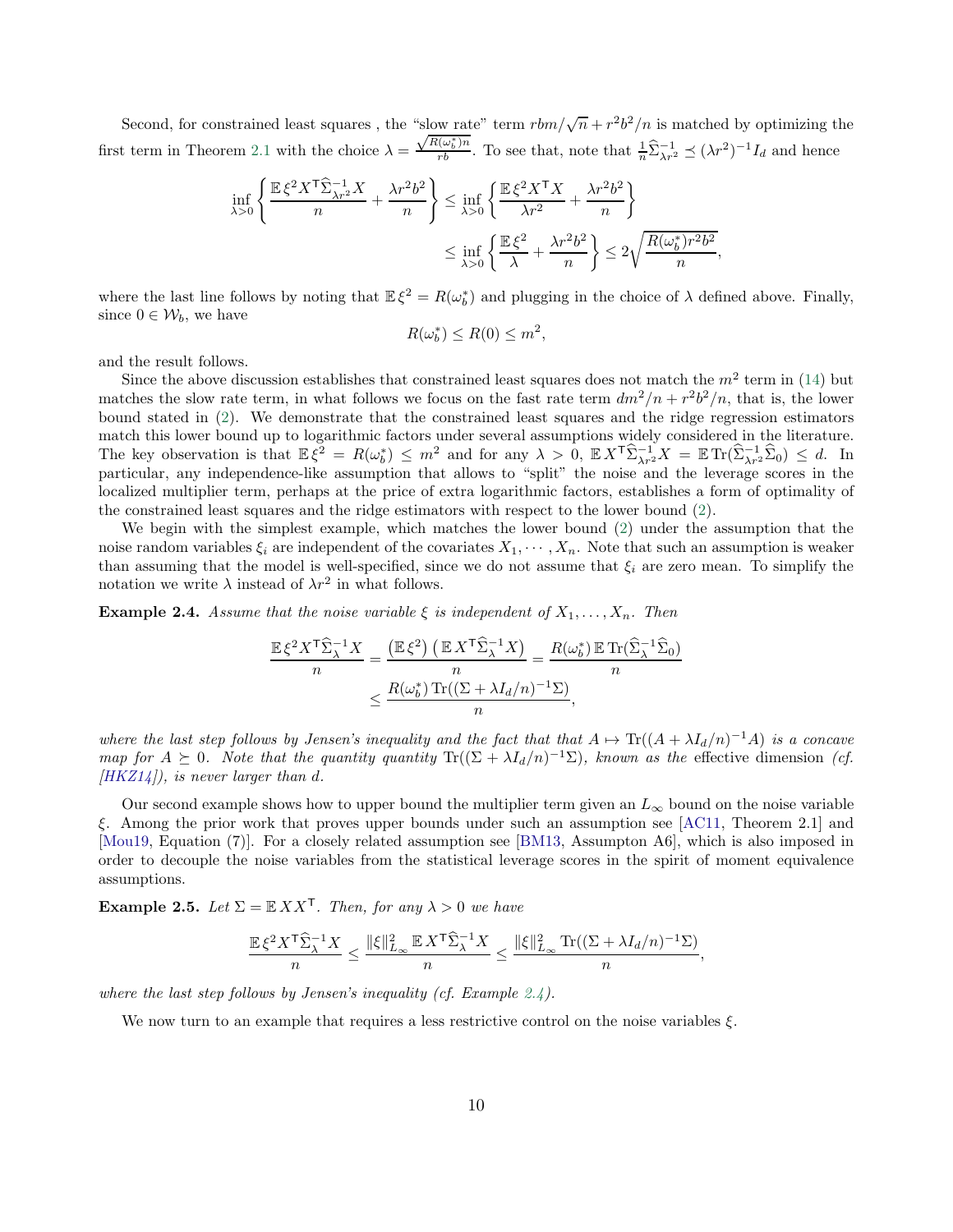Second, for constrained least squares , the "slow rate" term $rbm/\sqrt{n} + r^2b^2/n$ is matched by optimizing the first term in Theorem 2.1 with the choice $\lambda = \frac{\sqrt{R(\omega_b^*)n}}{rb}$. To see that, note that $\frac{1}{n}\widehat{\Sigma}_{\lambda r^2}^{-1} \preceq (\lambda r^2)^{-1} I_d$ and hence

$$
\begin{aligned}
\inf_{\lambda > 0} \left\{ \frac{\mathbb{E}\, \xi^2 X^\mathsf{T} \widehat{\Sigma}_{\lambda r^2}^{-1} X}{n} + \frac{\lambda r^2 b^2}{n} \right\} &\leq \inf_{\lambda > 0} \left\{ \frac{\mathbb{E}\, \xi^2 X^\mathsf{T} X}{\lambda r^2} + \frac{\lambda r^2 b^2}{n} \right\} \\
&\leq \inf_{\lambda > 0} \left\{ \frac{\mathbb{E}\, \xi^2}{\lambda} + \frac{\lambda r^2 b^2}{n} \right\} \leq 2\sqrt{\frac{R(\omega_b^*) r^2 b^2}{n}},
\end{aligned}
$$

where the last line follows by noting that $\mathbb{E}\, \xi^2 = R(\omega_b^*)$ and plugging in the choice of $\lambda$ defined above. Finally, since $0 \in \mathcal{W}_b$, we have

$$
R(\omega_b^*) \leq R(0) \leq m^2,
$$

and the result follows.

Since the above discussion establishes that constrained least squares does not match the $m^2$ term in (14) but matches the slow rate term, in what follows we focus on the fast rate term $dm^2/n + r^2b^2/n$, that is, the lower bound stated in (2). We demonstrate that the constrained least squares and the ridge regression estimators match this lower bound up to logarithmic factors under several assumptions widely considered in the literature. The key observation is that $\mathbb{E}\, \xi^2 = R(\omega_b^*) \leq m^2$ and for any $\lambda > 0$, $\mathbb{E}\, X^\mathsf{T} \widehat{\Sigma}_{\lambda r^2}^{-1} X = \mathbb{E} \operatorname{Tr}(\widehat{\Sigma}_{\lambda r^2}^{-1} \widehat{\Sigma}_0) \leq d$. In particular, any independence-like assumption that allows to "split" the noise and the leverage scores in the localized multiplier term, perhaps at the price of extra logarithmic factors, establishes a form of optimality of the constrained least squares and the ridge estimators with respect to the lower bound (2).

We begin with the simplest example, which matches the lower bound (2) under the assumption that the noise random variables $\xi_i$ are independent of the covariates $X_1, \cdots, X_n$. Note that such an assumption is weaker than assuming that the model is well-specified, since we do not assume that $\xi_i$ are zero mean. To simplify the notation we write $\lambda$ instead of $\lambda r^2$ in what follows.

**Example 2.4.** *Assume that the noise variable $\xi$ is independent of $X_1, \ldots, X_n$. Then*

$$
\begin{aligned}
\frac{\mathbb{E}\, \xi^2 X^\mathsf{T} \widehat{\Sigma}_\lambda^{-1} X}{n} &= \frac{\left(\mathbb{E}\, \xi^2\right)\left(\mathbb{E}\, X^\mathsf{T} \widehat{\Sigma}_\lambda^{-1} X\right)}{n} = \frac{R(\omega_b^*)\, \mathbb{E} \operatorname{Tr}(\widehat{\Sigma}_\lambda^{-1} \widehat{\Sigma}_0)}{n} \\
&\leq \frac{R(\omega_b^*) \operatorname{Tr}((\Sigma + \lambda I_d/n)^{-1} \Sigma)}{n},
\end{aligned}
$$

*where the last step follows by Jensen's inequality and the fact that that $A \mapsto \operatorname{Tr}((A + \lambda I_d/n)^{-1} A)$ is a concave map for $A \succeq 0$. Note that the quantity quantity $\operatorname{Tr}((\Sigma + \lambda I_d/n)^{-1} \Sigma)$, known as the* effective dimension *(cf. [HKZ14]), is never larger than $d$.*

Our second example shows how to upper bound the multiplier term given an $L_\infty$ bound on the noise variable $\xi$. Among the prior work that proves upper bounds under such an assumption see [AC11, Theorem 2.1] and [Mou19, Equation (7)]. For a closely related assumption see [BM13, Assumpton A6], which is also imposed in order to decouple the noise variables from the statistical leverage scores in the spirit of moment equivalence assumptions.

**Example 2.5.** *Let $\Sigma = \mathbb{E}\, X X^\mathsf{T}$. Then, for any $\lambda > 0$ we have*

$$
\frac{\mathbb{E}\, \xi^2 X^\mathsf{T} \widehat{\Sigma}_\lambda^{-1} X}{n} \leq \frac{\|\xi\|_{L_\infty}^2\, \mathbb{E}\, X^\mathsf{T} \widehat{\Sigma}_\lambda^{-1} X}{n} \leq \frac{\|\xi\|_{L_\infty}^2 \operatorname{Tr}((\Sigma + \lambda I_d/n)^{-1} \Sigma)}{n},
$$

*where the last step follows by Jensen's inequality (cf. Example 2.4).*

We now turn to an example that requires a less restrictive control on the noise variables $\xi$.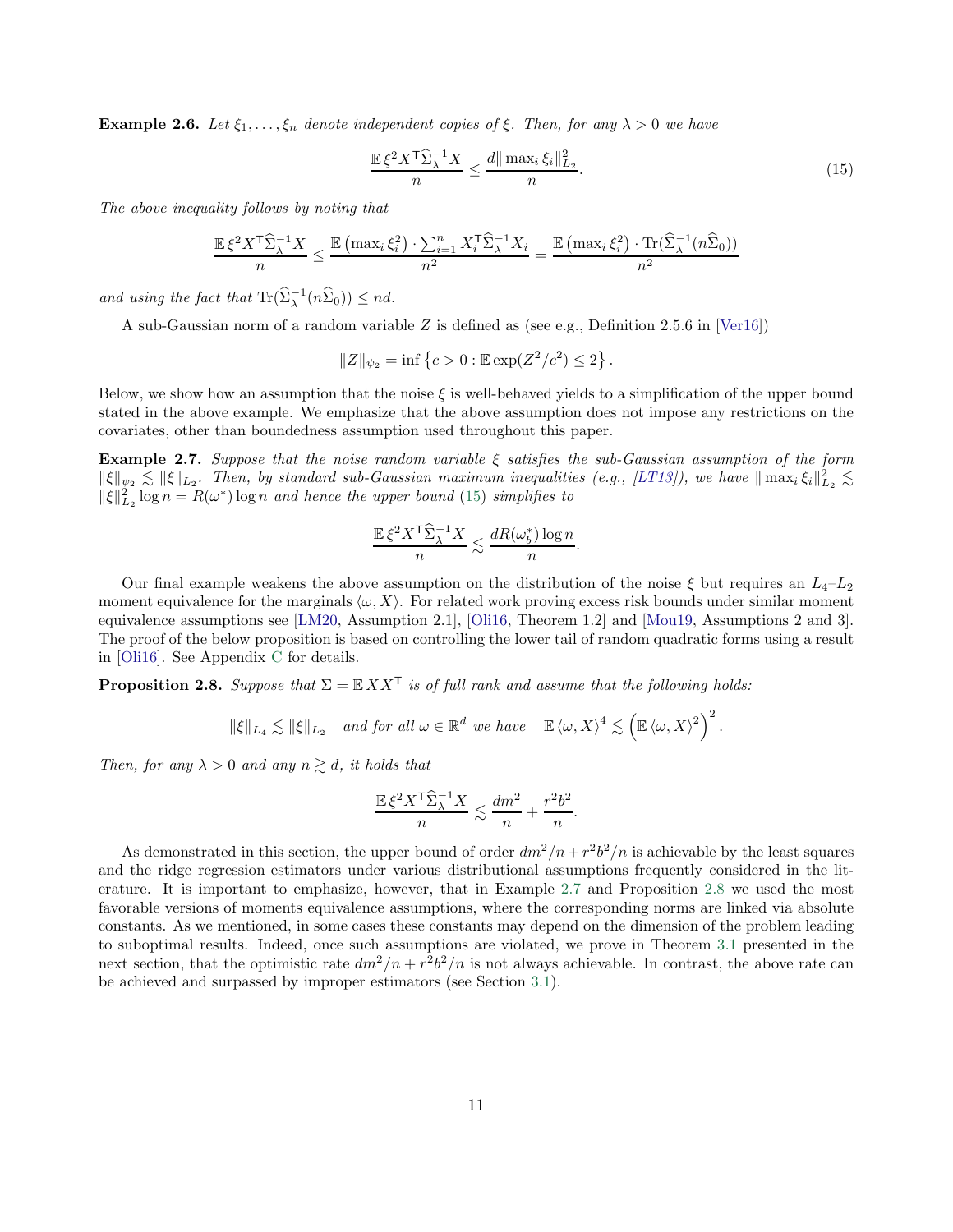**Example 2.6.** *Let $\xi_1, \ldots, \xi_n$ denote independent copies of $\xi$. Then, for any $\lambda > 0$ we have*

$$\frac{\mathbb{E}\,\xi^2 X^\mathsf{T} \widehat{\Sigma}_\lambda^{-1} X}{n} \leq \frac{d \|\max_i \xi_i\|_{L_2}^2}{n}. \tag{15}$$

*The above inequality follows by noting that*

$$\frac{\mathbb{E}\,\xi^2 X^\mathsf{T} \widehat{\Sigma}_\lambda^{-1} X}{n} \leq \frac{\mathbb{E}\left(\max_i \xi_i^2\right) \cdot \sum_{i=1}^n X_i^\mathsf{T} \widehat{\Sigma}_\lambda^{-1} X_i}{n^2} = \frac{\mathbb{E}\left(\max_i \xi_i^2\right) \cdot \mathrm{Tr}(\widehat{\Sigma}_\lambda^{-1}(n\widehat{\Sigma}_0))}{n^2}$$

*and using the fact that $\mathrm{Tr}(\widehat{\Sigma}_\lambda^{-1}(n\widehat{\Sigma}_0)) \leq nd$.*

A sub-Gaussian norm of a random variable $Z$ is defined as (see e.g., Definition 2.5.6 in [Ver16])

$$\|Z\|_{\psi_2} = \inf\left\{c > 0 : \mathbb{E}\exp(Z^2/c^2) \leq 2\right\}.$$

Below, we show how an assumption that the noise $\xi$ is well-behaved yields to a simplification of the upper bound stated in the above example. We emphasize that the above assumption does not impose any restrictions on the covariates, other than boundedness assumption used throughout this paper.

**Example 2.7.** *Suppose that the noise random variable $\xi$ satisfies the sub-Gaussian assumption of the form $\|\xi\|_{\psi_2} \lesssim \|\xi\|_{L_2}$. Then, by standard sub-Gaussian maximum inequalities (e.g., [LT13]), we have $\|\max_i \xi_i\|_{L_2}^2 \lesssim \|\xi\|_{L_2}^2 \log n = R(\omega^*) \log n$ and hence the upper bound (15) simplifies to*

$$\frac{\mathbb{E}\,\xi^2 X^\mathsf{T} \widehat{\Sigma}_\lambda^{-1} X}{n} \lesssim \frac{d R(\omega_b^*) \log n}{n}.$$

Our final example weakens the above assumption on the distribution of the noise $\xi$ but requires an $L_4$–$L_2$ moment equivalence for the marginals $\langle \omega, X \rangle$. For related work proving excess risk bounds under similar moment equivalence assumptions see [LM20, Assumption 2.1], [Oli16, Theorem 1.2] and [Mou19, Assumptions 2 and 3]. The proof of the below proposition is based on controlling the lower tail of random quadratic forms using a result in [Oli16]. See Appendix C for details.

**Proposition 2.8.** *Suppose that $\Sigma = \mathbb{E}\,XX^\mathsf{T}$ is of full rank and assume that the following holds:*

$$\|\xi\|_{L_4} \lesssim \|\xi\|_{L_2} \quad \text{and for all } \omega \in \mathbb{R}^d \text{ we have} \quad \mathbb{E}\,\langle \omega, X \rangle^4 \lesssim \left(\mathbb{E}\,\langle \omega, X \rangle^2\right)^2.$$

*Then, for any $\lambda > 0$ and any $n \gtrsim d$, it holds that*

$$\frac{\mathbb{E}\,\xi^2 X^\mathsf{T} \widehat{\Sigma}_\lambda^{-1} X}{n} \lesssim \frac{dm^2}{n} + \frac{r^2 b^2}{n}.$$

As demonstrated in this section, the upper bound of order $dm^2/n + r^2b^2/n$ is achievable by the least squares and the ridge regression estimators under various distributional assumptions frequently considered in the literature. It is important to emphasize, however, that in Example 2.7 and Proposition 2.8 we used the most favorable versions of moments equivalence assumptions, where the corresponding norms are linked via absolute constants. As we mentioned, in some cases these constants may depend on the dimension of the problem leading to suboptimal results. Indeed, once such assumptions are violated, we prove in Theorem 3.1 presented in the next section, that the optimistic rate $dm^2/n + r^2b^2/n$ is not always achievable. In contrast, the above rate can be achieved and surpassed by improper estimators (see Section 3.1).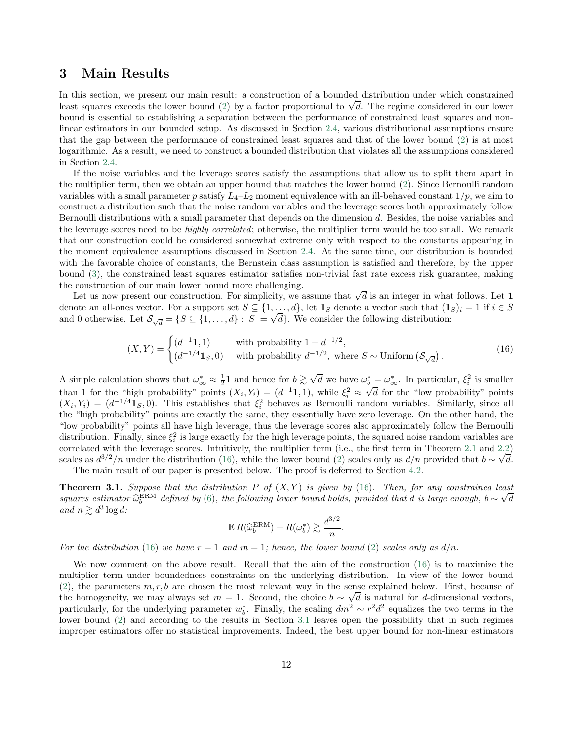## 3 Main Results

In this section, we present our main result: a construction of a bounded distribution under which constrained least squares exceeds the lower bound (2) by a factor proportional to $\sqrt{d}$. The regime considered in our lower bound is essential to establishing a separation between the performance of constrained least squares and non-linear estimators in our bounded setup. As discussed in Section 2.4, various distributional assumptions ensure that the gap between the performance of constrained least squares and that of the lower bound (2) is at most logarithmic. As a result, we need to construct a bounded distribution that violates all the assumptions considered in Section 2.4.

If the noise variables and the leverage scores satisfy the assumptions that allow us to split them apart in the multiplier term, then we obtain an upper bound that matches the lower bound (2). Since Bernoulli random variables with a small parameter $p$ satisfy $L_4$–$L_2$ moment equivalence with an ill-behaved constant $1/p$, we aim to construct a distribution such that the noise random variables and the leverage scores both approximately follow Bernoulli distributions with a small parameter that depends on the dimension $d$. Besides, the noise variables and the leverage scores need to be *highly correlated*; otherwise, the multiplier term would be too small. We remark that our construction could be considered somewhat extreme only with respect to the constants appearing in the moment equivalence assumptions discussed in Section 2.4. At the same time, our distribution is bounded with the favorable choice of constants, the Bernstein class assumption is satisfied and therefore, by the upper bound (3), the constrained least squares estimator satisfies non-trivial fast rate excess risk guarantee, making the construction of our main lower bound more challenging.

Let us now present our construction. For simplicity, we assume that $\sqrt{d}$ is an integer in what follows. Let $\mathbf{1}$ denote an all-ones vector. For a support set $S \subseteq \{1, \ldots, d\}$, let $\mathbf{1}_S$ denote a vector such that $(\mathbf{1}_S)_i = 1$ if $i \in S$ and 0 otherwise. Let $\mathcal{S}_{\sqrt{d}} = \{S \subseteq \{1, \ldots, d\} : |S| = \sqrt{d}\}$. We consider the following distribution:

$$
(X, Y) = \begin{cases} (d^{-1}\mathbf{1}, 1) & \text{with probability } 1 - d^{-1/2}, \\ (d^{-1/4}\mathbf{1}_S, 0) & \text{with probability } d^{-1/2}, \text{ where } S \sim \text{Uniform}\left(\mathcal{S}_{\sqrt{d}}\right). \end{cases} \tag{16}
$$

A simple calculation shows that $\omega^*_\infty \approx \frac{1}{2}\mathbf{1}$ and hence for $b \gtrsim \sqrt{d}$ we have $\omega^*_b = \omega^*_\infty$. In particular, $\xi_i^2$ is smaller than 1 for the "high probability" points $(X_i, Y_i) = (d^{-1}\mathbf{1}, 1)$, while $\xi_i^2 \approx \sqrt{d}$ for the "low probability" points $(X_i, Y_i) = (d^{-1/4}\mathbf{1}_S, 0)$. This establishes that $\xi_i^2$ behaves as Bernoulli random variables. Similarly, since all the "high probability" points are exactly the same, they essentially have zero leverage. On the other hand, the "low probability" points all have high leverage, thus the leverage scores also approximately follow the Bernoulli distribution. Finally, since $\xi_i^2$ is large exactly for the high leverage points, the squared noise random variables are correlated with the leverage scores. Intuitively, the multiplier term (i.e., the first term in Theorem 2.1 and 2.2) scales as $d^{3/2}/n$ under the distribution (16), while the lower bound (2) scales only as $d/n$ provided that $b \sim \sqrt{d}$.

The main result of our paper is presented below. The proof is deferred to Section 4.2.

**Theorem 3.1.** *Suppose that the distribution $P$ of $(X, Y)$ is given by (16). Then, for any constrained least squares estimator $\widehat{\omega}^{\mathrm{ERM}}_b$ defined by (6), the following lower bound holds, provided that $d$ is large enough, $b \sim \sqrt{d}$ and $n \gtrsim d^3 \log d$:*

$$
\mathbb{E}\, R(\widehat{\omega}^{\mathrm{ERM}}_b) - R(\omega^*_b) \gtrsim \frac{d^{3/2}}{n}.
$$

*For the distribution (16) we have $r = 1$ and $m = 1$; hence, the lower bound (2) scales only as $d/n$.*

We now comment on the above result. Recall that the aim of the construction (16) is to maximize the multiplier term under boundedness constraints on the underlying distribution. In view of the lower bound (2), the parameters $m, r, b$ are chosen the most relevant way in the sense explained below. First, because of the homogeneity, we may always set $m = 1$. Second, the choice $b \sim \sqrt{d}$ is natural for $d$-dimensional vectors, particularly, for the underlying parameter $w^*_b$. Finally, the scaling $dm^2 \sim r^2 d^2$ equalizes the two terms in the lower bound (2) and according to the results in Section 3.1 leaves open the possibility that in such regimes improper estimators offer no statistical improvements. Indeed, the best upper bound for non-linear estimators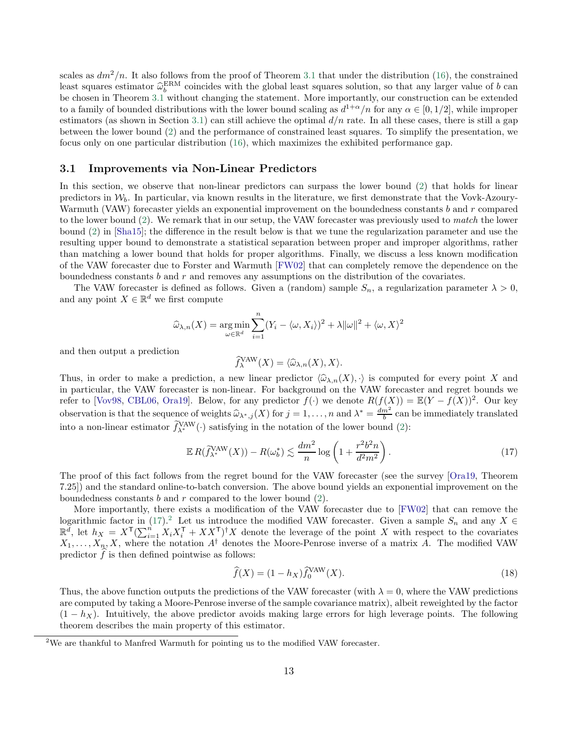scales as $dm^2/n$. It also follows from the proof of Theorem 3.1 that under the distribution (16), the constrained least squares estimator $\widehat{\omega}_b^{\mathrm{ERM}}$ coincides with the global least squares solution, so that any larger value of $b$ can be chosen in Theorem 3.1 without changing the statement. More importantly, our construction can be extended to a family of bounded distributions with the lower bound scaling as $d^{1+\alpha}/n$ for any $\alpha \in [0, 1/2]$, while improper estimators (as shown in Section 3.1) can still achieve the optimal $d/n$ rate. In all these cases, there is still a gap between the lower bound (2) and the performance of constrained least squares. To simplify the presentation, we focus only on one particular distribution (16), which maximizes the exhibited performance gap.

### 3.1 Improvements via Non-Linear Predictors

In this section, we observe that non-linear predictors can surpass the lower bound (2) that holds for linear predictors in $\mathcal{W}_b$. In particular, via known results in the literature, we first demonstrate that the Vovk-Azoury-Warmuth (VAW) forecaster yields an exponential improvement on the boundedness constants $b$ and $r$ compared to the lower bound (2). We remark that in our setup, the VAW forecaster was previously used to *match* the lower bound (2) in [Sha15]; the difference in the result below is that we tune the regularization parameter and use the resulting upper bound to demonstrate a statistical separation between proper and improper algorithms, rather than matching a lower bound that holds for proper algorithms. Finally, we discuss a less known modification of the VAW forecaster due to Forster and Warmuth [FW02] that can completely remove the dependence on the boundedness constants $b$ and $r$ and removes any assumptions on the distribution of the covariates.

The VAW forecaster is defined as follows. Given a (random) sample $S_n$, a regularization parameter $\lambda > 0$, and any point $X \in \mathbb{R}^d$ we first compute

$$\widehat{\omega}_{\lambda,n}(X) = \operatorname*{arg\,min}_{\omega \in \mathbb{R}^d} \sum_{i=1}^{n} (Y_i - \langle \omega, X_i \rangle)^2 + \lambda \|\omega\|^2 + \langle \omega, X \rangle^2$$

and then output a prediction

$$\widehat{f}_{\lambda}^{\mathrm{VAW}}(X) = \langle \widehat{\omega}_{\lambda,n}(X), X \rangle.$$

Thus, in order to make a prediction, a new linear predictor $\langle \widehat{\omega}_{\lambda,n}(X), \cdot \rangle$ is computed for every point $X$ and in particular, the VAW forecaster is non-linear. For background on the VAW forecaster and regret bounds we refer to [Vov98, CBL06, Ora19]. Below, for any predictor $f(\cdot)$ we denote $R(f(X)) = \mathbb{E}(Y - f(X))^2$. Our key observation is that the sequence of weights $\widehat{\omega}_{\lambda^*,j}(X)$ for $j = 1, \ldots, n$ and $\lambda^* = \frac{dm^2}{b}$ can be immediately translated into a non-linear estimator $\widetilde{f}_{\lambda^*}^{\mathrm{VAW}}(\cdot)$ satisfying in the notation of the lower bound (2):

$$\mathbb{E}\, R(\widetilde{f}_{\lambda^*}^{\mathrm{VAW}}(X)) - R(\omega_b^*) \lesssim \frac{dm^2}{n} \log\left(1 + \frac{r^2 b^2 n}{d^2 m^2}\right). \tag{17}$$

The proof of this fact follows from the regret bound for the VAW forecaster (see the survey [Ora19, Theorem 7.25]) and the standard online-to-batch conversion. The above bound yields an exponential improvement on the boundedness constants $b$ and $r$ compared to the lower bound (2).

More importantly, there exists a modification of the VAW forecaster due to [FW02] that can remove the logarithmic factor in (17).[2] Let us introduce the modified VAW forecaster. Given a sample $S_n$ and any $X \in \mathbb{R}^d$, let $h_X = X^{\mathsf{T}}(\sum_{i=1}^{n} X_i X_i^{\mathsf{T}} + XX^{\mathsf{T}})^{\dagger} X$ denote the leverage of the point $X$ with respect to the covariates $X_1, \ldots, X_n, X$, where the notation $A^{\dagger}$ denotes the Moore-Penrose inverse of a matrix $A$. The modified VAW predictor $\widehat{f}$ is then defined pointwise as follows:

$$\widehat{f}(X) = (1 - h_X)\widehat{f}_0^{\mathrm{VAW}}(X). \tag{18}$$

Thus, the above function outputs the predictions of the VAW forecaster (with $\lambda = 0$, where the VAW predictions are computed by taking a Moore-Penrose inverse of the sample covariance matrix), albeit reweighted by the factor $(1 - h_X)$. Intuitively, the above predictor avoids making large errors for high leverage points. The following theorem describes the main property of this estimator.

[2] We are thankful to Manfred Warmuth for pointing us to the modified VAW forecaster.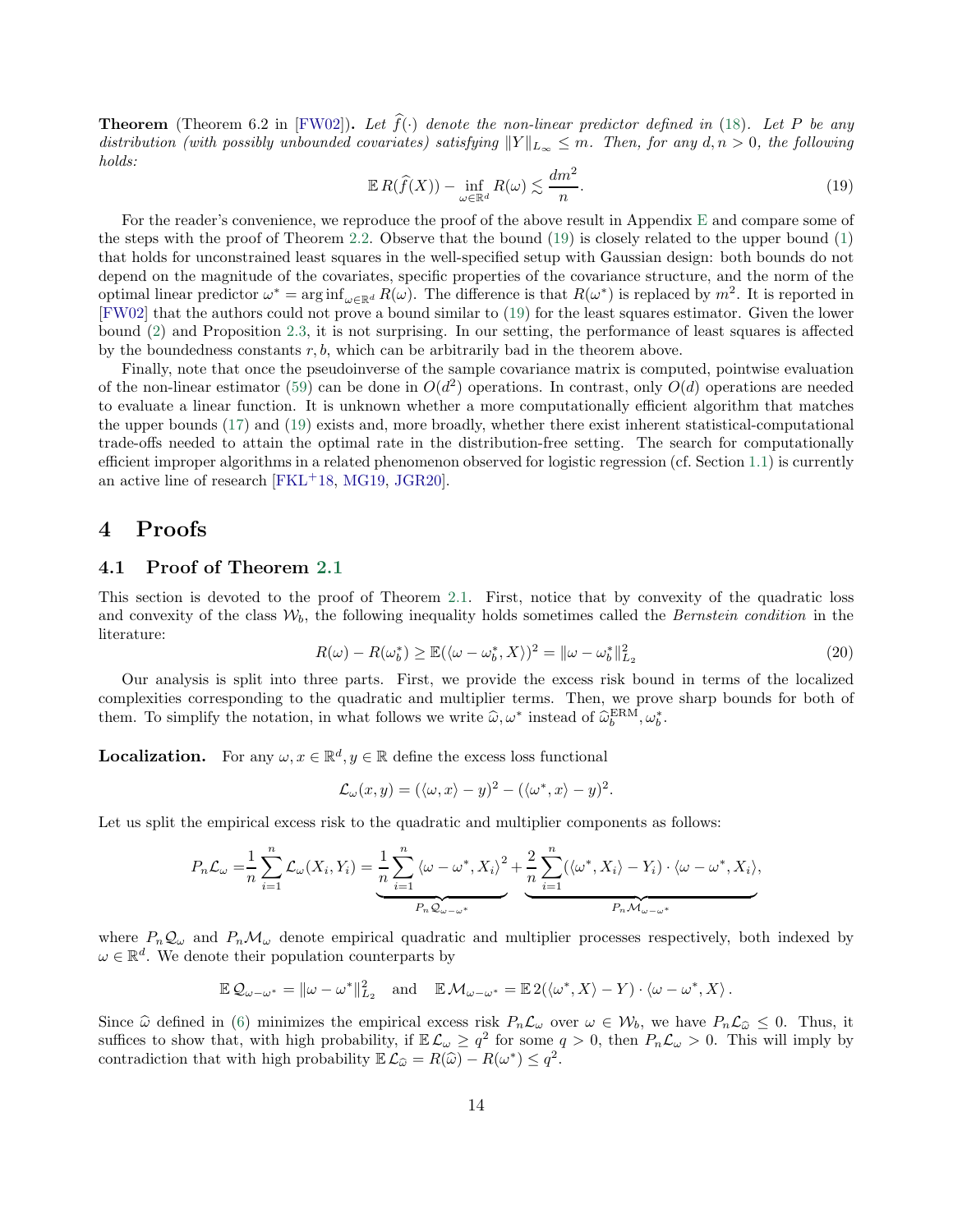**Theorem** (Theorem 6.2 in [FW02]). *Let $\widehat{f}(\cdot)$ denote the non-linear predictor defined in (18). Let $P$ be any distribution (with possibly unbounded covariates) satisfying $\|Y\|_{L_\infty} \le m$. Then, for any $d, n > 0$, the following holds:*

$$\mathbb{E}\, R(\widehat{f}(X)) - \inf_{\omega \in \mathbb{R}^d} R(\omega) \lesssim \frac{dm^2}{n}. \tag{19}$$

For the reader's convenience, we reproduce the proof of the above result in Appendix E and compare some of the steps with the proof of Theorem 2.2. Observe that the bound (19) is closely related to the upper bound (1) that holds for unconstrained least squares in the well-specified setup with Gaussian design: both bounds do not depend on the magnitude of the covariates, specific properties of the covariance structure, and the norm of the optimal linear predictor $\omega^* = \arg\inf_{\omega\in\mathbb{R}^d} R(\omega)$. The difference is that $R(\omega^*)$ is replaced by $m^2$. It is reported in [FW02] that the authors could not prove a bound similar to (19) for the least squares estimator. Given the lower bound (2) and Proposition 2.3, it is not surprising. In our setting, the performance of least squares is affected by the boundedness constants $r, b$, which can be arbitrarily bad in the theorem above.

Finally, note that once the pseudoinverse of the sample covariance matrix is computed, pointwise evaluation of the non-linear estimator (59) can be done in $O(d^2)$ operations. In contrast, only $O(d)$ operations are needed to evaluate a linear function. It is unknown whether a more computationally efficient algorithm that matches the upper bounds (17) and (19) exists and, more broadly, whether there exist inherent statistical-computational trade-offs needed to attain the optimal rate in the distribution-free setting. The search for computationally efficient improper algorithms in a related phenomenon observed for logistic regression (cf. Section 1.1) is currently an active line of research [FKL+18, MG19, JGR20].

# 4 Proofs

## 4.1 Proof of Theorem 2.1

This section is devoted to the proof of Theorem 2.1. First, notice that by convexity of the quadratic loss and convexity of the class $\mathcal{W}_b$, the following inequality holds sometimes called the *Bernstein condition* in the literature:

$$R(\omega) - R(\omega_b^*) \ge \mathbb{E}(\langle \omega - \omega_b^*, X\rangle)^2 = \|\omega - \omega_b^*\|_{L_2}^2 \tag{20}$$

Our analysis is split into three parts. First, we provide the excess risk bound in terms of the localized complexities corresponding to the quadratic and multiplier terms. Then, we prove sharp bounds for both of them. To simplify the notation, in what follows we write $\widehat{\omega}, \omega^*$ instead of $\widehat{\omega}_b^{\mathrm{ERM}}, \omega_b^*$.

**Localization.** For any $\omega, x \in \mathbb{R}^d, y \in \mathbb{R}$ define the excess loss functional

$$\mathcal{L}_\omega(x, y) = (\langle \omega, x\rangle - y)^2 - (\langle \omega^*, x\rangle - y)^2.$$

Let us split the empirical excess risk to the quadratic and multiplier components as follows:

$$P_n\mathcal{L}_\omega = \frac{1}{n}\sum_{i=1}^n \mathcal{L}_\omega(X_i, Y_i) = \underbrace{\frac{1}{n}\sum_{i=1}^n \langle \omega - \omega^*, X_i\rangle^2}_{P_n\mathcal{Q}_{\omega-\omega^*}} + \underbrace{\frac{2}{n}\sum_{i=1}^n (\langle \omega^*, X_i\rangle - Y_i)\cdot\langle \omega - \omega^*, X_i\rangle}_{P_n\mathcal{M}_{\omega-\omega^*}},$$

where $P_n\mathcal{Q}_\omega$ and $P_n\mathcal{M}_\omega$ denote empirical quadratic and multiplier processes respectively, both indexed by $\omega \in \mathbb{R}^d$. We denote their population counterparts by

$$\mathbb{E}\,\mathcal{Q}_{\omega-\omega^*} = \|\omega - \omega^*\|_{L_2}^2 \quad \text{and} \quad \mathbb{E}\,\mathcal{M}_{\omega-\omega^*} = \mathbb{E}\,2(\langle \omega^*, X\rangle - Y)\cdot\langle \omega - \omega^*, X\rangle.$$

Since $\widehat{\omega}$ defined in (6) minimizes the empirical excess risk $P_n\mathcal{L}_\omega$ over $\omega \in \mathcal{W}_b$, we have $P_n\mathcal{L}_{\widehat{\omega}} \le 0$. Thus, it suffices to show that, with high probability, if $\mathbb{E}\,\mathcal{L}_\omega \ge q^2$ for some $q > 0$, then $P_n\mathcal{L}_\omega > 0$. This will imply by contradiction that with high probability $\mathbb{E}\,\mathcal{L}_{\widehat{\omega}} = R(\widehat{\omega}) - R(\omega^*) \le q^2$.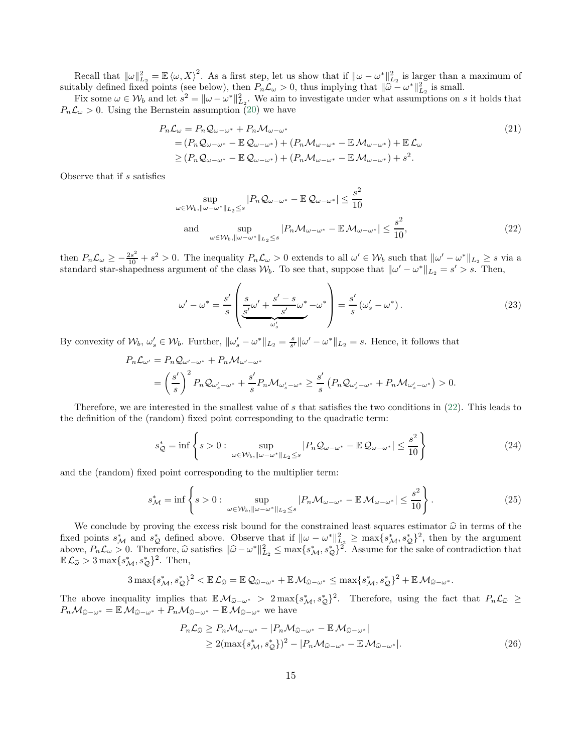Recall that $\|\omega\|_{L_2}^2 = \mathbb{E}\langle \omega, X\rangle^2$. As a first step, let us show that if $\|\omega - \omega^*\|_{L_2}^2$ is larger than a maximum of suitably defined fixed points (see below), then $P_n\mathcal{L}_\omega > 0$, thus implying that $\|\widehat{\omega} - \omega^*\|_{L_2}^2$ is small.

Fix some $\omega \in \mathcal{W}_b$ and let $s^2 = \|\omega - \omega^*\|_{L_2}^2$. We aim to investigate under what assumptions on $s$ it holds that $P_n\mathcal{L}_\omega > 0$. Using the Bernstein assumption (20) we have

$$
\begin{aligned}
P_n\mathcal{L}_\omega &= P_n\mathcal{Q}_{\omega-\omega^*} + P_n\mathcal{M}_{\omega-\omega^*} \\
&= (P_n\mathcal{Q}_{\omega-\omega^*} - \mathbb{E}\,\mathcal{Q}_{\omega-\omega^*}) + (P_n\mathcal{M}_{\omega-\omega^*} - \mathbb{E}\,\mathcal{M}_{\omega-\omega^*}) + \mathbb{E}\,\mathcal{L}_\omega \\
&\geq (P_n\mathcal{Q}_{\omega-\omega^*} - \mathbb{E}\,\mathcal{Q}_{\omega-\omega^*}) + (P_n\mathcal{M}_{\omega-\omega^*} - \mathbb{E}\,\mathcal{M}_{\omega-\omega^*}) + s^2.
\end{aligned} \tag{21}
$$

Observe that if $s$ satisfies

$$
\begin{aligned}
&\sup_{\omega \in \mathcal{W}_b, \|\omega-\omega^*\|_{L_2} \leq s} |P_n\mathcal{Q}_{\omega-\omega^*} - \mathbb{E}\,\mathcal{Q}_{\omega-\omega^*}| \leq \frac{s^2}{10} \\
\text{and} \quad &\sup_{\omega \in \mathcal{W}_b, \|\omega-\omega^*\|_{L_2} \leq s} |P_n\mathcal{M}_{\omega-\omega^*} - \mathbb{E}\,\mathcal{M}_{\omega-\omega^*}| \leq \frac{s^2}{10},
\end{aligned} \tag{22}
$$

then $P_n\mathcal{L}_\omega \geq -\frac{2s^2}{10} + s^2 > 0$. The inequality $P_n\mathcal{L}_\omega > 0$ extends to all $\omega' \in \mathcal{W}_b$ such that $\|\omega' - \omega^*\|_{L_2} \geq s$ via a standard star-shapedness argument of the class $\mathcal{W}_b$. To see that, suppose that $\|\omega' - \omega^*\|_{L_2} = s' > s$. Then,

$$
\omega' - \omega^* = \frac{s'}{s}\left(\underbrace{\frac{s}{s'}\omega' + \frac{s'-s}{s'}\omega^*}_{\omega'_s} - \omega^*\right) = \frac{s'}{s}\left(\omega'_s - \omega^*\right). \tag{23}
$$

By convexity of $\mathcal{W}_b$, $\omega'_s \in \mathcal{W}_b$. Further, $\|\omega'_s - \omega^*\|_{L_2} = \frac{s}{s'}\|\omega' - \omega^*\|_{L_2} = s$. Hence, it follows that

$$
\begin{aligned}
P_n\mathcal{L}_{\omega'} &= P_n\mathcal{Q}_{\omega'-\omega^*} + P_n\mathcal{M}_{\omega'-\omega^*} \\
&= \left(\frac{s'}{s}\right)^2 P_n\mathcal{Q}_{\omega'_s-\omega^*} + \frac{s'}{s}P_n\mathcal{M}_{\omega'_s-\omega^*} \geq \frac{s'}{s}\left(P_n\mathcal{Q}_{\omega'_s-\omega^*} + P_n\mathcal{M}_{\omega'_s-\omega^*}\right) > 0.
\end{aligned}
$$

Therefore, we are interested in the smallest value of $s$ that satisfies the two conditions in (22). This leads to the definition of the (random) fixed point corresponding to the quadratic term:

$$
s^*_{\mathcal{Q}} = \inf\left\{s > 0 : \sup_{\omega \in \mathcal{W}_b, \|\omega-\omega^*\|_{L_2} \leq s} |P_n\mathcal{Q}_{\omega-\omega^*} - \mathbb{E}\,\mathcal{Q}_{\omega-\omega^*}| \leq \frac{s^2}{10}\right\} \tag{24}
$$

and the (random) fixed point corresponding to the multiplier term:

$$
s^*_{\mathcal{M}} = \inf\left\{s > 0 : \sup_{\omega \in \mathcal{W}_b, \|\omega-\omega^*\|_{L_2} \leq s} |P_n\mathcal{M}_{\omega-\omega^*} - \mathbb{E}\,\mathcal{M}_{\omega-\omega^*}| \leq \frac{s^2}{10}\right\}. \tag{25}
$$

We conclude by proving the excess risk bound for the constrained least squares estimator $\widehat{\omega}$ in terms of the fixed points $s^*_{\mathcal{M}}$ and $s^*_{\mathcal{Q}}$ defined above. Observe that if $\|\omega - \omega^*\|_{L_2}^2 \geq \max\{s^*_{\mathcal{M}}, s^*_{\mathcal{Q}}\}^2$, then by the argument above, $P_n\mathcal{L}_\omega > 0$. Therefore, $\widehat{\omega}$ satisfies $\|\widehat{\omega} - \omega^*\|_{L_2}^2 \leq \max\{s^*_{\mathcal{M}}, s^*_{\mathcal{Q}}\}^2$. Assume for the sake of contradiction that $\mathbb{E}\,\mathcal{L}_{\widehat{\omega}} > 3\max\{s^*_{\mathcal{M}}, s^*_{\mathcal{Q}}\}^2$. Then,

$$
3\max\{s^*_{\mathcal{M}}, s^*_{\mathcal{Q}}\}^2 < \mathbb{E}\,\mathcal{L}_{\widehat{\omega}} = \mathbb{E}\,\mathcal{Q}_{\widehat{\omega}-\omega^*} + \mathbb{E}\,\mathcal{M}_{\widehat{\omega}-\omega^*} \leq \max\{s^*_{\mathcal{M}}, s^*_{\mathcal{Q}}\}^2 + \mathbb{E}\,\mathcal{M}_{\widehat{\omega}-\omega^*}.
$$

The above inequality implies that $\mathbb{E}\,\mathcal{M}_{\widehat{\omega}-\omega^*} > 2\max\{s^*_{\mathcal{M}}, s^*_{\mathcal{Q}}\}^2$. Therefore, using the fact that $P_n\mathcal{L}_{\widehat{\omega}} \geq P_n\mathcal{M}_{\widehat{\omega}-\omega^*} = \mathbb{E}\,\mathcal{M}_{\widehat{\omega}-\omega^*} + P_n\mathcal{M}_{\widehat{\omega}-\omega^*} - \mathbb{E}\,\mathcal{M}_{\widehat{\omega}-\omega^*}$ we have

$$
\begin{aligned}
P_n\mathcal{L}_{\widehat{\omega}} &\geq P_n\mathcal{M}_{\omega-\omega^*} - |P_n\mathcal{M}_{\widehat{\omega}-\omega^*} - \mathbb{E}\,\mathcal{M}_{\widehat{\omega}-\omega^*}| \\
&\geq 2(\max\{s^*_{\mathcal{M}}, s^*_{\mathcal{Q}}\})^2 - |P_n\mathcal{M}_{\widehat{\omega}-\omega^*} - \mathbb{E}\,\mathcal{M}_{\widehat{\omega}-\omega^*}|.
\end{aligned} \tag{26}
$$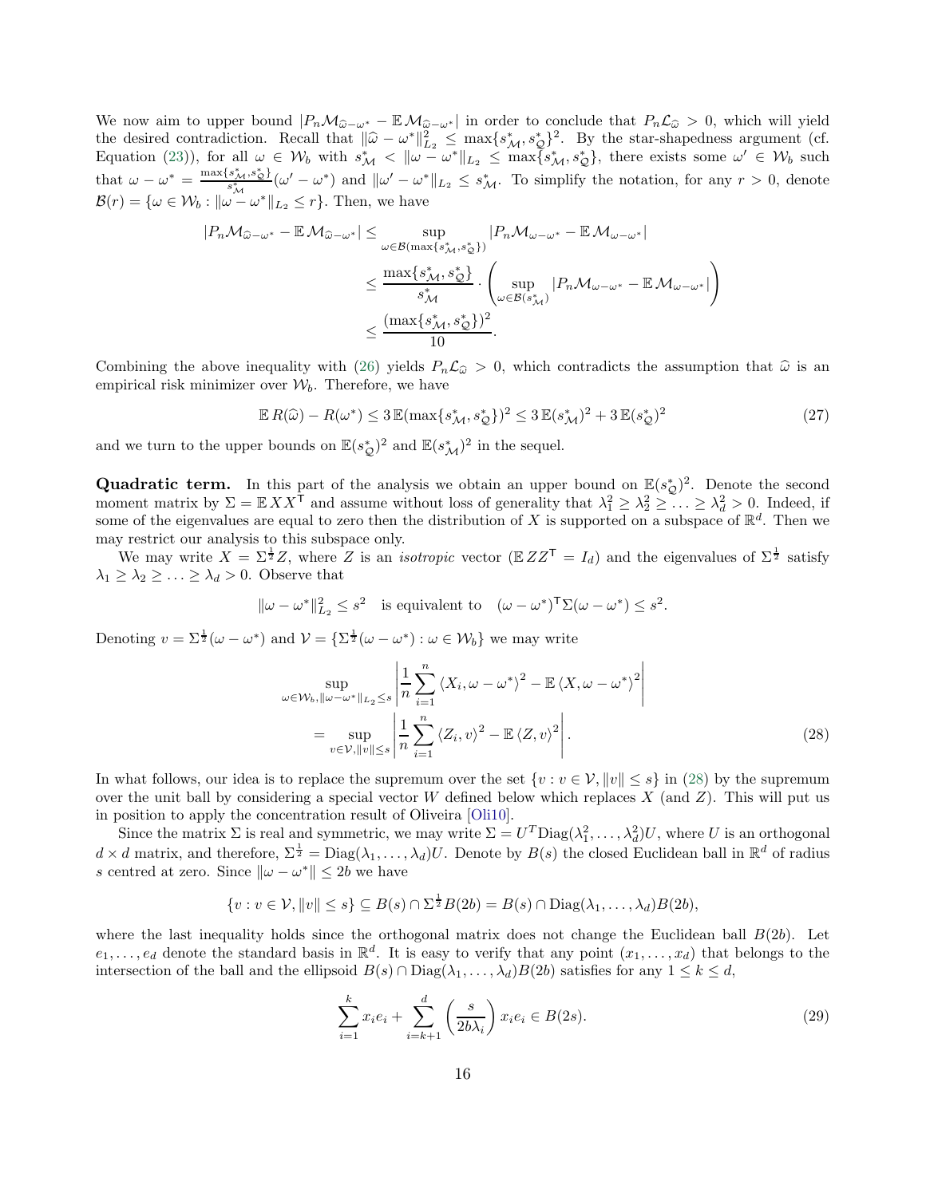We now aim to upper bound $|P_n \mathcal{M}_{\widehat{\omega}-\omega^*} - \mathbb{E}\, \mathcal{M}_{\widehat{\omega}-\omega^*}|$ in order to conclude that $P_n \mathcal{L}_{\widehat{\omega}} > 0$, which will yield the desired contradiction. Recall that $\|\widehat{\omega} - \omega^*\|_{L_2}^2 \le \max\{s^*_{\mathcal{M}}, s^*_{\mathcal{Q}}\}^2$. By the star-shapedness argument (cf. Equation (23)), for all $\omega \in \mathcal{W}_b$ with $s^*_{\mathcal{M}} < \|\omega - \omega^*\|_{L_2} \le \max\{s^*_{\mathcal{M}}, s^*_{\mathcal{Q}}\}$, there exists some $\omega' \in \mathcal{W}_b$ such that $\omega - \omega^* = \frac{\max\{s^*_{\mathcal{M}}, s^*_{\mathcal{Q}}\}}{s^*_{\mathcal{M}}}(\omega' - \omega^*)$ and $\|\omega' - \omega^*\|_{L_2} \le s^*_{\mathcal{M}}$. To simplify the notation, for any $r > 0$, denote $\mathcal{B}(r) = \{\omega \in \mathcal{W}_b : \|\omega - \omega^*\|_{L_2} \le r\}$. Then, we have

$$
\begin{aligned}
|P_n \mathcal{M}_{\widehat{\omega}-\omega^*} - \mathbb{E}\, \mathcal{M}_{\widehat{\omega}-\omega^*}| &\le \sup_{\omega \in \mathcal{B}(\max\{s^*_{\mathcal{M}}, s^*_{\mathcal{Q}}\})} |P_n \mathcal{M}_{\omega-\omega^*} - \mathbb{E}\, \mathcal{M}_{\omega-\omega^*}| \\
&\le \frac{\max\{s^*_{\mathcal{M}}, s^*_{\mathcal{Q}}\}}{s^*_{\mathcal{M}}} \cdot \left( \sup_{\omega \in \mathcal{B}(s^*_{\mathcal{M}})} |P_n \mathcal{M}_{\omega-\omega^*} - \mathbb{E}\, \mathcal{M}_{\omega-\omega^*}| \right) \\
&\le \frac{(\max\{s^*_{\mathcal{M}}, s^*_{\mathcal{Q}}\})^2}{10}.
\end{aligned}
$$

Combining the above inequality with (26) yields $P_n \mathcal{L}_{\widehat{\omega}} > 0$, which contradicts the assumption that $\widehat{\omega}$ is an empirical risk minimizer over $\mathcal{W}_b$. Therefore, we have

$$
\mathbb{E}\, R(\widehat{\omega}) - R(\omega^*) \le 3\, \mathbb{E}(\max\{s^*_{\mathcal{M}}, s^*_{\mathcal{Q}}\})^2 \le 3\, \mathbb{E}(s^*_{\mathcal{M}})^2 + 3\, \mathbb{E}(s^*_{\mathcal{Q}})^2 \tag{27}
$$

and we turn to the upper bounds on $\mathbb{E}(s^*_{\mathcal{Q}})^2$ and $\mathbb{E}(s^*_{\mathcal{M}})^2$ in the sequel.

**Quadratic term.** In this part of the analysis we obtain an upper bound on $\mathbb{E}(s^*_{\mathcal{Q}})^2$. Denote the second moment matrix by $\Sigma = \mathbb{E}\, XX^{\mathsf{T}}$ and assume without loss of generality that $\lambda_1^2 \ge \lambda_2^2 \ge \ldots \ge \lambda_d^2 > 0$. Indeed, if some of the eigenvalues are equal to zero then the distribution of $X$ is supported on a subspace of $\mathbb{R}^d$. Then we may restrict our analysis to this subspace only.

We may write $X = \Sigma^{\frac{1}{2}} Z$, where $Z$ is an *isotropic* vector ($\mathbb{E}\, ZZ^{\mathsf{T}} = I_d$) and the eigenvalues of $\Sigma^{\frac{1}{2}}$ satisfy $\lambda_1 \ge \lambda_2 \ge \ldots \ge \lambda_d > 0$. Observe that

$$
\|\omega - \omega^*\|_{L_2}^2 \le s^2 \quad \text{is equivalent to} \quad (\omega - \omega^*)^{\mathsf{T}} \Sigma (\omega - \omega^*) \le s^2.
$$

Denoting $v = \Sigma^{\frac{1}{2}}(\omega - \omega^*)$ and $\mathcal{V} = \{\Sigma^{\frac{1}{2}}(\omega - \omega^*) : \omega \in \mathcal{W}_b\}$ we may write

$$
\begin{aligned}
&\sup_{\omega \in \mathcal{W}_b, \|\omega - \omega^*\|_{L_2} \le s} \left| \frac{1}{n} \sum_{i=1}^n \langle X_i, \omega - \omega^* \rangle^2 - \mathbb{E} \langle X, \omega - \omega^* \rangle^2 \right| \\
&= \sup_{v \in \mathcal{V}, \|v\| \le s} \left| \frac{1}{n} \sum_{i=1}^n \langle Z_i, v \rangle^2 - \mathbb{E} \langle Z, v \rangle^2 \right|.
\end{aligned} \tag{28}
$$

In what follows, our idea is to replace the supremum over the set $\{v : v \in \mathcal{V}, \|v\| \le s\}$ in (28) by the supremum over the unit ball by considering a special vector $W$ defined below which replaces $X$ (and $Z$). This will put us in position to apply the concentration result of Oliveira [Oli10].

Since the matrix $\Sigma$ is real and symmetric, we may write $\Sigma = U^T \mathrm{Diag}(\lambda_1^2, \ldots, \lambda_d^2) U$, where $U$ is an orthogonal $d \times d$ matrix, and therefore, $\Sigma^{\frac{1}{2}} = \mathrm{Diag}(\lambda_1, \ldots, \lambda_d) U$. Denote by $B(s)$ the closed Euclidean ball in $\mathbb{R}^d$ of radius $s$ centred at zero. Since $\|\omega - \omega^*\| \le 2b$ we have

$$
\{v : v \in \mathcal{V}, \|v\| \le s\} \subseteq B(s) \cap \Sigma^{\frac{1}{2}} B(2b) = B(s) \cap \mathrm{Diag}(\lambda_1, \ldots, \lambda_d) B(2b),
$$

where the last inequality holds since the orthogonal matrix does not change the Euclidean ball $B(2b)$. Let $e_1, \ldots, e_d$ denote the standard basis in $\mathbb{R}^d$. It is easy to verify that any point $(x_1, \ldots, x_d)$ that belongs to the intersection of the ball and the ellipsoid $B(s) \cap \mathrm{Diag}(\lambda_1, \ldots, \lambda_d) B(2b)$ satisfies for any $1 \le k \le d$,

$$
\sum_{i=1}^k x_i e_i + \sum_{i=k+1}^d \left( \frac{s}{2b\lambda_i} \right) x_i e_i \in B(2s). \tag{29}
$$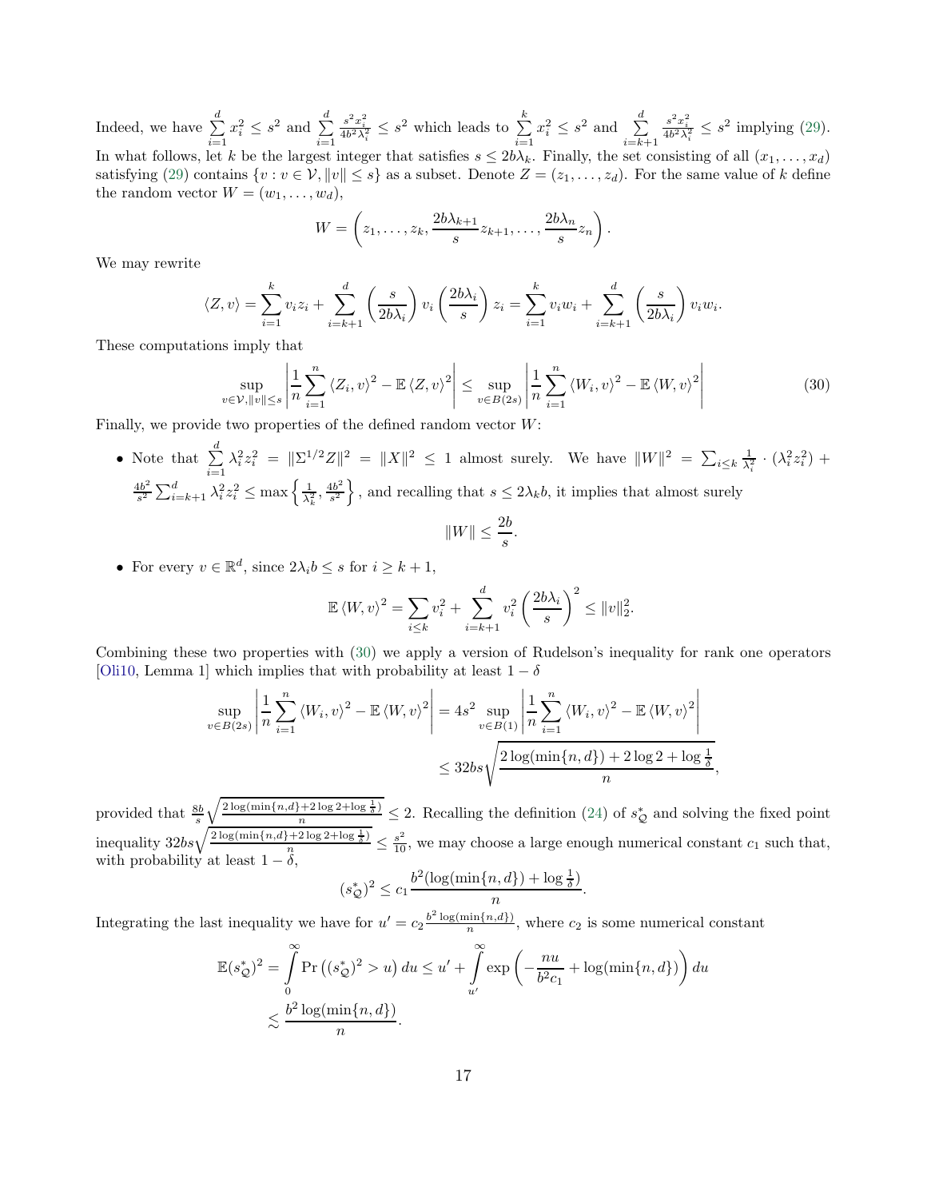Indeed, we have $\sum_{i=1}^{d} x_i^2 \le s^2$ and $\sum_{i=1}^{d} \frac{s^2 x_i^2}{4b^2\lambda_i^2} \le s^2$ which leads to $\sum_{i=1}^{k} x_i^2 \le s^2$ and $\sum_{i=k+1}^{d} \frac{s^2 x_i^2}{4b^2\lambda_i^2} \le s^2$ implying (29). In what follows, let $k$ be the largest integer that satisfies $s \le 2b\lambda_k$. Finally, the set consisting of all $(x_1, \ldots, x_d)$ satisfying (29) contains $\{v : v \in \mathcal{V}, \|v\| \le s\}$ as a subset. Denote $Z = (z_1, \ldots, z_d)$. For the same value of $k$ define the random vector $W = (w_1, \ldots, w_d)$,

$$W = \left(z_1, \ldots, z_k, \frac{2b\lambda_{k+1}}{s} z_{k+1}, \ldots, \frac{2b\lambda_n}{s} z_n\right).$$

We may rewrite

$$\langle Z, v\rangle = \sum_{i=1}^{k} v_i z_i + \sum_{i=k+1}^{d} \left(\frac{s}{2b\lambda_i}\right) v_i \left(\frac{2b\lambda_i}{s}\right) z_i = \sum_{i=1}^{k} v_i w_i + \sum_{i=k+1}^{d} \left(\frac{s}{2b\lambda_i}\right) v_i w_i.$$

These computations imply that

$$\sup_{v \in \mathcal{V}, \|v\| \le s} \left| \frac{1}{n} \sum_{i=1}^{n} \langle Z_i, v\rangle^2 - \mathbb{E}\langle Z, v\rangle^2 \right| \le \sup_{v \in B(2s)} \left| \frac{1}{n} \sum_{i=1}^{n} \langle W_i, v\rangle^2 - \mathbb{E}\langle W, v\rangle^2 \right| \tag{30}$$

Finally, we provide two properties of the defined random vector $W$:

- Note that $\sum_{i=1}^{d} \lambda_i^2 z_i^2 = \|\Sigma^{1/2} Z\|^2 = \|X\|^2 \le 1$ almost surely. We have $\|W\|^2 = \sum_{i \le k} \frac{1}{\lambda_i^2} \cdot (\lambda_i^2 z_i^2) + \frac{4b^2}{s^2} \sum_{i=k+1}^{d} \lambda_i^2 z_i^2 \le \max\left\{\frac{1}{\lambda_k^2}, \frac{4b^2}{s^2}\right\}$, and recalling that $s \le 2\lambda_k b$, it implies that almost surely

$$\|W\| \le \frac{2b}{s}.$$

- For every $v \in \mathbb{R}^d$, since $2\lambda_i b \le s$ for $i \ge k+1$,

$$\mathbb{E}\langle W, v\rangle^2 = \sum_{i \le k} v_i^2 + \sum_{i=k+1}^{d} v_i^2 \left(\frac{2b\lambda_i}{s}\right)^2 \le \|v\|_2^2.$$

Combining these two properties with (30) we apply a version of Rudelson's inequality for rank one operators [Oli10, Lemma 1] which implies that with probability at least $1 - \delta$

$$\begin{aligned}
\sup_{v \in B(2s)} \left| \frac{1}{n} \sum_{i=1}^{n} \langle W_i, v\rangle^2 - \mathbb{E}\langle W, v\rangle^2 \right| &= 4s^2 \sup_{v \in B(1)} \left| \frac{1}{n} \sum_{i=1}^{n} \langle W_i, v\rangle^2 - \mathbb{E}\langle W, v\rangle^2 \right| \\
&\le 32bs\sqrt{\frac{2\log(\min\{n,d\}) + 2\log 2 + \log\frac{1}{\delta}}{n}},
\end{aligned}$$

provided that $\frac{8b}{s}\sqrt{\frac{2\log(\min\{n,d\}+2\log 2+\log\frac{1}{\delta})}{n}} \le 2$. Recalling the definition (24) of $s_{\mathbb{Q}}^*$ and solving the fixed point inequality $32bs\sqrt{\frac{2\log(\min\{n,d\}+2\log 2+\log\frac{1}{\delta})}{n}} \le \frac{s^2}{10}$, we may choose a large enough numerical constant $c_1$ such that, with probability at least $1 - \delta$,

$$(s_{\mathbb{Q}}^*)^2 \le c_1 \frac{b^2(\log(\min\{n,d\}) + \log\frac{1}{\delta})}{n}.$$

Integrating the last inequality we have for $u' = c_2 \frac{b^2 \log(\min\{n,d\})}{n}$, where $c_2$ is some numerical constant

$$\begin{aligned}
\mathbb{E}(s_{\mathbb{Q}}^*)^2 = \int_0^\infty \Pr\left((s_{\mathbb{Q}}^*)^2 > u\right) du &\le u' + \int_{u'}^\infty \exp\left(-\frac{nu}{b^2 c_1} + \log(\min\{n,d\})\right) du \\
&\lesssim \frac{b^2 \log(\min\{n,d\})}{n}.
\end{aligned}$$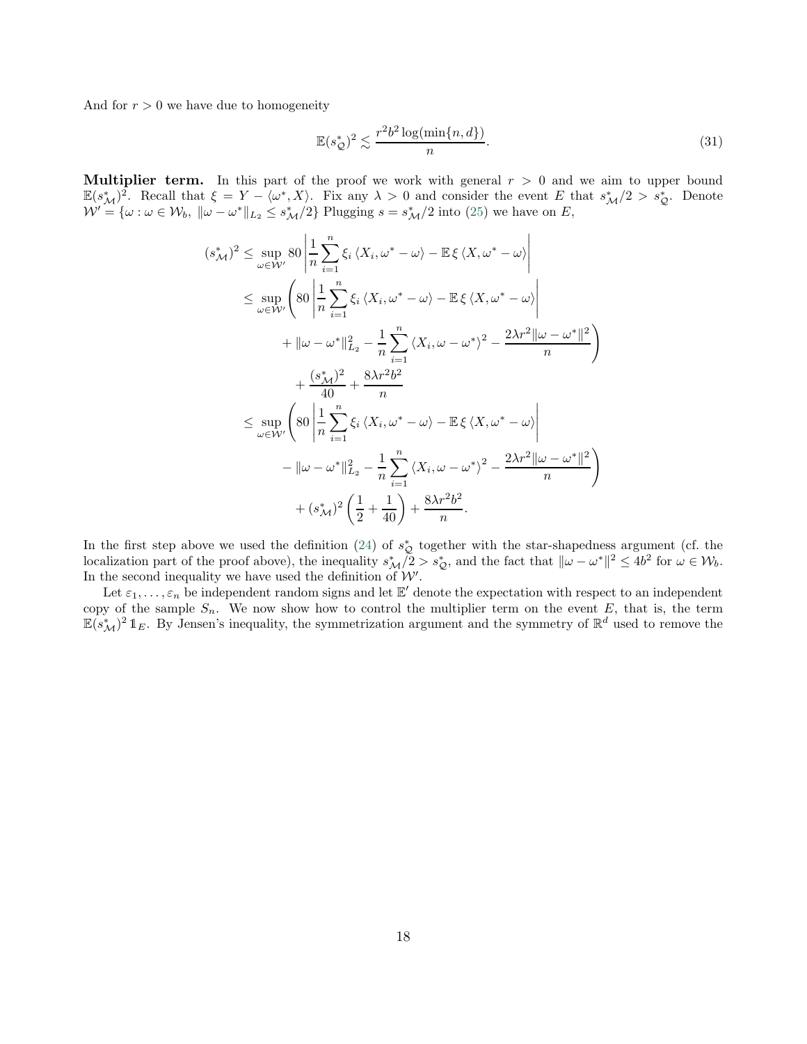And for $r > 0$ we have due to homogeneity

$$
\mathbb{E}(s^*_{\mathcal{Q}})^2 \lesssim \frac{r^2 b^2 \log(\min\{n, d\})}{n}. \tag{31}
$$

**Multiplier term.** In this part of the proof we work with general $r > 0$ and we aim to upper bound $\mathbb{E}(s^*_{\mathcal{M}})^2$. Recall that $\xi = Y - \langle \omega^*, X \rangle$. Fix any $\lambda > 0$ and consider the event $E$ that $s^*_{\mathcal{M}}/2 > s^*_{\mathcal{Q}}$. Denote $\mathcal{W}' = \{\omega : \omega \in \mathcal{W}_b,\ \|\omega - \omega^*\|_{L_2} \leq s^*_{\mathcal{M}}/2\}$ Plugging $s = s^*_{\mathcal{M}}/2$ into (25) we have on $E$,

$$
\begin{aligned}
(s^*_{\mathcal{M}})^2 &\leq \sup_{\omega \in \mathcal{W}'} 80 \left| \frac{1}{n} \sum_{i=1}^n \xi_i \langle X_i, \omega^* - \omega \rangle - \mathbb{E}\, \xi \langle X, \omega^* - \omega \rangle \right| \\
&\leq \sup_{\omega \in \mathcal{W}'} \Bigg( 80 \left| \frac{1}{n} \sum_{i=1}^n \xi_i \langle X_i, \omega^* - \omega \rangle - \mathbb{E}\, \xi \langle X, \omega^* - \omega \rangle \right| \\
&\qquad\qquad + \|\omega - \omega^*\|_{L_2}^2 - \frac{1}{n} \sum_{i=1}^n \langle X_i, \omega - \omega^* \rangle^2 - \frac{2\lambda r^2 \|\omega - \omega^*\|^2}{n} \Bigg) \\
&\qquad\qquad + \frac{(s^*_{\mathcal{M}})^2}{40} + \frac{8\lambda r^2 b^2}{n} \\
&\leq \sup_{\omega \in \mathcal{W}'} \Bigg( 80 \left| \frac{1}{n} \sum_{i=1}^n \xi_i \langle X_i, \omega^* - \omega \rangle - \mathbb{E}\, \xi \langle X, \omega^* - \omega \rangle \right| \\
&\qquad\qquad - \|\omega - \omega^*\|_{L_2}^2 - \frac{1}{n} \sum_{i=1}^n \langle X_i, \omega - \omega^* \rangle^2 - \frac{2\lambda r^2 \|\omega - \omega^*\|^2}{n} \Bigg) \\
&\qquad\qquad + (s^*_{\mathcal{M}})^2 \left( \frac{1}{2} + \frac{1}{40} \right) + \frac{8\lambda r^2 b^2}{n}.
\end{aligned}
$$

In the first step above we used the definition (24) of $s^*_{\mathcal{Q}}$ together with the star-shapedness argument (cf. the localization part of the proof above), the inequality $s^*_{\mathcal{M}}/2 > s^*_{\mathcal{Q}}$, and the fact that $\|\omega - \omega^*\|^2 \leq 4b^2$ for $\omega \in \mathcal{W}_b$. In the second inequality we have used the definition of $\mathcal{W}'$.

Let $\varepsilon_1, \ldots, \varepsilon_n$ be independent random signs and let $\mathbb{E}'$ denote the expectation with respect to an independent copy of the sample $S_n$. We now show how to control the multiplier term on the event $E$, that is, the term $\mathbb{E}(s^*_{\mathcal{M}})^2 \mathbb{1}_E$. By Jensen's inequality, the symmetrization argument and the symmetry of $\mathbb{R}^d$ used to remove the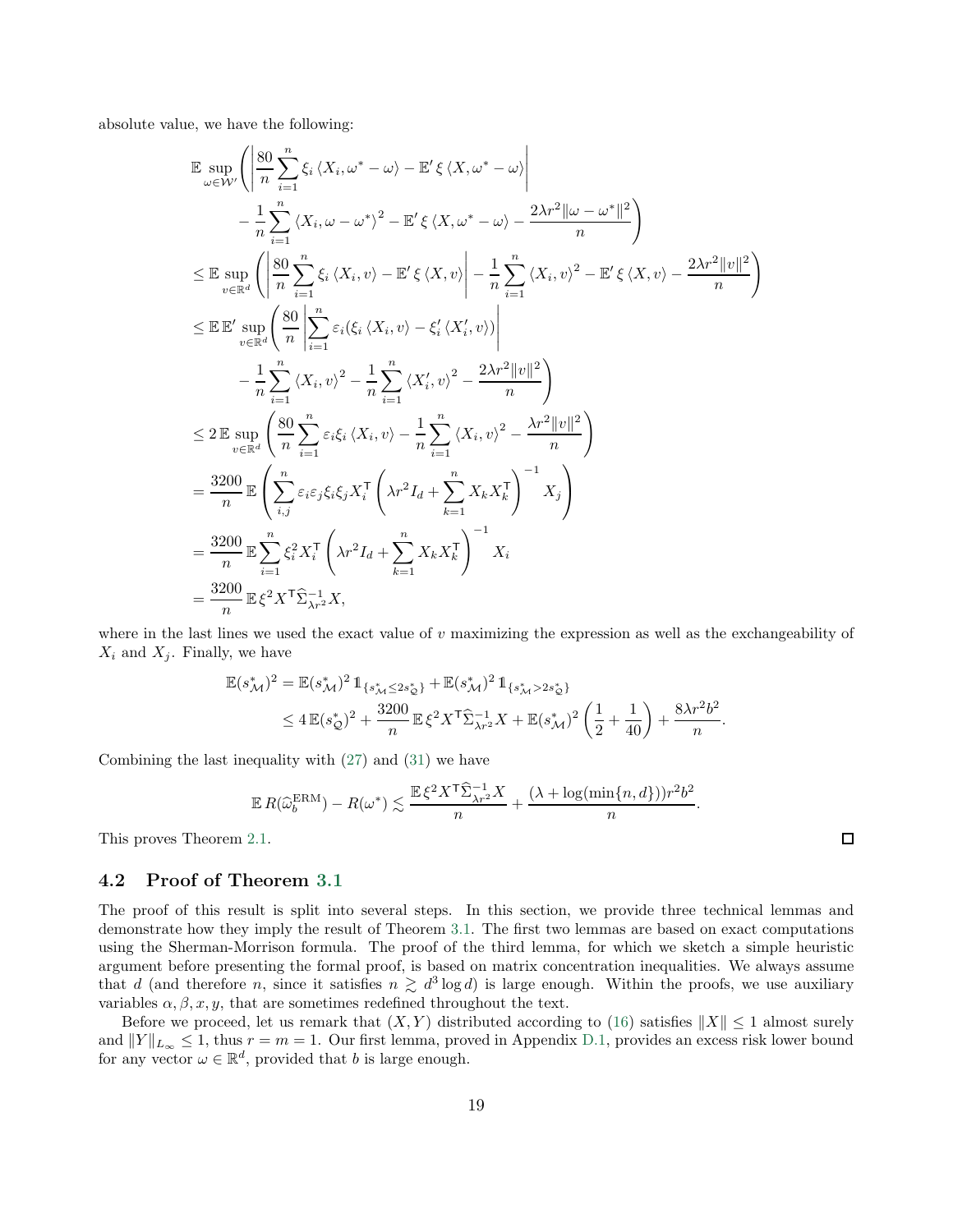absolute value, we have the following:

$$
\begin{aligned}
&\mathbb{E} \sup_{\omega \in \mathcal{W}'} \Bigg( \left| \frac{80}{n} \sum_{i=1}^{n} \xi_i \langle X_i, \omega^* - \omega \rangle - \mathbb{E}' \xi \langle X, \omega^* - \omega \rangle \right| \\
&\qquad - \frac{1}{n} \sum_{i=1}^{n} \langle X_i, \omega - \omega^* \rangle^2 - \mathbb{E}' \xi \langle X, \omega^* - \omega \rangle - \frac{2\lambda r^2 \|\omega - \omega^*\|^2}{n} \Bigg) \\
&\leq \mathbb{E} \sup_{v \in \mathbb{R}^d} \left( \left| \frac{80}{n} \sum_{i=1}^{n} \xi_i \langle X_i, v \rangle - \mathbb{E}' \xi \langle X, v \rangle \right| - \frac{1}{n} \sum_{i=1}^{n} \langle X_i, v \rangle^2 - \mathbb{E}' \xi \langle X, v \rangle - \frac{2\lambda r^2 \|v\|^2}{n} \right) \\
&\leq \mathbb{E}\,\mathbb{E}' \sup_{v \in \mathbb{R}^d} \Bigg( \frac{80}{n} \left| \sum_{i=1}^{n} \varepsilon_i (\xi_i \langle X_i, v \rangle - \xi_i' \langle X_i', v \rangle) \right| \\
&\qquad - \frac{1}{n} \sum_{i=1}^{n} \langle X_i, v \rangle^2 - \frac{1}{n} \sum_{i=1}^{n} \langle X_i', v \rangle^2 - \frac{2\lambda r^2 \|v\|^2}{n} \Bigg) \\
&\leq 2\,\mathbb{E} \sup_{v \in \mathbb{R}^d} \left( \frac{80}{n} \sum_{i=1}^{n} \varepsilon_i \xi_i \langle X_i, v \rangle - \frac{1}{n} \sum_{i=1}^{n} \langle X_i, v \rangle^2 - \frac{\lambda r^2 \|v\|^2}{n} \right) \\
&= \frac{3200}{n} \mathbb{E} \left( \sum_{i,j}^{n} \varepsilon_i \varepsilon_j \xi_i \xi_j X_i^{\mathsf{T}} \left( \lambda r^2 I_d + \sum_{k=1}^{n} X_k X_k^{\mathsf{T}} \right)^{-1} X_j \right) \\
&= \frac{3200}{n} \mathbb{E} \sum_{i=1}^{n} \xi_i^2 X_i^{\mathsf{T}} \left( \lambda r^2 I_d + \sum_{k=1}^{n} X_k X_k^{\mathsf{T}} \right)^{-1} X_i \\
&= \frac{3200}{n} \mathbb{E}\, \xi^2 X^{\mathsf{T}} \widehat{\Sigma}_{\lambda r^2}^{-1} X,
\end{aligned}
$$

where in the last lines we used the exact value of $v$ maximizing the expression as well as the exchangeability of $X_i$ and $X_j$. Finally, we have

$$
\begin{aligned}
\mathbb{E}(s^*_{\mathcal{M}})^2 &= \mathbb{E}(s^*_{\mathcal{M}})^2 \mathbb{1}_{\{s^*_{\mathcal{M}} \leq 2 s^*_{\mathcal{Q}}\}} + \mathbb{E}(s^*_{\mathcal{M}})^2 \mathbb{1}_{\{s^*_{\mathcal{M}} > 2 s^*_{\mathcal{Q}}\}} \\
&\leq 4\,\mathbb{E}(s^*_{\mathcal{Q}})^2 + \frac{3200}{n} \mathbb{E}\, \xi^2 X^{\mathsf{T}} \widehat{\Sigma}_{\lambda r^2}^{-1} X + \mathbb{E}(s^*_{\mathcal{M}})^2 \left( \frac{1}{2} + \frac{1}{40} \right) + \frac{8\lambda r^2 b^2}{n}.
\end{aligned}
$$

Combining the last inequality with (27) and (31) we have

$$
\mathbb{E}\, R(\widehat{\omega}_b^{\mathrm{ERM}}) - R(\omega^*) \lesssim \frac{\mathbb{E}\, \xi^2 X^{\mathsf{T}} \widehat{\Sigma}_{\lambda r^2}^{-1} X}{n} + \frac{(\lambda + \log(\min\{n, d\})) r^2 b^2}{n}.
$$

This proves Theorem 2.1. $\square$

## 4.2 Proof of Theorem 3.1

The proof of this result is split into several steps. In this section, we provide three technical lemmas and demonstrate how they imply the result of Theorem 3.1. The first two lemmas are based on exact computations using the Sherman-Morrison formula. The proof of the third lemma, for which we sketch a simple heuristic argument before presenting the formal proof, is based on matrix concentration inequalities. We always assume that $d$ (and therefore $n$, since it satisfies $n \gtrsim d^3 \log d$) is large enough. Within the proofs, we use auxiliary variables $\alpha, \beta, x, y$, that are sometimes redefined throughout the text.

Before we proceed, let us remark that $(X, Y)$ distributed according to (16) satisfies $\|X\| \leq 1$ almost surely and $\|Y\|_{L_\infty} \leq 1$, thus $r = m = 1$. Our first lemma, proved in Appendix D.1, provides an excess risk lower bound for any vector $\omega \in \mathbb{R}^d$, provided that $b$ is large enough.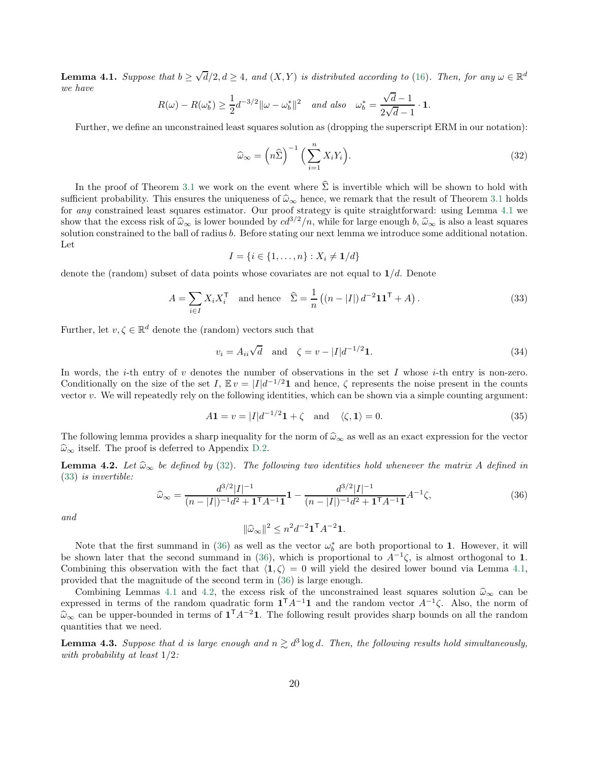**Lemma 4.1.** *Suppose that $b \geq \sqrt{d}/2, d \geq 4$, and $(X, Y)$ is distributed according to (16). Then, for any $\omega \in \mathbb{R}^d$ we have*

$$R(\omega) - R(\omega_b^*) \geq \frac{1}{2} d^{-3/2} \|\omega - \omega_b^*\|^2 \quad \text{and also} \quad \omega_b^* = \frac{\sqrt{d} - 1}{2\sqrt{d} - 1} \cdot \mathbf{1}.$$

Further, we define an unconstrained least squares solution as (dropping the superscript ERM in our notation):

$$\widehat{\omega}_\infty = \left(n \widehat{\Sigma}\right)^{-1} \Big( \sum_{i=1}^n X_i Y_i \Big). \tag{32}$$

In the proof of Theorem 3.1 we work on the event where $\widehat{\Sigma}$ is invertible which will be shown to hold with sufficient probability. This ensures the uniqueness of $\widehat{\omega}_\infty$ hence, we remark that the result of Theorem 3.1 holds for *any* constrained least squares estimator. Our proof strategy is quite straightforward: using Lemma 4.1 we show that the excess risk of $\widehat{\omega}_\infty$ is lower bounded by $cd^{3/2}/n$, while for large enough $b$, $\widehat{\omega}_\infty$ is also a least squares solution constrained to the ball of radius $b$. Before stating our next lemma we introduce some additional notation. Let

$$I = \{ i \in \{1, \ldots, n\} : X_i \neq \mathbf{1}/d \}$$

denote the (random) subset of data points whose covariates are not equal to $\mathbf{1}/d$. Denote

$$A = \sum_{i \in I} X_i X_i^\mathsf{T} \quad \text{and hence} \quad \widehat{\Sigma} = \frac{1}{n} \left( (n - |I|) \, d^{-2} \mathbf{1}\mathbf{1}^\mathsf{T} + A \right). \tag{33}$$

Further, let $v, \zeta \in \mathbb{R}^d$ denote the (random) vectors such that

$$v_i = A_{ii} \sqrt{d} \quad \text{and} \quad \zeta = v - |I| d^{-1/2} \mathbf{1}. \tag{34}$$

In words, the $i$-th entry of $v$ denotes the number of observations in the set $I$ whose $i$-th entry is non-zero. Conditionally on the size of the set $I$, $\mathbb{E}\, v = |I| d^{-1/2} \mathbf{1}$ and hence, $\zeta$ represents the noise present in the counts vector $v$. We will repeatedly rely on the following identities, which can be shown via a simple counting argument:

$$A\mathbf{1} = v = |I| d^{-1/2} \mathbf{1} + \zeta \quad \text{and} \quad \langle \zeta, \mathbf{1} \rangle = 0. \tag{35}$$

The following lemma provides a sharp inequality for the norm of $\widehat{\omega}_\infty$ as well as an exact expression for the vector $\widehat{\omega}_\infty$ itself. The proof is deferred to Appendix D.2.

**Lemma 4.2.** *Let $\widehat{\omega}_\infty$ be defined by (32). The following two identities hold whenever the matrix $A$ defined in (33) is invertible:*

$$\widehat{\omega}_\infty = \frac{d^{3/2} |I|^{-1}}{(n - |I|)^{-1} d^2 + \mathbf{1}^\mathsf{T} A^{-1} \mathbf{1}} \mathbf{1} - \frac{d^{3/2} |I|^{-1}}{(n - |I|)^{-1} d^2 + \mathbf{1}^\mathsf{T} A^{-1} \mathbf{1}} A^{-1} \zeta, \tag{36}$$

*and*

$$\|\widehat{\omega}_\infty\|^2 \leq n^2 d^{-2} \mathbf{1}^\mathsf{T} A^{-2} \mathbf{1}.$$

Note that the first summand in (36) as well as the vector $\omega_b^*$ are both proportional to $\mathbf{1}$. However, it will be shown later that the second summand in (36), which is proportional to $A^{-1}\zeta$, is almost orthogonal to $\mathbf{1}$. Combining this observation with the fact that $\langle \mathbf{1}, \zeta \rangle = 0$ will yield the desired lower bound via Lemma 4.1, provided that the magnitude of the second term in (36) is large enough.

Combining Lemmas 4.1 and 4.2, the excess risk of the unconstrained least squares solution $\widehat{\omega}_\infty$ can be expressed in terms of the random quadratic form $\mathbf{1}^\mathsf{T} A^{-1} \mathbf{1}$ and the random vector $A^{-1}\zeta$. Also, the norm of $\widehat{\omega}_\infty$ can be upper-bounded in terms of $\mathbf{1}^\mathsf{T} A^{-2} \mathbf{1}$. The following result provides sharp bounds on all the random quantities that we need.

**Lemma 4.3.** *Suppose that $d$ is large enough and $n \gtrsim d^3 \log d$. Then, the following results hold simultaneously, with probability at least $1/2$:*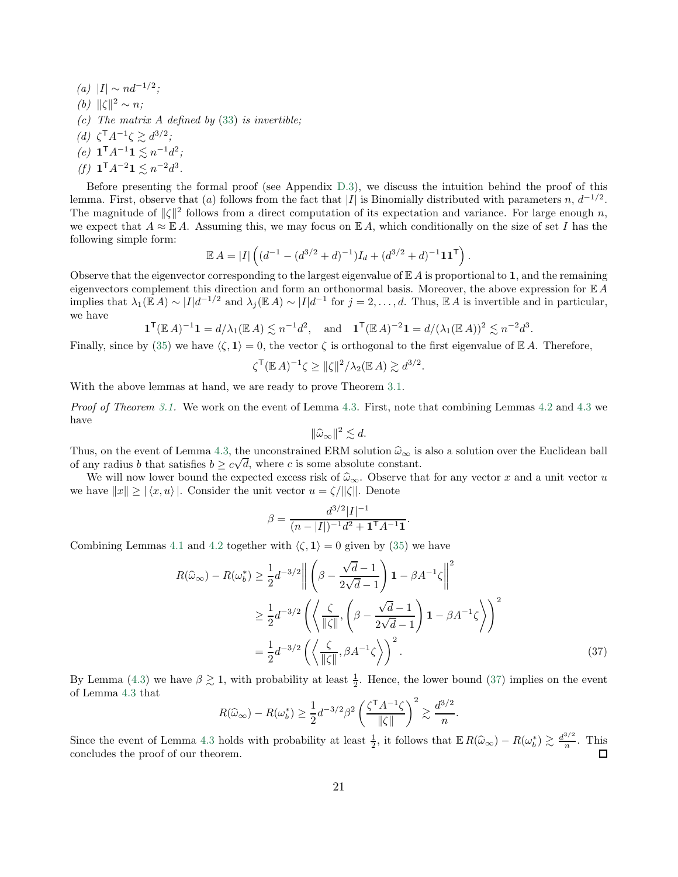*(a)* $|I| \sim nd^{-1/2}$;

*(b)* $\|\zeta\|^2 \sim n$;

*(c)* *The matrix* $A$ *defined by* (33) *is invertible;*

*(d)* $\zeta^\mathsf{T} A^{-1} \zeta \gtrsim d^{3/2}$;

*(e)* $\mathbf{1}^\mathsf{T} A^{-1} \mathbf{1} \lesssim n^{-1} d^2$;

*(f)* $\mathbf{1}^\mathsf{T} A^{-2} \mathbf{1} \lesssim n^{-2} d^3$.

Before presenting the formal proof (see Appendix D.3), we discuss the intuition behind the proof of this lemma. First, observe that $(a)$ follows from the fact that $|I|$ is Binomially distributed with parameters $n$, $d^{-1/2}$. The magnitude of $\|\zeta\|^2$ follows from a direct computation of its expectation and variance. For large enough $n$, we expect that $A \approx \mathbb{E}\, A$. Assuming this, we may focus on $\mathbb{E}\, A$, which conditionally on the size of set $I$ has the following simple form:

$$\mathbb{E}\, A = |I| \left( (d^{-1} - (d^{3/2} + d)^{-1}) I_d + (d^{3/2} + d)^{-1} \mathbf{1}\mathbf{1}^\mathsf{T} \right).$$

Observe that the eigenvector corresponding to the largest eigenvalue of $\mathbb{E}\, A$ is proportional to $\mathbf{1}$, and the remaining eigenvectors complement this direction and form an orthonormal basis. Moreover, the above expression for $\mathbb{E}\, A$ implies that $\lambda_1(\mathbb{E}\, A) \sim |I| d^{-1/2}$ and $\lambda_j(\mathbb{E}\, A) \sim |I| d^{-1}$ for $j = 2, \ldots, d$. Thus, $\mathbb{E}\, A$ is invertible and in particular, we have

$$\mathbf{1}^\mathsf{T} (\mathbb{E}\, A)^{-1} \mathbf{1} = d / \lambda_1(\mathbb{E}\, A) \lesssim n^{-1} d^2, \quad \text{and} \quad \mathbf{1}^\mathsf{T} (\mathbb{E}\, A)^{-2} \mathbf{1} = d / (\lambda_1(\mathbb{E}\, A))^2 \lesssim n^{-2} d^3.$$

Finally, since by (35) we have $\langle \zeta, \mathbf{1} \rangle = 0$, the vector $\zeta$ is orthogonal to the first eigenvalue of $\mathbb{E}\, A$. Therefore,

$$\zeta^\mathsf{T} (\mathbb{E}\, A)^{-1} \zeta \geq \|\zeta\|^2 / \lambda_2(\mathbb{E}\, A) \gtrsim d^{3/2}.$$

With the above lemmas at hand, we are ready to prove Theorem 3.1.

*Proof of Theorem 3.1.* We work on the event of Lemma 4.3. First, note that combining Lemmas 4.2 and 4.3 we have

$$\|\widehat{\omega}_\infty\|^2 \lesssim d.$$

Thus, on the event of Lemma 4.3, the unconstrained ERM solution $\widehat{\omega}_\infty$ is also a solution over the Euclidean ball of any radius $b$ that satisfies $b \geq c\sqrt{d}$, where $c$ is some absolute constant.

We will now lower bound the expected excess risk of $\widehat{\omega}_\infty$. Observe that for any vector $x$ and a unit vector $u$ we have $\|x\| \geq |\langle x, u \rangle|$. Consider the unit vector $u = \zeta / \|\zeta\|$. Denote

$$\beta = \frac{d^{3/2} |I|^{-1}}{(n - |I|)^{-1} d^2 + \mathbf{1}^\mathsf{T} A^{-1} \mathbf{1}}.$$

Combining Lemmas 4.1 and 4.2 together with $\langle \zeta, \mathbf{1} \rangle = 0$ given by (35) we have

$$\begin{aligned}
R(\widehat{\omega}_\infty) - R(\omega_b^*) &\geq \frac{1}{2} d^{-3/2} \left\| \left( \beta - \frac{\sqrt{d} - 1}{2\sqrt{d} - 1} \right) \mathbf{1} - \beta A^{-1} \zeta \right\|^2 \\
&\geq \frac{1}{2} d^{-3/2} \left( \left\langle \frac{\zeta}{\|\zeta\|}, \left( \beta - \frac{\sqrt{d} - 1}{2\sqrt{d} - 1} \right) \mathbf{1} - \beta A^{-1} \zeta \right\rangle \right)^2 \\
&= \frac{1}{2} d^{-3/2} \left( \left\langle \frac{\zeta}{\|\zeta\|}, \beta A^{-1} \zeta \right\rangle \right)^2. \qquad (37)
\end{aligned}$$

By Lemma (4.3) we have $\beta \gtrsim 1$, with probability at least $\frac{1}{2}$. Hence, the lower bound (37) implies on the event of Lemma 4.3 that

$$R(\widehat{\omega}_\infty) - R(\omega_b^*) \geq \frac{1}{2} d^{-3/2} \beta^2 \left( \frac{\zeta^\mathsf{T} A^{-1} \zeta}{\|\zeta\|} \right)^2 \gtrsim \frac{d^{3/2}}{n}.$$

Since the event of Lemma 4.3 holds with probability at least $\frac{1}{2}$, it follows that $\mathbb{E}\, R(\widehat{\omega}_\infty) - R(\omega_b^*) \gtrsim \frac{d^{3/2}}{n}$. This concludes the proof of our theorem. $\square$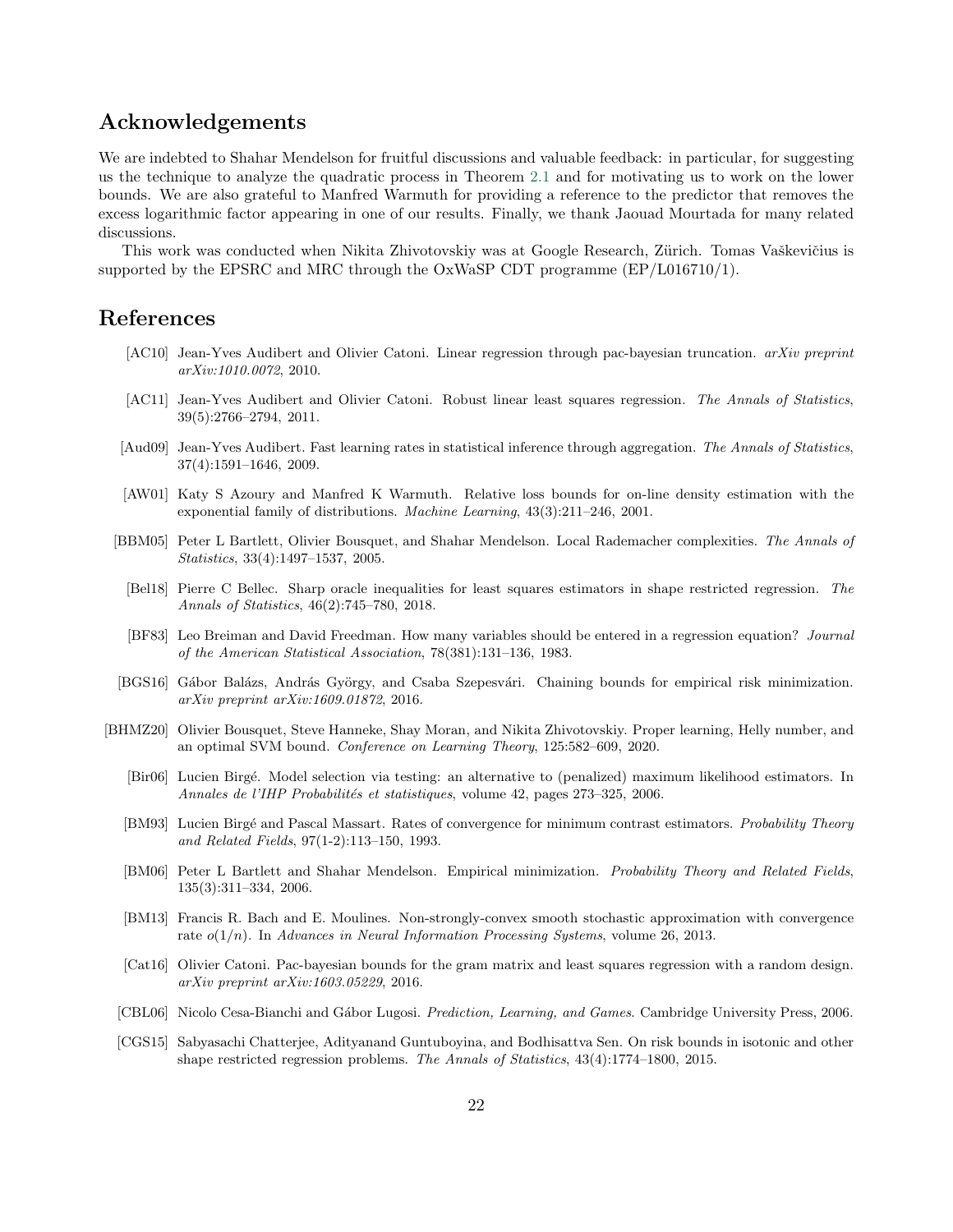## Acknowledgements

We are indebted to Shahar Mendelson for fruitful discussions and valuable feedback: in particular, for suggesting us the technique to analyze the quadratic process in Theorem 2.1 and for motivating us to work on the lower bounds. We are also grateful to Manfred Warmuth for providing a reference to the predictor that removes the excess logarithmic factor appearing in one of our results. Finally, we thank Jaouad Mourtada for many related discussions.

This work was conducted when Nikita Zhivotovskiy was at Google Research, Zürich. Tomas Vaškevičius is supported by the EPSRC and MRC through the OxWaSP CDT programme (EP/L016710/1).

## References

[AC10] Jean-Yves Audibert and Olivier Catoni. Linear regression through pac-bayesian truncation. *arXiv preprint arXiv:1010.0072*, 2010.

[AC11] Jean-Yves Audibert and Olivier Catoni. Robust linear least squares regression. *The Annals of Statistics*, 39(5):2766–2794, 2011.

[Aud09] Jean-Yves Audibert. Fast learning rates in statistical inference through aggregation. *The Annals of Statistics*, 37(4):1591–1646, 2009.

[AW01] Katy S Azoury and Manfred K Warmuth. Relative loss bounds for on-line density estimation with the exponential family of distributions. *Machine Learning*, 43(3):211–246, 2001.

[BBM05] Peter L Bartlett, Olivier Bousquet, and Shahar Mendelson. Local Rademacher complexities. *The Annals of Statistics*, 33(4):1497–1537, 2005.

[Bel18] Pierre C Bellec. Sharp oracle inequalities for least squares estimators in shape restricted regression. *The Annals of Statistics*, 46(2):745–780, 2018.

[BF83] Leo Breiman and David Freedman. How many variables should be entered in a regression equation? *Journal of the American Statistical Association*, 78(381):131–136, 1983.

[BGS16] Gábor Balázs, András György, and Csaba Szepesvári. Chaining bounds for empirical risk minimization. *arXiv preprint arXiv:1609.01872*, 2016.

[BHMZ20] Olivier Bousquet, Steve Hanneke, Shay Moran, and Nikita Zhivotovskiy. Proper learning, Helly number, and an optimal SVM bound. *Conference on Learning Theory*, 125:582–609, 2020.

[Bir06] Lucien Birgé. Model selection via testing: an alternative to (penalized) maximum likelihood estimators. In *Annales de l'IHP Probabilités et statistiques*, volume 42, pages 273–325, 2006.

[BM93] Lucien Birgé and Pascal Massart. Rates of convergence for minimum contrast estimators. *Probability Theory and Related Fields*, 97(1-2):113–150, 1993.

[BM06] Peter L Bartlett and Shahar Mendelson. Empirical minimization. *Probability Theory and Related Fields*, 135(3):311–334, 2006.

[BM13] Francis R. Bach and E. Moulines. Non-strongly-convex smooth stochastic approximation with convergence rate $o(1/n)$. In *Advances in Neural Information Processing Systems*, volume 26, 2013.

[Cat16] Olivier Catoni. Pac-bayesian bounds for the gram matrix and least squares regression with a random design. *arXiv preprint arXiv:1603.05229*, 2016.

[CBL06] Nicolo Cesa-Bianchi and Gábor Lugosi. *Prediction, Learning, and Games*. Cambridge University Press, 2006.

[CGS15] Sabyasachi Chatterjee, Adityanand Guntuboyina, and Bodhisattva Sen. On risk bounds in isotonic and other shape restricted regression problems. *The Annals of Statistics*, 43(4):1774–1800, 2015.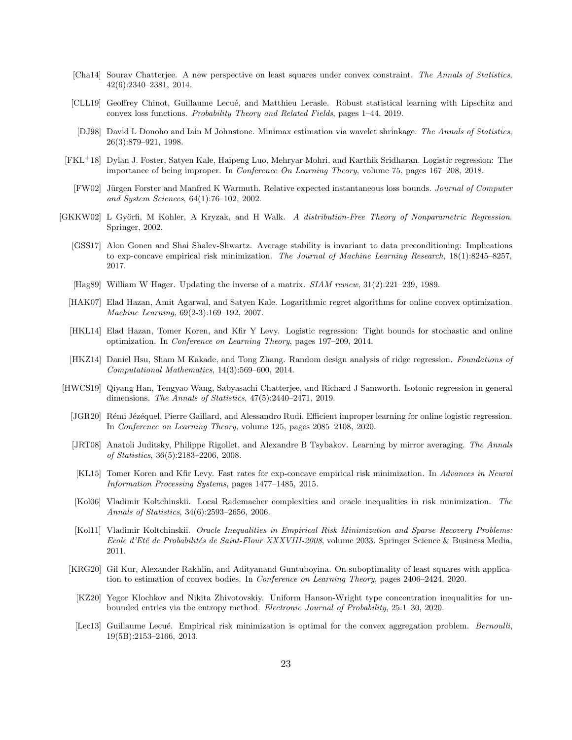[Cha14] Sourav Chatterjee. A new perspective on least squares under convex constraint. *The Annals of Statistics*, 42(6):2340–2381, 2014.

[CLL19] Geoffrey Chinot, Guillaume Lecué, and Matthieu Lerasle. Robust statistical learning with Lipschitz and convex loss functions. *Probability Theory and Related Fields*, pages 1–44, 2019.

[DJ98] David L Donoho and Iain M Johnstone. Minimax estimation via wavelet shrinkage. *The Annals of Statistics*, 26(3):879–921, 1998.

[FKL+18] Dylan J. Foster, Satyen Kale, Haipeng Luo, Mehryar Mohri, and Karthik Sridharan. Logistic regression: The importance of being improper. In *Conference On Learning Theory*, volume 75, pages 167–208, 2018.

[FW02] Jürgen Forster and Manfred K Warmuth. Relative expected instantaneous loss bounds. *Journal of Computer and System Sciences*, 64(1):76–102, 2002.

[GKKW02] L Györfi, M Kohler, A Kryzak, and H Walk. *A distribution-Free Theory of Nonparametric Regression*. Springer, 2002.

[GSS17] Alon Gonen and Shai Shalev-Shwartz. Average stability is invariant to data preconditioning: Implications to exp-concave empirical risk minimization. *The Journal of Machine Learning Research*, 18(1):8245–8257, 2017.

[Hag89] William W Hager. Updating the inverse of a matrix. *SIAM review*, 31(2):221–239, 1989.

[HAK07] Elad Hazan, Amit Agarwal, and Satyen Kale. Logarithmic regret algorithms for online convex optimization. *Machine Learning*, 69(2-3):169–192, 2007.

[HKL14] Elad Hazan, Tomer Koren, and Kfir Y Levy. Logistic regression: Tight bounds for stochastic and online optimization. In *Conference on Learning Theory*, pages 197–209, 2014.

[HKZ14] Daniel Hsu, Sham M Kakade, and Tong Zhang. Random design analysis of ridge regression. *Foundations of Computational Mathematics*, 14(3):569–600, 2014.

[HWCS19] Qiyang Han, Tengyao Wang, Sabyasachi Chatterjee, and Richard J Samworth. Isotonic regression in general dimensions. *The Annals of Statistics*, 47(5):2440–2471, 2019.

[JGR20] Rémi Jézéquel, Pierre Gaillard, and Alessandro Rudi. Efficient improper learning for online logistic regression. In *Conference on Learning Theory*, volume 125, pages 2085–2108, 2020.

[JRT08] Anatoli Juditsky, Philippe Rigollet, and Alexandre B Tsybakov. Learning by mirror averaging. *The Annals of Statistics*, 36(5):2183–2206, 2008.

[KL15] Tomer Koren and Kfir Levy. Fast rates for exp-concave empirical risk minimization. In *Advances in Neural Information Processing Systems*, pages 1477–1485, 2015.

[Kol06] Vladimir Koltchinskii. Local Rademacher complexities and oracle inequalities in risk minimization. *The Annals of Statistics*, 34(6):2593–2656, 2006.

[Kol11] Vladimir Koltchinskii. *Oracle Inequalities in Empirical Risk Minimization and Sparse Recovery Problems: Ecole d'Eté de Probabilités de Saint-Flour XXXVIII-2008*, volume 2033. Springer Science & Business Media, 2011.

[KRG20] Gil Kur, Alexander Rakhlin, and Adityanand Guntuboyina. On suboptimality of least squares with application to estimation of convex bodies. In *Conference on Learning Theory*, pages 2406–2424, 2020.

[KZ20] Yegor Klochkov and Nikita Zhivotovskiy. Uniform Hanson-Wright type concentration inequalities for unbounded entries via the entropy method. *Electronic Journal of Probability*, 25:1–30, 2020.

[Lec13] Guillaume Lecué. Empirical risk minimization is optimal for the convex aggregation problem. *Bernoulli*, 19(5B):2153–2166, 2013.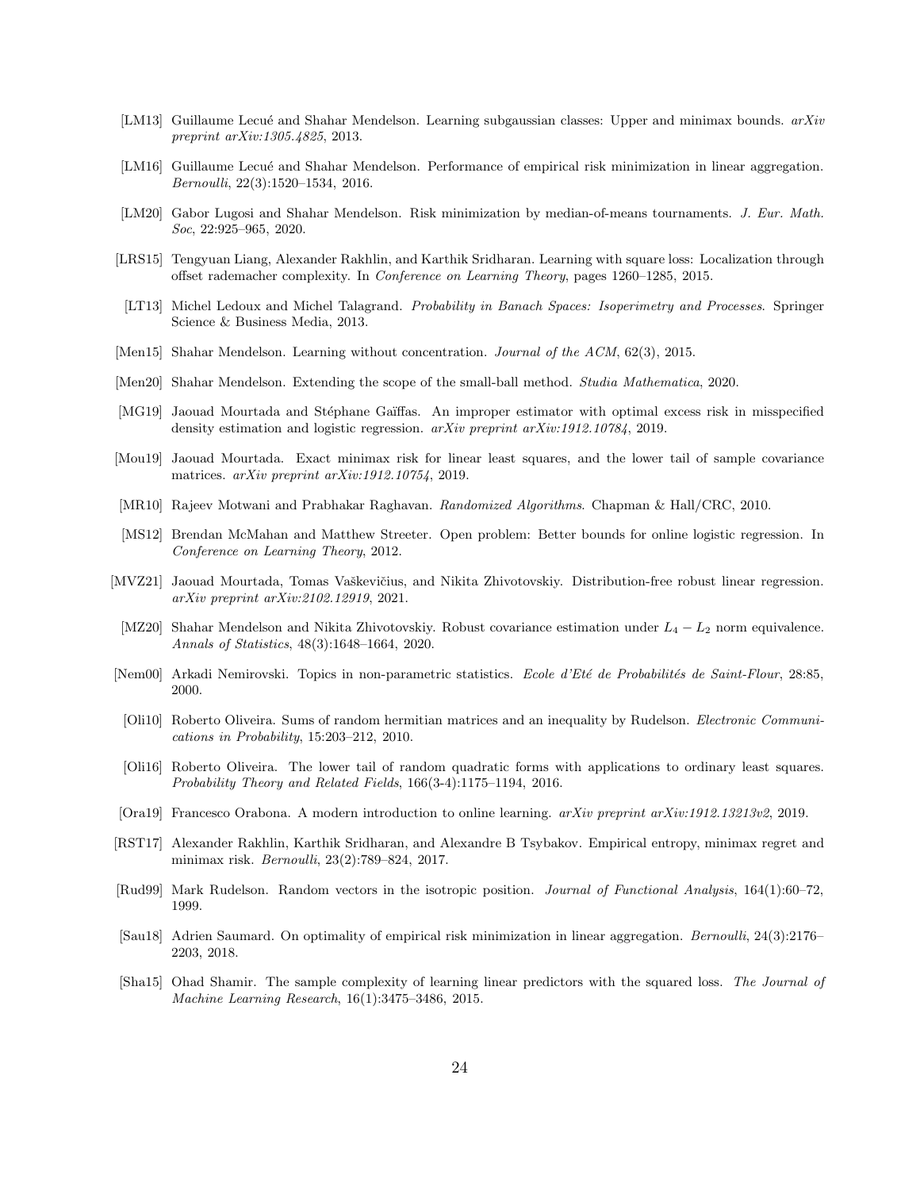[LM13] Guillaume Lecué and Shahar Mendelson. Learning subgaussian classes: Upper and minimax bounds. *arXiv preprint arXiv:1305.4825*, 2013.

[LM16] Guillaume Lecué and Shahar Mendelson. Performance of empirical risk minimization in linear aggregation. *Bernoulli*, 22(3):1520–1534, 2016.

[LM20] Gabor Lugosi and Shahar Mendelson. Risk minimization by median-of-means tournaments. *J. Eur. Math. Soc*, 22:925–965, 2020.

[LRS15] Tengyuan Liang, Alexander Rakhlin, and Karthik Sridharan. Learning with square loss: Localization through offset rademacher complexity. In *Conference on Learning Theory*, pages 1260–1285, 2015.

[LT13] Michel Ledoux and Michel Talagrand. *Probability in Banach Spaces: Isoperimetry and Processes*. Springer Science & Business Media, 2013.

[Men15] Shahar Mendelson. Learning without concentration. *Journal of the ACM*, 62(3), 2015.

[Men20] Shahar Mendelson. Extending the scope of the small-ball method. *Studia Mathematica*, 2020.

[MG19] Jaouad Mourtada and Stéphane Gaïffas. An improper estimator with optimal excess risk in misspecified density estimation and logistic regression. *arXiv preprint arXiv:1912.10784*, 2019.

[Mou19] Jaouad Mourtada. Exact minimax risk for linear least squares, and the lower tail of sample covariance matrices. *arXiv preprint arXiv:1912.10754*, 2019.

[MR10] Rajeev Motwani and Prabhakar Raghavan. *Randomized Algorithms*. Chapman & Hall/CRC, 2010.

[MS12] Brendan McMahan and Matthew Streeter. Open problem: Better bounds for online logistic regression. In *Conference on Learning Theory*, 2012.

[MVZ21] Jaouad Mourtada, Tomas Vaškevičius, and Nikita Zhivotovskiy. Distribution-free robust linear regression. *arXiv preprint arXiv:2102.12919*, 2021.

[MZ20] Shahar Mendelson and Nikita Zhivotovskiy. Robust covariance estimation under $L_4 - L_2$ norm equivalence. *Annals of Statistics*, 48(3):1648–1664, 2020.

[Nem00] Arkadi Nemirovski. Topics in non-parametric statistics. *Ecole d'Eté de Probabilités de Saint-Flour*, 28:85, 2000.

[Oli10] Roberto Oliveira. Sums of random hermitian matrices and an inequality by Rudelson. *Electronic Communications in Probability*, 15:203–212, 2010.

[Oli16] Roberto Oliveira. The lower tail of random quadratic forms with applications to ordinary least squares. *Probability Theory and Related Fields*, 166(3-4):1175–1194, 2016.

[Ora19] Francesco Orabona. A modern introduction to online learning. *arXiv preprint arXiv:1912.13213v2*, 2019.

[RST17] Alexander Rakhlin, Karthik Sridharan, and Alexandre B Tsybakov. Empirical entropy, minimax regret and minimax risk. *Bernoulli*, 23(2):789–824, 2017.

[Rud99] Mark Rudelson. Random vectors in the isotropic position. *Journal of Functional Analysis*, 164(1):60–72, 1999.

[Sau18] Adrien Saumard. On optimality of empirical risk minimization in linear aggregation. *Bernoulli*, 24(3):2176–2203, 2018.

[Sha15] Ohad Shamir. The sample complexity of learning linear predictors with the squared loss. *The Journal of Machine Learning Research*, 16(1):3475–3486, 2015.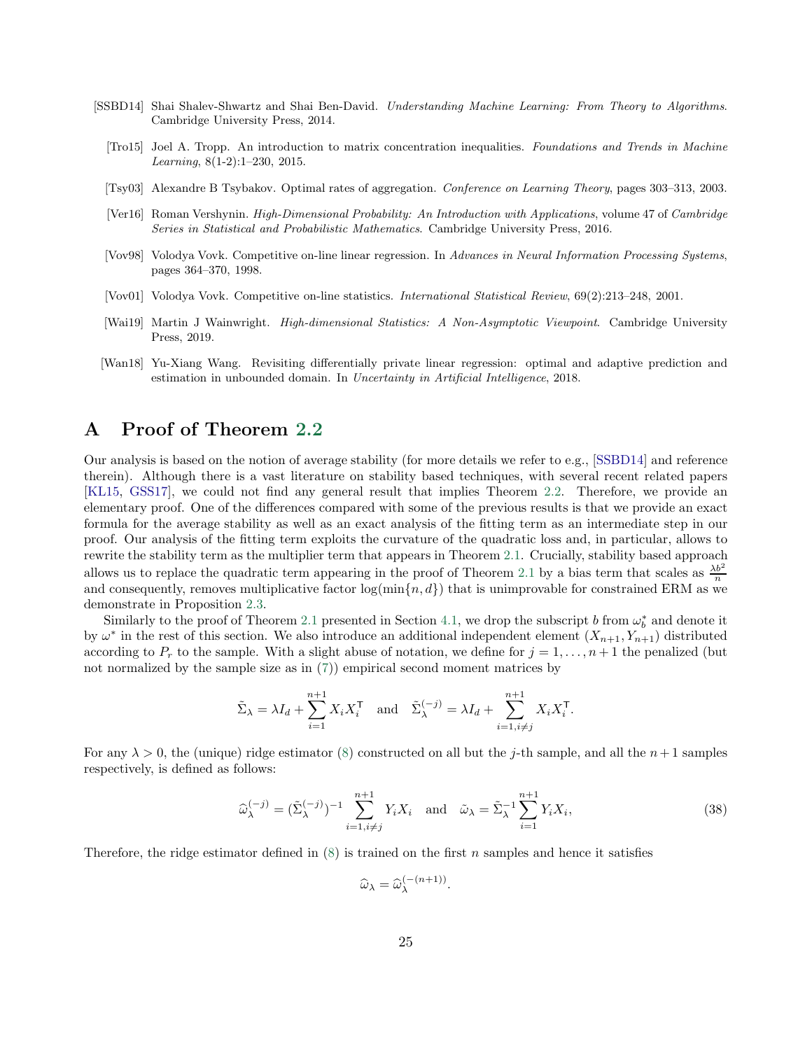[SSBD14] Shai Shalev-Shwartz and Shai Ben-David. *Understanding Machine Learning: From Theory to Algorithms*. Cambridge University Press, 2014.

[Tro15] Joel A. Tropp. An introduction to matrix concentration inequalities. *Foundations and Trends in Machine Learning*, 8(1-2):1–230, 2015.

[Tsy03] Alexandre B Tsybakov. Optimal rates of aggregation. *Conference on Learning Theory*, pages 303–313, 2003.

[Ver16] Roman Vershynin. *High-Dimensional Probability: An Introduction with Applications*, volume 47 of *Cambridge Series in Statistical and Probabilistic Mathematics*. Cambridge University Press, 2016.

[Vov98] Volodya Vovk. Competitive on-line linear regression. In *Advances in Neural Information Processing Systems*, pages 364–370, 1998.

[Vov01] Volodya Vovk. Competitive on-line statistics. *International Statistical Review*, 69(2):213–248, 2001.

[Wai19] Martin J Wainwright. *High-dimensional Statistics: A Non-Asymptotic Viewpoint*. Cambridge University Press, 2019.

[Wan18] Yu-Xiang Wang. Revisiting differentially private linear regression: optimal and adaptive prediction and estimation in unbounded domain. In *Uncertainty in Artificial Intelligence*, 2018.

# A Proof of Theorem 2.2

Our analysis is based on the notion of average stability (for more details we refer to e.g., [SSBD14] and reference therein). Although there is a vast literature on stability based techniques, with several recent related papers [KL15, GSS17], we could not find any general result that implies Theorem 2.2. Therefore, we provide an elementary proof. One of the differences compared with some of the previous results is that we provide an exact formula for the average stability as well as an exact analysis of the fitting term as an intermediate step in our proof. Our analysis of the fitting term exploits the curvature of the quadratic loss and, in particular, allows to rewrite the stability term as the multiplier term that appears in Theorem 2.1. Crucially, stability based approach allows us to replace the quadratic term appearing in the proof of Theorem 2.1 by a bias term that scales as $\frac{\lambda b^2}{n}$ and consequently, removes multiplicative factor $\log(\min\{n, d\})$ that is unimprovable for constrained ERM as we demonstrate in Proposition 2.3.

Similarly to the proof of Theorem 2.1 presented in Section 4.1, we drop the subscript $b$ from $\omega_b^*$ and denote it by $\omega^*$ in the rest of this section. We also introduce an additional independent element $(X_{n+1}, Y_{n+1})$ distributed according to $P_r$ to the sample. With a slight abuse of notation, we define for $j = 1, \ldots, n+1$ the penalized (but not normalized by the sample size as in (7)) empirical second moment matrices by

$$\tilde{\Sigma}_\lambda = \lambda I_d + \sum_{i=1}^{n+1} X_i X_i^\mathsf{T} \quad \text{and} \quad \tilde{\Sigma}_\lambda^{(-j)} = \lambda I_d + \sum_{i=1, i\neq j}^{n+1} X_i X_i^\mathsf{T}.$$

For any $\lambda > 0$, the (unique) ridge estimator (8) constructed on all but the $j$-th sample, and all the $n+1$ samples respectively, is defined as follows:

$$\widehat{\omega}_\lambda^{(-j)} = (\tilde{\Sigma}_\lambda^{(-j)})^{-1} \sum_{i=1, i\neq j}^{n+1} Y_i X_i \quad \text{and} \quad \tilde{\omega}_\lambda = \tilde{\Sigma}_\lambda^{-1} \sum_{i=1}^{n+1} Y_i X_i, \tag{38}$$

Therefore, the ridge estimator defined in (8) is trained on the first $n$ samples and hence it satisfies

$$\widehat{\omega}_\lambda = \widehat{\omega}_\lambda^{(-(n+1))}.$$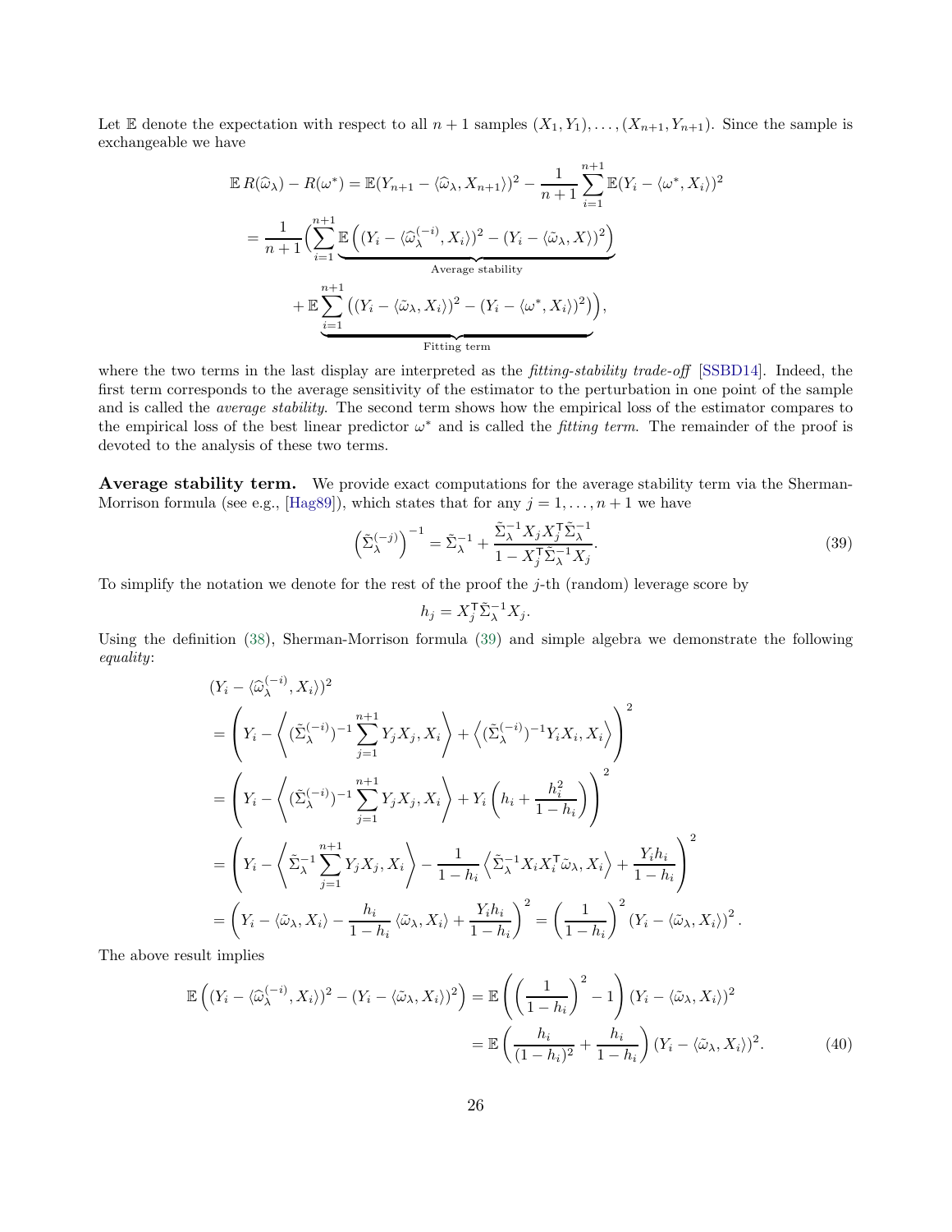Let $\mathbb{E}$ denote the expectation with respect to all $n+1$ samples $(X_1, Y_1), \ldots, (X_{n+1}, Y_{n+1})$. Since the sample is exchangeable we have

$$
\begin{aligned}
\mathbb{E}\, R(\widehat{\omega}_\lambda) - R(\omega^*) &= \mathbb{E}(Y_{n+1} - \langle \widehat{\omega}_\lambda, X_{n+1}\rangle)^2 - \frac{1}{n+1}\sum_{i=1}^{n+1} \mathbb{E}(Y_i - \langle \omega^*, X_i\rangle)^2 \\
&= \frac{1}{n+1}\Big( \sum_{i=1}^{n+1} \underbrace{\mathbb{E}\left( (Y_i - \langle \widehat{\omega}_\lambda^{(-i)}, X_i\rangle)^2 - (Y_i - \langle \tilde{\omega}_\lambda, X\rangle)^2 \right)}_{\text{Average stability}} \\
&\qquad + \underbrace{\mathbb{E}\sum_{i=1}^{n+1} \left( (Y_i - \langle \tilde{\omega}_\lambda, X_i\rangle)^2 - (Y_i - \langle \omega^*, X_i\rangle)^2 \right)}_{\text{Fitting term}} \Big),
\end{aligned}
$$

where the two terms in the last display are interpreted as the *fitting-stability trade-off* [SSBD14]. Indeed, the first term corresponds to the average sensitivity of the estimator to the perturbation in one point of the sample and is called the *average stability*. The second term shows how the empirical loss of the estimator compares to the empirical loss of the best linear predictor $\omega^*$ and is called the *fitting term*. The remainder of the proof is devoted to the analysis of these two terms.

**Average stability term.** We provide exact computations for the average stability term via the Sherman-Morrison formula (see e.g., [Hag89]), which states that for any $j = 1, \ldots, n+1$ we have

$$
\left(\tilde{\Sigma}_\lambda^{(-j)}\right)^{-1} = \tilde{\Sigma}_\lambda^{-1} + \frac{\tilde{\Sigma}_\lambda^{-1} X_j X_j^{\mathsf{T}} \tilde{\Sigma}_\lambda^{-1}}{1 - X_j^{\mathsf{T}} \tilde{\Sigma}_\lambda^{-1} X_j}. \tag{39}
$$

To simplify the notation we denote for the rest of the proof the $j$-th (random) leverage score by

$$
h_j = X_j^{\mathsf{T}} \tilde{\Sigma}_\lambda^{-1} X_j.
$$

Using the definition (38), Sherman-Morrison formula (39) and simple algebra we demonstrate the following *equality*:

$$
\begin{aligned}
&(Y_i - \langle \widehat{\omega}_\lambda^{(-i)}, X_i\rangle)^2 \\
&= \left( Y_i - \left\langle (\tilde{\Sigma}_\lambda^{(-i)})^{-1} \sum_{j=1}^{n+1} Y_j X_j, X_i \right\rangle + \left\langle (\tilde{\Sigma}_\lambda^{(-i)})^{-1} Y_i X_i, X_i \right\rangle \right)^2 \\
&= \left( Y_i - \left\langle (\tilde{\Sigma}_\lambda^{(-i)})^{-1} \sum_{j=1}^{n+1} Y_j X_j, X_i \right\rangle + Y_i \left( h_i + \frac{h_i^2}{1-h_i} \right) \right)^2 \\
&= \left( Y_i - \left\langle \tilde{\Sigma}_\lambda^{-1} \sum_{j=1}^{n+1} Y_j X_j, X_i \right\rangle - \frac{1}{1-h_i}\left\langle \tilde{\Sigma}_\lambda^{-1} X_i X_i^{\mathsf{T}} \tilde{\omega}_\lambda, X_i \right\rangle + \frac{Y_i h_i}{1-h_i} \right)^2 \\
&= \left( Y_i - \langle \tilde{\omega}_\lambda, X_i\rangle - \frac{h_i}{1-h_i}\langle \tilde{\omega}_\lambda, X_i\rangle + \frac{Y_i h_i}{1-h_i} \right)^2 = \left( \frac{1}{1-h_i} \right)^2 (Y_i - \langle \tilde{\omega}_\lambda, X_i\rangle)^2.
\end{aligned}
$$

The above result implies

$$
\begin{aligned}
\mathbb{E}\left( (Y_i - \langle \widehat{\omega}_\lambda^{(-i)}, X_i\rangle)^2 - (Y_i - \langle \tilde{\omega}_\lambda, X_i\rangle)^2 \right) &= \mathbb{E}\left( \left( \frac{1}{1-h_i} \right)^2 - 1 \right) (Y_i - \langle \tilde{\omega}_\lambda, X_i\rangle)^2 \\
&= \mathbb{E}\left( \frac{h_i}{(1-h_i)^2} + \frac{h_i}{1-h_i} \right) (Y_i - \langle \tilde{\omega}_\lambda, X_i\rangle)^2. \qquad (40)
\end{aligned}
$$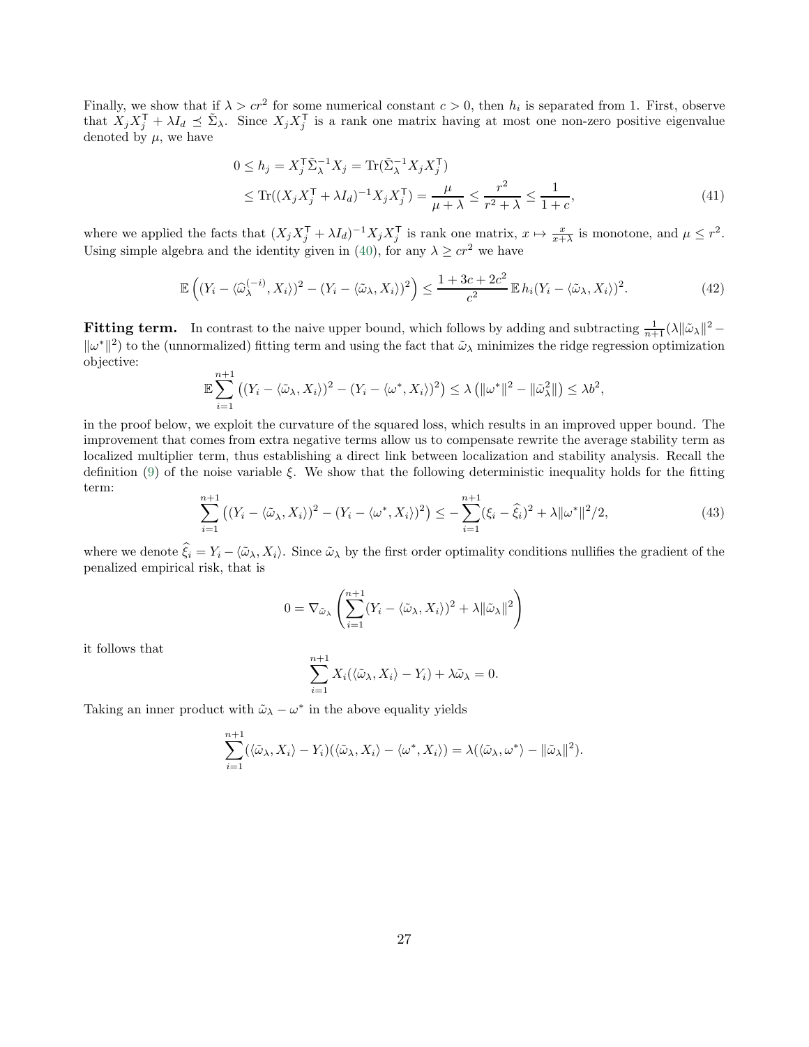Finally, we show that if $\lambda > cr^2$ for some numerical constant $c > 0$, then $h_i$ is separated from 1. First, observe that $X_j X_j^\mathsf{T} + \lambda I_d \preceq \tilde{\Sigma}_\lambda$. Since $X_j X_j^\mathsf{T}$ is a rank one matrix having at most one non-zero positive eigenvalue denoted by $\mu$, we have

$$
\begin{aligned}
0 \leq h_j &= X_j^\mathsf{T} \tilde{\Sigma}_\lambda^{-1} X_j = \operatorname{Tr}(\tilde{\Sigma}_\lambda^{-1} X_j X_j^\mathsf{T}) \\
&\leq \operatorname{Tr}((X_j X_j^\mathsf{T} + \lambda I_d)^{-1} X_j X_j^\mathsf{T}) = \frac{\mu}{\mu + \lambda} \leq \frac{r^2}{r^2 + \lambda} \leq \frac{1}{1+c},
\end{aligned}
\tag{41}
$$

where we applied the facts that $(X_j X_j^\mathsf{T} + \lambda I_d)^{-1} X_j X_j^\mathsf{T}$ is rank one matrix, $x \mapsto \frac{x}{x+\lambda}$ is monotone, and $\mu \leq r^2$. Using simple algebra and the identity given in (40), for any $\lambda \geq cr^2$ we have

$$
\mathbb{E}\left( (Y_i - \langle \widehat{\omega}_\lambda^{(-i)}, X_i \rangle)^2 - (Y_i - \langle \tilde{\omega}_\lambda, X_i \rangle)^2 \right) \leq \frac{1 + 3c + 2c^2}{c^2} \mathbb{E}\, h_i (Y_i - \langle \tilde{\omega}_\lambda, X_i \rangle)^2. \tag{42}
$$

**Fitting term.** In contrast to the naive upper bound, which follows by adding and subtracting $\frac{1}{n+1}(\lambda \|\tilde{\omega}_\lambda\|^2 - \|\omega^*\|^2)$ to the (unnormalized) fitting term and using the fact that $\tilde{\omega}_\lambda$ minimizes the ridge regression optimization objective:

$$
\mathbb{E} \sum_{i=1}^{n+1} \left( (Y_i - \langle \tilde{\omega}_\lambda, X_i \rangle)^2 - (Y_i - \langle \omega^*, X_i \rangle)^2 \right) \leq \lambda \left( \|\omega^*\|^2 - \|\tilde{\omega}_\lambda^2\| \right) \leq \lambda b^2,
$$

in the proof below, we exploit the curvature of the squared loss, which results in an improved upper bound. The improvement that comes from extra negative terms allow us to compensate rewrite the average stability term as localized multiplier term, thus establishing a direct link between localization and stability analysis. Recall the definition (9) of the noise variable $\xi$. We show that the following deterministic inequality holds for the fitting term:

$$
\sum_{i=1}^{n+1} \left( (Y_i - \langle \tilde{\omega}_\lambda, X_i \rangle)^2 - (Y_i - \langle \omega^*, X_i \rangle)^2 \right) \leq - \sum_{i=1}^{n+1} (\xi_i - \widehat{\xi}_i)^2 + \lambda \|\omega^*\|^2 / 2, \tag{43}
$$

where we denote $\widehat{\xi}_i = Y_i - \langle \tilde{\omega}_\lambda, X_i \rangle$. Since $\tilde{\omega}_\lambda$ by the first order optimality conditions nullifies the gradient of the penalized empirical risk, that is

$$
0 = \nabla_{\tilde{\omega}_\lambda} \left( \sum_{i=1}^{n+1} (Y_i - \langle \tilde{\omega}_\lambda, X_i \rangle)^2 + \lambda \|\tilde{\omega}_\lambda\|^2 \right)
$$

it follows that

$$
\sum_{i=1}^{n+1} X_i (\langle \tilde{\omega}_\lambda, X_i \rangle - Y_i) + \lambda \tilde{\omega}_\lambda = 0.
$$

Taking an inner product with $\tilde{\omega}_\lambda - \omega^*$ in the above equality yields

$$
\sum_{i=1}^{n+1} (\langle \tilde{\omega}_\lambda, X_i \rangle - Y_i)(\langle \tilde{\omega}_\lambda, X_i \rangle - \langle \omega^*, X_i \rangle) = \lambda (\langle \tilde{\omega}_\lambda, \omega^* \rangle - \|\tilde{\omega}_\lambda\|^2).
$$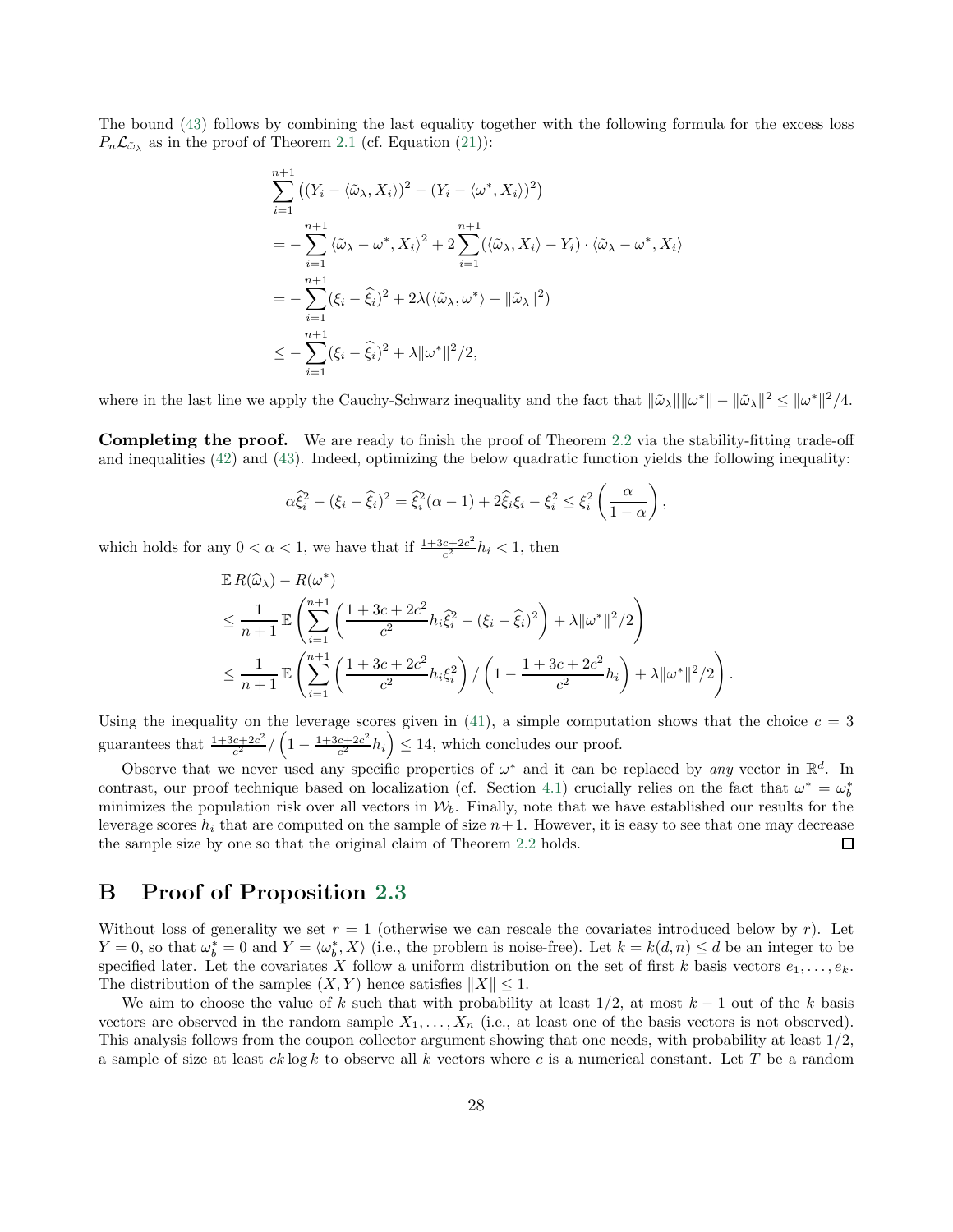The bound (43) follows by combining the last equality together with the following formula for the excess loss $P_n \mathcal{L}_{\tilde{\omega}_\lambda}$ as in the proof of Theorem 2.1 (cf. Equation (21)):

$$
\begin{aligned}
&\sum_{i=1}^{n+1} \left( (Y_i - \langle \tilde{\omega}_\lambda, X_i \rangle)^2 - (Y_i - \langle \omega^*, X_i \rangle)^2 \right) \\
&= -\sum_{i=1}^{n+1} \langle \tilde{\omega}_\lambda - \omega^*, X_i \rangle^2 + 2 \sum_{i=1}^{n+1} (\langle \tilde{\omega}_\lambda, X_i \rangle - Y_i) \cdot \langle \tilde{\omega}_\lambda - \omega^*, X_i \rangle \\
&= -\sum_{i=1}^{n+1} (\xi_i - \widehat{\xi}_i)^2 + 2\lambda (\langle \tilde{\omega}_\lambda, \omega^* \rangle - \|\tilde{\omega}_\lambda\|^2) \\
&\le -\sum_{i=1}^{n+1} (\xi_i - \widehat{\xi}_i)^2 + \lambda \|\omega^*\|^2/2,
\end{aligned}
$$

where in the last line we apply the Cauchy-Schwarz inequality and the fact that $\|\tilde{\omega}_\lambda\|\|\omega^*\| - \|\tilde{\omega}_\lambda\|^2 \le \|\omega^*\|^2/4$.

**Completing the proof.** We are ready to finish the proof of Theorem 2.2 via the stability-fitting trade-off and inequalities (42) and (43). Indeed, optimizing the below quadratic function yields the following inequality:

$$
\alpha \widehat{\xi}_i^2 - (\xi_i - \widehat{\xi}_i)^2 = \widehat{\xi}_i^2 (\alpha - 1) + 2\widehat{\xi}_i \xi_i - \xi_i^2 \le \xi_i^2 \left( \frac{\alpha}{1-\alpha} \right),
$$

which holds for any $0 < \alpha < 1$, we have that if $\frac{1+3c+2c^2}{c^2} h_i < 1$, then

$$
\begin{aligned}
&\mathbb{E}\, R(\widehat{\omega}_\lambda) - R(\omega^*) \\
&\le \frac{1}{n+1} \mathbb{E} \left( \sum_{i=1}^{n+1} \left( \frac{1+3c+2c^2}{c^2} h_i \widehat{\xi}_i^2 - (\xi_i - \widehat{\xi}_i)^2 \right) + \lambda \|\omega^*\|^2/2 \right) \\
&\le \frac{1}{n+1} \mathbb{E} \left( \sum_{i=1}^{n+1} \left( \frac{1+3c+2c^2}{c^2} h_i \xi_i^2 \right) \Big/ \left( 1 - \frac{1+3c+2c^2}{c^2} h_i \right) + \lambda \|\omega^*\|^2/2 \right).
\end{aligned}
$$

Using the inequality on the leverage scores given in (41), a simple computation shows that the choice $c = 3$ guarantees that $\frac{1+3c+2c^2}{c^2} \Big/ \left( 1 - \frac{1+3c+2c^2}{c^2} h_i \right) \le 14$, which concludes our proof.

Observe that we never used any specific properties of $\omega^*$ and it can be replaced by *any* vector in $\mathbb{R}^d$. In contrast, our proof technique based on localization (cf. Section 4.1) crucially relies on the fact that $\omega^* = \omega_b^*$ minimizes the population risk over all vectors in $\mathcal{W}_b$. Finally, note that we have established our results for the leverage scores $h_i$ that are computed on the sample of size $n+1$. However, it is easy to see that one may decrease the sample size by one so that the original claim of Theorem 2.2 holds. ◻

# B Proof of Proposition 2.3

Without loss of generality we set $r = 1$ (otherwise we can rescale the covariates introduced below by $r$). Let $Y = 0$, so that $\omega_b^* = 0$ and $Y = \langle \omega_b^*, X \rangle$ (i.e., the problem is noise-free). Let $k = k(d, n) \le d$ be an integer to be specified later. Let the covariates $X$ follow a uniform distribution on the set of first $k$ basis vectors $e_1, \ldots, e_k$. The distribution of the samples $(X, Y)$ hence satisfies $\|X\| \le 1$.

We aim to choose the value of $k$ such that with probability at least $1/2$, at most $k-1$ out of the $k$ basis vectors are observed in the random sample $X_1, \ldots, X_n$ (i.e., at least one of the basis vectors is not observed). This analysis follows from the coupon collector argument showing that one needs, with probability at least $1/2$, a sample of size at least $ck \log k$ to observe all $k$ vectors where $c$ is a numerical constant. Let $T$ be a random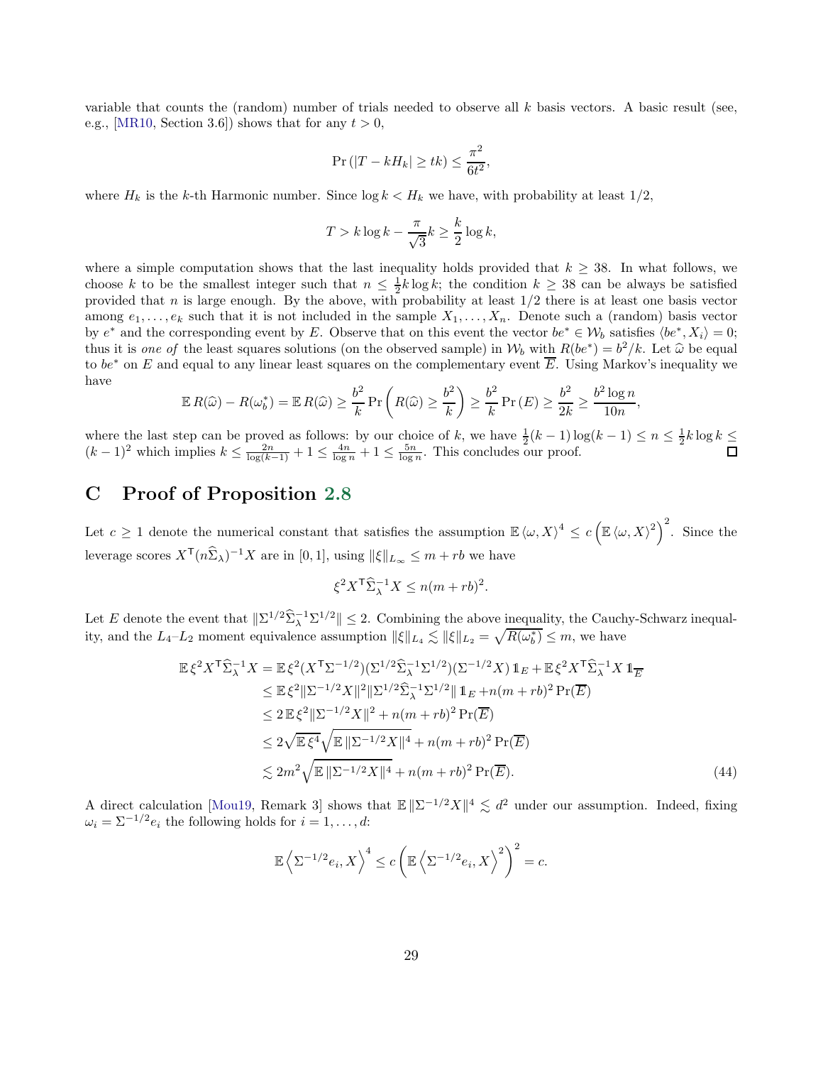variable that counts the (random) number of trials needed to observe all $k$ basis vectors. A basic result (see, e.g., [MR10, Section 3.6]) shows that for any $t > 0$,

$$\Pr\left(|T - kH_k| \geq tk\right) \leq \frac{\pi^2}{6t^2},$$

where $H_k$ is the $k$-th Harmonic number. Since $\log k < H_k$ we have, with probability at least $1/2$,

$$T > k \log k - \frac{\pi}{\sqrt{3}} k \geq \frac{k}{2} \log k,$$

where a simple computation shows that the last inequality holds provided that $k \geq 38$. In what follows, we choose $k$ to be the smallest integer such that $n \leq \frac{1}{2} k \log k$; the condition $k \geq 38$ can be always be satisfied provided that $n$ is large enough. By the above, with probability at least $1/2$ there is at least one basis vector among $e_1, \ldots, e_k$ such that it is not included in the sample $X_1, \ldots, X_n$. Denote such a (random) basis vector by $e^*$ and the corresponding event by $E$. Observe that on this event the vector $be^* \in \mathcal{W}_b$ satisfies $\langle be^*, X_i \rangle = 0$; thus it is *one of* the least squares solutions (on the observed sample) in $\mathcal{W}_b$ with $R(be^*) = b^2/k$. Let $\widehat{\omega}$ be equal to $be^*$ on $E$ and equal to any linear least squares on the complementary event $\overline{E}$. Using Markov's inequality we have

$$\mathbb{E}\, R(\widehat{\omega}) - R(\omega_b^*) = \mathbb{E}\, R(\widehat{\omega}) \geq \frac{b^2}{k} \Pr\left(R(\widehat{\omega}) \geq \frac{b^2}{k}\right) \geq \frac{b^2}{k} \Pr(E) \geq \frac{b^2}{2k} \geq \frac{b^2 \log n}{10n},$$

where the last step can be proved as follows: by our choice of $k$, we have $\frac{1}{2}(k-1)\log(k-1) \leq n \leq \frac{1}{2} k \log k \leq (k-1)^2$ which implies $k \leq \frac{2n}{\log(k-1)} + 1 \leq \frac{4n}{\log n} + 1 \leq \frac{5n}{\log n}$. This concludes our proof. $\square$

## C Proof of Proposition 2.8

Let $c \geq 1$ denote the numerical constant that satisfies the assumption $\mathbb{E}\langle \omega, X \rangle^4 \leq c\left(\mathbb{E}\langle \omega, X \rangle^2\right)^2$. Since the leverage scores $X^\mathsf{T}(n\widehat{\Sigma}_\lambda)^{-1}X$ are in $[0,1]$, using $\|\xi\|_{L_\infty} \leq m + rb$ we have

$$\xi^2 X^\mathsf{T} \widehat{\Sigma}_\lambda^{-1} X \leq n(m+rb)^2.$$

Let $E$ denote the event that $\|\Sigma^{1/2}\widehat{\Sigma}_\lambda^{-1}\Sigma^{1/2}\| \leq 2$. Combining the above inequality, the Cauchy-Schwarz inequality, and the $L_4$–$L_2$ moment equivalence assumption $\|\xi\|_{L_4} \lesssim \|\xi\|_{L_2} = \sqrt{R(\omega_b^*)} \leq m$, we have

$$\begin{aligned}
\mathbb{E}\,\xi^2 X^\mathsf{T}\widehat{\Sigma}_\lambda^{-1}X &= \mathbb{E}\,\xi^2 (X^\mathsf{T}\Sigma^{-1/2})(\Sigma^{1/2}\widehat{\Sigma}_\lambda^{-1}\Sigma^{1/2})(\Sigma^{-1/2}X)\,\mathbb{1}_E + \mathbb{E}\,\xi^2 X^\mathsf{T}\widehat{\Sigma}_\lambda^{-1}X\,\mathbb{1}_{\overline{E}} \\
&\leq \mathbb{E}\,\xi^2 \|\Sigma^{-1/2}X\|^2 \|\Sigma^{1/2}\widehat{\Sigma}_\lambda^{-1}\Sigma^{1/2}\|\,\mathbb{1}_E + n(m+rb)^2 \Pr(\overline{E}) \\
&\leq 2\,\mathbb{E}\,\xi^2 \|\Sigma^{-1/2}X\|^2 + n(m+rb)^2 \Pr(\overline{E}) \\
&\leq 2\sqrt{\mathbb{E}\,\xi^4}\sqrt{\mathbb{E}\,\|\Sigma^{-1/2}X\|^4} + n(m+rb)^2 \Pr(\overline{E}) \\
&\lesssim 2m^2\sqrt{\mathbb{E}\,\|\Sigma^{-1/2}X\|^4} + n(m+rb)^2 \Pr(\overline{E}).
\end{aligned} \tag{44}$$

A direct calculation [Mou19, Remark 3] shows that $\mathbb{E}\,\|\Sigma^{-1/2}X\|^4 \lesssim d^2$ under our assumption. Indeed, fixing $\omega_i = \Sigma^{-1/2}e_i$ the following holds for $i = 1, \ldots, d$:

$$\mathbb{E}\left\langle \Sigma^{-1/2}e_i, X \right\rangle^4 \leq c\left(\mathbb{E}\left\langle \Sigma^{-1/2}e_i, X \right\rangle^2\right)^2 = c.$$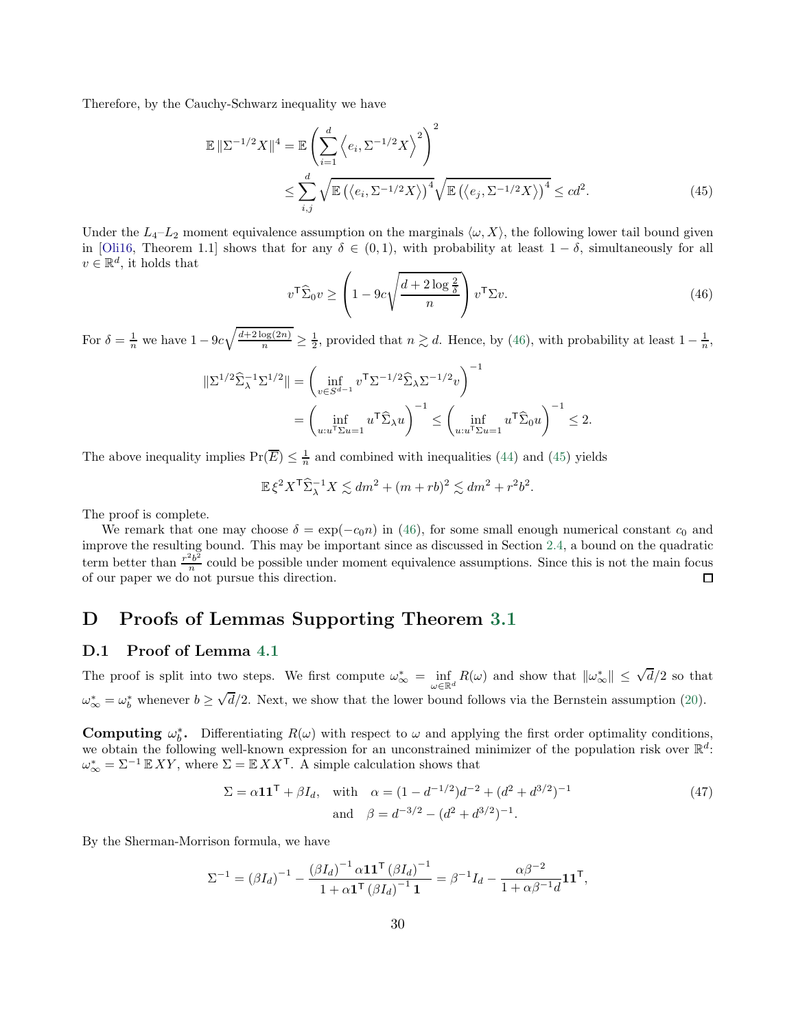Therefore, by the Cauchy-Schwarz inequality we have

$$\mathbb{E}\,\|\Sigma^{-1/2}X\|^4 = \mathbb{E}\left(\sum_{i=1}^d \left\langle e_i, \Sigma^{-1/2}X\right\rangle^2\right)^2 \leq \sum_{i,j}^d \sqrt{\mathbb{E}\left(\left\langle e_i, \Sigma^{-1/2}X\right\rangle\right)^4}\sqrt{\mathbb{E}\left(\left\langle e_j, \Sigma^{-1/2}X\right\rangle\right)^4} \leq cd^2. \tag{45}$$

Under the $L_4$–$L_2$ moment equivalence assumption on the marginals $\langle \omega, X\rangle$, the following lower tail bound given in [Oli16, Theorem 1.1] shows that for any $\delta \in (0,1)$, with probability at least $1-\delta$, simultaneously for all $v \in \mathbb{R}^d$, it holds that

$$v^\mathsf{T}\widehat{\Sigma}_0 v \geq \left(1 - 9c\sqrt{\frac{d + 2\log\frac{2}{\delta}}{n}}\right) v^\mathsf{T}\Sigma v. \tag{46}$$

For $\delta = \frac{1}{n}$ we have $1 - 9c\sqrt{\frac{d+2\log(2n)}{n}} \geq \frac{1}{2}$, provided that $n \gtrsim d$. Hence, by (46), with probability at least $1-\frac{1}{n}$,

$$\|\Sigma^{1/2}\widehat{\Sigma}_\lambda^{-1}\Sigma^{1/2}\| = \left(\inf_{v \in S^{d-1}} v^\mathsf{T}\Sigma^{-1/2}\widehat{\Sigma}_\lambda\Sigma^{-1/2}v\right)^{-1} = \left(\inf_{u: u^\mathsf{T}\Sigma u = 1} u^\mathsf{T}\widehat{\Sigma}_\lambda u\right)^{-1} \leq \left(\inf_{u: u^\mathsf{T}\Sigma u = 1} u^\mathsf{T}\widehat{\Sigma}_0 u\right)^{-1} \leq 2.$$

The above inequality implies $\Pr(\overline{E}) \leq \frac{1}{n}$ and combined with inequalities (44) and (45) yields

$$\mathbb{E}\,\xi^2 X^\mathsf{T}\widehat{\Sigma}_\lambda^{-1}X \lesssim dm^2 + (m + rb)^2 \lesssim dm^2 + r^2b^2.$$

The proof is complete.

We remark that one may choose $\delta = \exp(-c_0 n)$ in (46), for some small enough numerical constant $c_0$ and improve the resulting bound. This may be important since as discussed in Section 2.4, a bound on the quadratic term better than $\frac{r^2b^2}{n}$ could be possible under moment equivalence assumptions. Since this is not the main focus of our paper we do not pursue this direction. ◻

# D Proofs of Lemmas Supporting Theorem 3.1

## D.1 Proof of Lemma 4.1

The proof is split into two steps. We first compute $\omega_\infty^* = \inf_{\omega \in \mathbb{R}^d} R(\omega)$ and show that $\|\omega_\infty^*\| \leq \sqrt{d}/2$ so that $\omega_\infty^* = \omega_b^*$ whenever $b \geq \sqrt{d}/2$. Next, we show that the lower bound follows via the Bernstein assumption (20).

**Computing $\omega_b^*$.** Differentiating $R(\omega)$ with respect to $\omega$ and applying the first order optimality conditions, we obtain the following well-known expression for an unconstrained minimizer of the population risk over $\mathbb{R}^d$: $\omega_\infty^* = \Sigma^{-1}\,\mathbb{E}\,XY$, where $\Sigma = \mathbb{E}\,XX^\mathsf{T}$. A simple calculation shows that

$$\Sigma = \alpha\mathbf{1}\mathbf{1}^\mathsf{T} + \beta I_d, \quad \text{with} \quad \alpha = (1 - d^{-1/2})d^{-2} + (d^2 + d^{3/2})^{-1} \quad \text{and} \quad \beta = d^{-3/2} - (d^2 + d^{3/2})^{-1}. \tag{47}$$

By the Sherman-Morrison formula, we have

$$\Sigma^{-1} = (\beta I_d)^{-1} - \frac{(\beta I_d)^{-1}\alpha\mathbf{1}\mathbf{1}^\mathsf{T}(\beta I_d)^{-1}}{1 + \alpha\mathbf{1}^\mathsf{T}(\beta I_d)^{-1}\mathbf{1}} = \beta^{-1}I_d - \frac{\alpha\beta^{-2}}{1 + \alpha\beta^{-1}d}\mathbf{1}\mathbf{1}^\mathsf{T},$$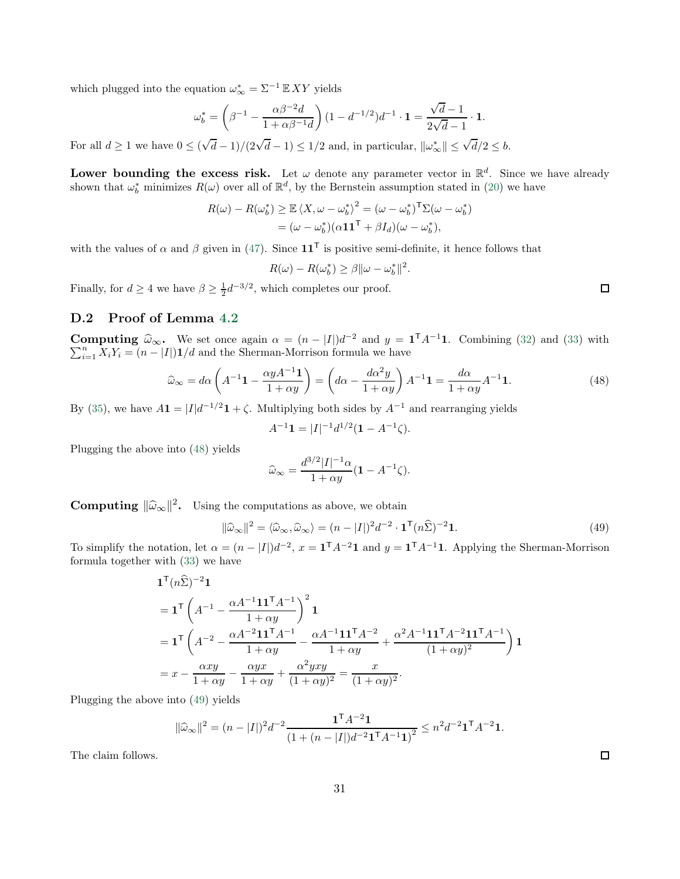which plugged into the equation $\omega^*_\infty = \Sigma^{-1}\,\mathbb{E}\,XY$ yields

$$\omega^*_b = \left(\beta^{-1} - \frac{\alpha\beta^{-2}d}{1+\alpha\beta^{-1}d}\right)(1-d^{-1/2})d^{-1}\cdot\mathbf{1} = \frac{\sqrt{d}-1}{2\sqrt{d}-1}\cdot\mathbf{1}.$$

For all $d \geq 1$ we have $0 \leq (\sqrt{d}-1)/(2\sqrt{d}-1) \leq 1/2$ and, in particular, $\|\omega^*_\infty\| \leq \sqrt{d}/2 \leq b$.

**Lower bounding the excess risk.** Let $\omega$ denote any parameter vector in $\mathbb{R}^d$. Since we have already shown that $\omega^*_b$ minimizes $R(\omega)$ over all of $\mathbb{R}^d$, by the Bernstein assumption stated in (20) we have

$$\begin{aligned} R(\omega) - R(\omega^*_b) &\geq \mathbb{E}\,\langle X, \omega - \omega^*_b\rangle^2 = (\omega-\omega^*_b)^\mathsf{T}\Sigma(\omega-\omega^*_b) \\ &= (\omega-\omega^*_b)(\alpha\mathbf{1}\mathbf{1}^\mathsf{T} + \beta I_d)(\omega-\omega^*_b), \end{aligned}$$

with the values of $\alpha$ and $\beta$ given in (47). Since $\mathbf{1}\mathbf{1}^\mathsf{T}$ is positive semi-definite, it hence follows that

$$R(\omega) - R(\omega^*_b) \geq \beta\|\omega - \omega^*_b\|^2.$$

Finally, for $d \geq 4$ we have $\beta \geq \frac{1}{2}d^{-3/2}$, which completes our proof. ∎

## D.2 Proof of Lemma 4.2

**Computing $\widehat{\omega}_\infty$.** We set once again $\alpha = (n-|I|)d^{-2}$ and $y = \mathbf{1}^\mathsf{T}A^{-1}\mathbf{1}$. Combining (32) and (33) with $\sum_{i=1}^n X_iY_i = (n-|I|)\mathbf{1}/d$ and the Sherman-Morrison formula we have

$$\widehat{\omega}_\infty = d\alpha\left(A^{-1}\mathbf{1} - \frac{\alpha y A^{-1}\mathbf{1}}{1+\alpha y}\right) = \left(d\alpha - \frac{d\alpha^2 y}{1+\alpha y}\right)A^{-1}\mathbf{1} = \frac{d\alpha}{1+\alpha y}A^{-1}\mathbf{1}. \tag{48}$$

By (35), we have $A\mathbf{1} = |I|d^{-1/2}\mathbf{1} + \zeta$. Multiplying both sides by $A^{-1}$ and rearranging yields

$$A^{-1}\mathbf{1} = |I|^{-1}d^{1/2}(\mathbf{1} - A^{-1}\zeta).$$

Plugging the above into (48) yields

$$\widehat{\omega}_\infty = \frac{d^{3/2}|I|^{-1}\alpha}{1+\alpha y}(\mathbf{1} - A^{-1}\zeta).$$

**Computing $\|\widehat{\omega}_\infty\|^2$.** Using the computations as above, we obtain

$$\|\widehat{\omega}_\infty\|^2 = \langle\widehat{\omega}_\infty, \widehat{\omega}_\infty\rangle = (n-|I|)^2d^{-2}\cdot\mathbf{1}^\mathsf{T}(n\widehat{\Sigma})^{-2}\mathbf{1}. \tag{49}$$

To simplify the notation, let $\alpha = (n-|I|)d^{-2}$, $x = \mathbf{1}^\mathsf{T}A^{-2}\mathbf{1}$ and $y = \mathbf{1}^\mathsf{T}A^{-1}\mathbf{1}$. Applying the Sherman-Morrison formula together with (33) we have

$$\begin{aligned} &\mathbf{1}^\mathsf{T}(n\widehat{\Sigma})^{-2}\mathbf{1} \\ &= \mathbf{1}^\mathsf{T}\left(A^{-1} - \frac{\alpha A^{-1}\mathbf{1}\mathbf{1}^\mathsf{T}A^{-1}}{1+\alpha y}\right)^2\mathbf{1} \\ &= \mathbf{1}^\mathsf{T}\left(A^{-2} - \frac{\alpha A^{-2}\mathbf{1}\mathbf{1}^\mathsf{T}A^{-1}}{1+\alpha y} - \frac{\alpha A^{-1}\mathbf{1}\mathbf{1}^\mathsf{T}A^{-2}}{1+\alpha y} + \frac{\alpha^2 A^{-1}\mathbf{1}\mathbf{1}^\mathsf{T}A^{-2}\mathbf{1}\mathbf{1}^\mathsf{T}A^{-1}}{(1+\alpha y)^2}\right)\mathbf{1} \\ &= x - \frac{\alpha xy}{1+\alpha y} - \frac{\alpha yx}{1+\alpha y} + \frac{\alpha^2 yxy}{(1+\alpha y)^2} = \frac{x}{(1+\alpha y)^2}. \end{aligned}$$

Plugging the above into (49) yields

$$\|\widehat{\omega}_\infty\|^2 = (n-|I|)^2d^{-2}\frac{\mathbf{1}^\mathsf{T}A^{-2}\mathbf{1}}{\left(1+(n-|I|)d^{-2}\mathbf{1}^\mathsf{T}A^{-1}\mathbf{1}\right)^2} \leq n^2d^{-2}\mathbf{1}^\mathsf{T}A^{-2}\mathbf{1}.$$

The claim follows. ∎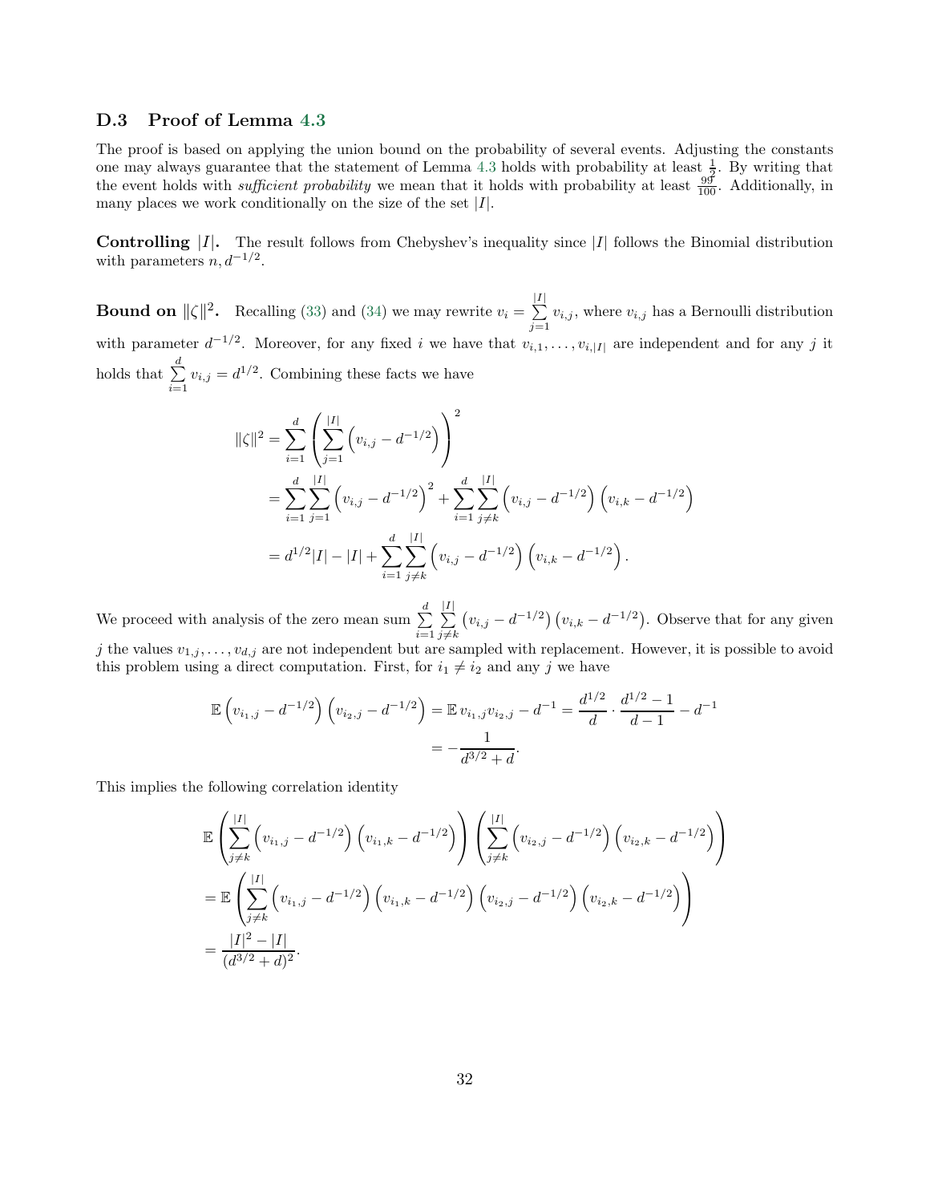### D.3 Proof of Lemma 4.3

The proof is based on applying the union bound on the probability of several events. Adjusting the constants one may always guarantee that the statement of Lemma 4.3 holds with probability at least $\frac{1}{2}$. By writing that the event holds with *sufficient probability* we mean that it holds with probability at least $\frac{99}{100}$. Additionally, in many places we work conditionally on the size of the set $|I|$.

**Controlling $|I|$.** The result follows from Chebyshev's inequality since $|I|$ follows the Binomial distribution with parameters $n, d^{-1/2}$.

**Bound on $\|\zeta\|^2$.** Recalling (33) and (34) we may rewrite $v_i = \sum_{j=1}^{|I|} v_{i,j}$, where $v_{i,j}$ has a Bernoulli distribution with parameter $d^{-1/2}$. Moreover, for any fixed $i$ we have that $v_{i,1}, \ldots, v_{i,|I|}$ are independent and for any $j$ it holds that $\sum_{i=1}^{d} v_{i,j} = d^{1/2}$. Combining these facts we have

$$
\begin{aligned}
\|\zeta\|^2 &= \sum_{i=1}^{d} \left( \sum_{j=1}^{|I|} \left( v_{i,j} - d^{-1/2} \right) \right)^2 \\
&= \sum_{i=1}^{d} \sum_{j=1}^{|I|} \left( v_{i,j} - d^{-1/2} \right)^2 + \sum_{i=1}^{d} \sum_{j \neq k}^{|I|} \left( v_{i,j} - d^{-1/2} \right) \left( v_{i,k} - d^{-1/2} \right) \\
&= d^{1/2}|I| - |I| + \sum_{i=1}^{d} \sum_{j \neq k}^{|I|} \left( v_{i,j} - d^{-1/2} \right) \left( v_{i,k} - d^{-1/2} \right).
\end{aligned}
$$

We proceed with analysis of the zero mean sum $\sum_{i=1}^{d} \sum_{j \neq k}^{|I|} \left( v_{i,j} - d^{-1/2} \right) \left( v_{i,k} - d^{-1/2} \right)$. Observe that for any given $j$ the values $v_{1,j}, \ldots, v_{d,j}$ are not independent but are sampled with replacement. However, it is possible to avoid this problem using a direct computation. First, for $i_1 \neq i_2$ and any $j$ we have

$$
\begin{aligned}
\mathbb{E} \left( v_{i_1,j} - d^{-1/2} \right) \left( v_{i_2,j} - d^{-1/2} \right) = \mathbb{E}\, v_{i_1,j} v_{i_2,j} - d^{-1} &= \frac{d^{1/2}}{d} \cdot \frac{d^{1/2} - 1}{d - 1} - d^{-1} \\
&= -\frac{1}{d^{3/2} + d}.
\end{aligned}
$$

This implies the following correlation identity

$$
\begin{aligned}
&\mathbb{E} \left( \sum_{j \neq k}^{|I|} \left( v_{i_1,j} - d^{-1/2} \right) \left( v_{i_1,k} - d^{-1/2} \right) \right) \left( \sum_{j \neq k}^{|I|} \left( v_{i_2,j} - d^{-1/2} \right) \left( v_{i_2,k} - d^{-1/2} \right) \right) \\
&= \mathbb{E} \left( \sum_{j \neq k}^{|I|} \left( v_{i_1,j} - d^{-1/2} \right) \left( v_{i_1,k} - d^{-1/2} \right) \left( v_{i_2,j} - d^{-1/2} \right) \left( v_{i_2,k} - d^{-1/2} \right) \right) \\
&= \frac{|I|^2 - |I|}{(d^{3/2} + d)^2}.
\end{aligned}
$$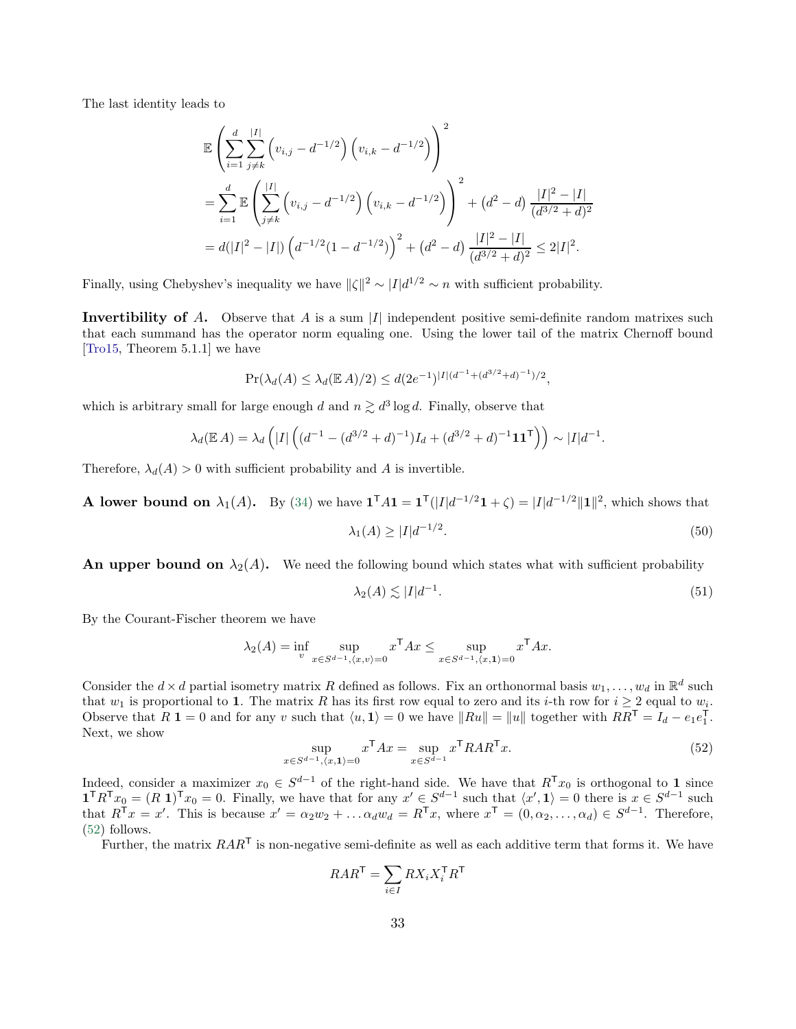The last identity leads to

$$
\begin{aligned}
&\mathbb{E}\left(\sum_{i=1}^{d}\sum_{j\neq k}^{|I|}\left(v_{i,j}-d^{-1/2}\right)\left(v_{i,k}-d^{-1/2}\right)\right)^2 \\
&=\sum_{i=1}^{d}\mathbb{E}\left(\sum_{j\neq k}^{|I|}\left(v_{i,j}-d^{-1/2}\right)\left(v_{i,k}-d^{-1/2}\right)\right)^2+\left(d^2-d\right)\frac{|I|^2-|I|}{(d^{3/2}+d)^2} \\
&=d(|I|^2-|I|)\left(d^{-1/2}(1-d^{-1/2})\right)^2+\left(d^2-d\right)\frac{|I|^2-|I|}{(d^{3/2}+d)^2}\leq 2|I|^2.
\end{aligned}
$$

Finally, using Chebyshev's inequality we have $\|\zeta\|^2\sim|I|d^{1/2}\sim n$ with sufficient probability.

**Invertibility of $A$.** Observe that $A$ is a sum $|I|$ independent positive semi-definite random matrixes such that each summand has the operator norm equaling one. Using the lower tail of the matrix Chernoff bound [Tro15, Theorem 5.1.1] we have

$$
\Pr(\lambda_d(A)\leq\lambda_d(\mathbb{E}\,A)/2)\leq d(2e^{-1})^{|I|(d^{-1}+(d^{3/2}+d)^{-1})/2},
$$

which is arbitrary small for large enough $d$ and $n\gtrsim d^3\log d$. Finally, observe that

$$
\lambda_d(\mathbb{E}\,A)=\lambda_d\left(|I|\left((d^{-1}-(d^{3/2}+d)^{-1})I_d+(d^{3/2}+d)^{-1}\mathbf{1}\mathbf{1}^\mathsf{T}\right)\right)\sim|I|d^{-1}.
$$

Therefore, $\lambda_d(A)>0$ with sufficient probability and $A$ is invertible.

**A lower bound on $\lambda_1(A)$.** By (34) we have $\mathbf{1}^\mathsf{T}A\mathbf{1}=\mathbf{1}^\mathsf{T}(|I|d^{-1/2}\mathbf{1}+\zeta)=|I|d^{-1/2}\|\mathbf{1}\|^2$, which shows that

$$
\lambda_1(A)\geq|I|d^{-1/2}. \tag{50}
$$

**An upper bound on $\lambda_2(A)$.** We need the following bound which states what with sufficient probability

$$
\lambda_2(A)\lesssim|I|d^{-1}. \tag{51}
$$

By the Courant-Fischer theorem we have

$$
\lambda_2(A)=\inf_v\sup_{x\in S^{d-1},\langle x,v\rangle=0}x^\mathsf{T}Ax\leq\sup_{x\in S^{d-1},\langle x,\mathbf{1}\rangle=0}x^\mathsf{T}Ax.
$$

Consider the $d\times d$ partial isometry matrix $R$ defined as follows. Fix an orthonormal basis $w_1,\ldots,w_d$ in $\mathbb{R}^d$ such that $w_1$ is proportional to $\mathbf{1}$. The matrix $R$ has its first row equal to zero and its $i$-th row for $i\geq 2$ equal to $w_i$. Observe that $R\,\mathbf{1}=0$ and for any $v$ such that $\langle u,\mathbf{1}\rangle=0$ we have $\|Ru\|=\|u\|$ together with $RR^\mathsf{T}=I_d-e_1e_1^\mathsf{T}$. Next, we show

$$
\sup_{x\in S^{d-1},\langle x,\mathbf{1}\rangle=0}x^\mathsf{T}Ax=\sup_{x\in S^{d-1}}x^\mathsf{T}RAR^\mathsf{T}x. \tag{52}
$$

Indeed, consider a maximizer $x_0\in S^{d-1}$ of the right-hand side. We have that $R^\mathsf{T}x_0$ is orthogonal to $\mathbf{1}$ since $\mathbf{1}^\mathsf{T}R^\mathsf{T}x_0=(R\,\mathbf{1})^\mathsf{T}x_0=0$. Finally, we have that for any $x'\in S^{d-1}$ such that $\langle x',\mathbf{1}\rangle=0$ there is $x\in S^{d-1}$ such that $R^\mathsf{T}x=x'$. This is because $x'=\alpha_2w_2+\ldots\alpha_dw_d=R^\mathsf{T}x$, where $x^\mathsf{T}=(0,\alpha_2,\ldots,\alpha_d)\in S^{d-1}$. Therefore, (52) follows.

Further, the matrix $RAR^\mathsf{T}$ is non-negative semi-definite as well as each additive term that forms it. We have

$$
RAR^\mathsf{T}=\sum_{i\in I}RX_iX_i^\mathsf{T}R^\mathsf{T}
$$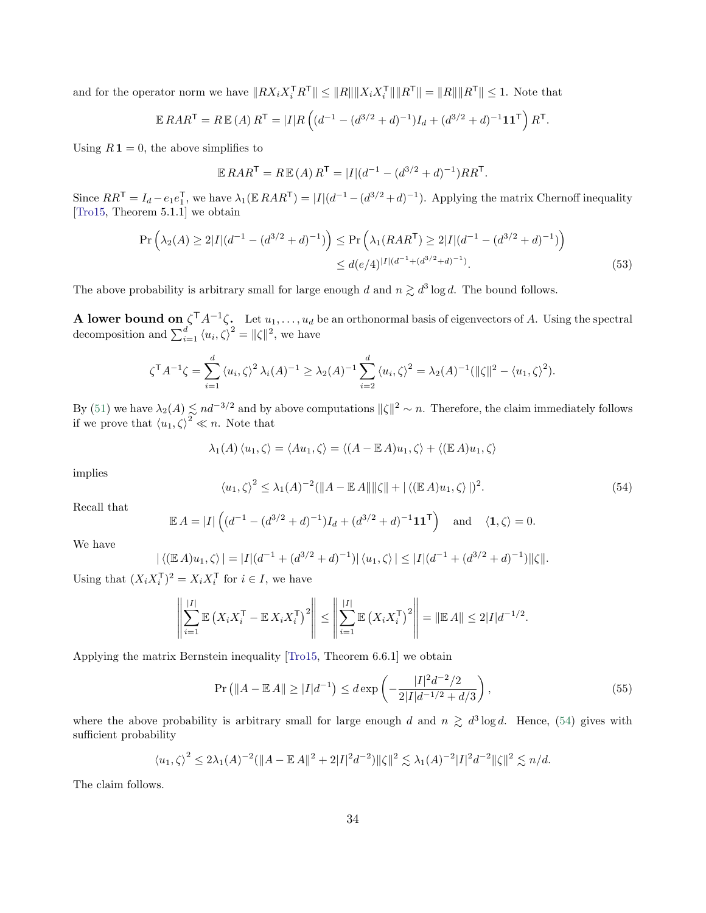and for the operator norm we have $\|RX_iX_i^\mathsf{T}R^\mathsf{T}\| \le \|R\|\|X_iX_i^\mathsf{T}\|\|R^\mathsf{T}\| = \|R\|\|R^\mathsf{T}\| \le 1$. Note that

$$\mathbb{E}\, RAR^\mathsf{T} = R\,\mathbb{E}\,(A)\,R^\mathsf{T} = |I|R\left((d^{-1} - (d^{3/2}+d)^{-1})I_d + (d^{3/2}+d)^{-1}\mathbf{1}\mathbf{1}^\mathsf{T}\right)R^\mathsf{T}.$$

Using $R\,\mathbf{1} = 0$, the above simplifies to

$$\mathbb{E}\, RAR^\mathsf{T} = R\,\mathbb{E}\,(A)\,R^\mathsf{T} = |I|(d^{-1} - (d^{3/2}+d)^{-1})RR^\mathsf{T}.$$

Since $RR^\mathsf{T} = I_d - e_1e_1^\mathsf{T}$, we have $\lambda_1(\mathbb{E}\, RAR^\mathsf{T}) = |I|(d^{-1} - (d^{3/2}+d)^{-1})$. Applying the matrix Chernoff inequality [Tro15, Theorem 5.1.1] we obtain

$$\begin{aligned}\Pr\left(\lambda_2(A) \ge 2|I|(d^{-1} - (d^{3/2}+d)^{-1})\right) &\le \Pr\left(\lambda_1(RAR^\mathsf{T}) \ge 2|I|(d^{-1} - (d^{3/2}+d)^{-1})\right)\\ &\le d(e/4)^{|I|(d^{-1}+(d^{3/2}+d)^{-1})}.\end{aligned} \tag{53}$$

The above probability is arbitrary small for large enough $d$ and $n \gtrsim d^3 \log d$. The bound follows.

**A lower bound on $\zeta^\mathsf{T}A^{-1}\zeta$.** Let $u_1,\ldots,u_d$ be an orthonormal basis of eigenvectors of $A$. Using the spectral decomposition and $\sum_{i=1}^d \langle u_i, \zeta\rangle^2 = \|\zeta\|^2$, we have

$$\zeta^\mathsf{T}A^{-1}\zeta = \sum_{i=1}^d \langle u_i,\zeta\rangle^2 \lambda_i(A)^{-1} \ge \lambda_2(A)^{-1}\sum_{i=2}^d \langle u_i,\zeta\rangle^2 = \lambda_2(A)^{-1}(\|\zeta\|^2 - \langle u_1,\zeta\rangle^2).$$

By (51) we have $\lambda_2(A) \lesssim nd^{-3/2}$ and by above computations $\|\zeta\|^2 \sim n$. Therefore, the claim immediately follows if we prove that $\langle u_1,\zeta\rangle^2 \ll n$. Note that

$$\lambda_1(A)\langle u_1,\zeta\rangle = \langle Au_1,\zeta\rangle = \langle (A-\mathbb{E}\,A)u_1,\zeta\rangle + \langle (\mathbb{E}\,A)u_1,\zeta\rangle$$

implies

$$\langle u_1,\zeta\rangle^2 \le \lambda_1(A)^{-2}(\|A-\mathbb{E}\,A\|\|\zeta\| + |\langle (\mathbb{E}\,A)u_1,\zeta\rangle|)^2. \tag{54}$$

Recall that

$$\mathbb{E}\,A = |I|\left((d^{-1} - (d^{3/2}+d)^{-1})I_d + (d^{3/2}+d)^{-1}\mathbf{1}\mathbf{1}^\mathsf{T}\right) \quad \text{and} \quad \langle \mathbf{1},\zeta\rangle = 0.$$

We have

$$|\langle (\mathbb{E}\,A)u_1,\zeta\rangle| = |I|(d^{-1} + (d^{3/2}+d)^{-1})|\langle u_1,\zeta\rangle| \le |I|(d^{-1} + (d^{3/2}+d)^{-1})\|\zeta\|.$$

Using that $(X_iX_i^\mathsf{T})^2 = X_iX_i^\mathsf{T}$ for $i \in I$, we have

$$\left\|\sum_{i=1}^{|I|}\mathbb{E}\left(X_iX_i^\mathsf{T} - \mathbb{E}\,X_iX_i^\mathsf{T}\right)^2\right\| \le \left\|\sum_{i=1}^{|I|}\mathbb{E}\left(X_iX_i^\mathsf{T}\right)^2\right\| = \|\mathbb{E}\,A\| \le 2|I|d^{-1/2}.$$

Applying the matrix Bernstein inequality [Tro15, Theorem 6.6.1] we obtain

$$\Pr\left(\|A-\mathbb{E}\,A\| \ge |I|d^{-1}\right) \le d\exp\left(-\frac{|I|^2d^{-2}/2}{2|I|d^{-1/2} + d/3}\right), \tag{55}$$

where the above probability is arbitrary small for large enough $d$ and $n \gtrsim d^3\log d$. Hence, (54) gives with sufficient probability

$$\langle u_1,\zeta\rangle^2 \le 2\lambda_1(A)^{-2}(\|A-\mathbb{E}\,A\|^2 + 2|I|^2d^{-2})\|\zeta\|^2 \lesssim \lambda_1(A)^{-2}|I|^2d^{-2}\|\zeta\|^2 \lesssim n/d.$$

The claim follows.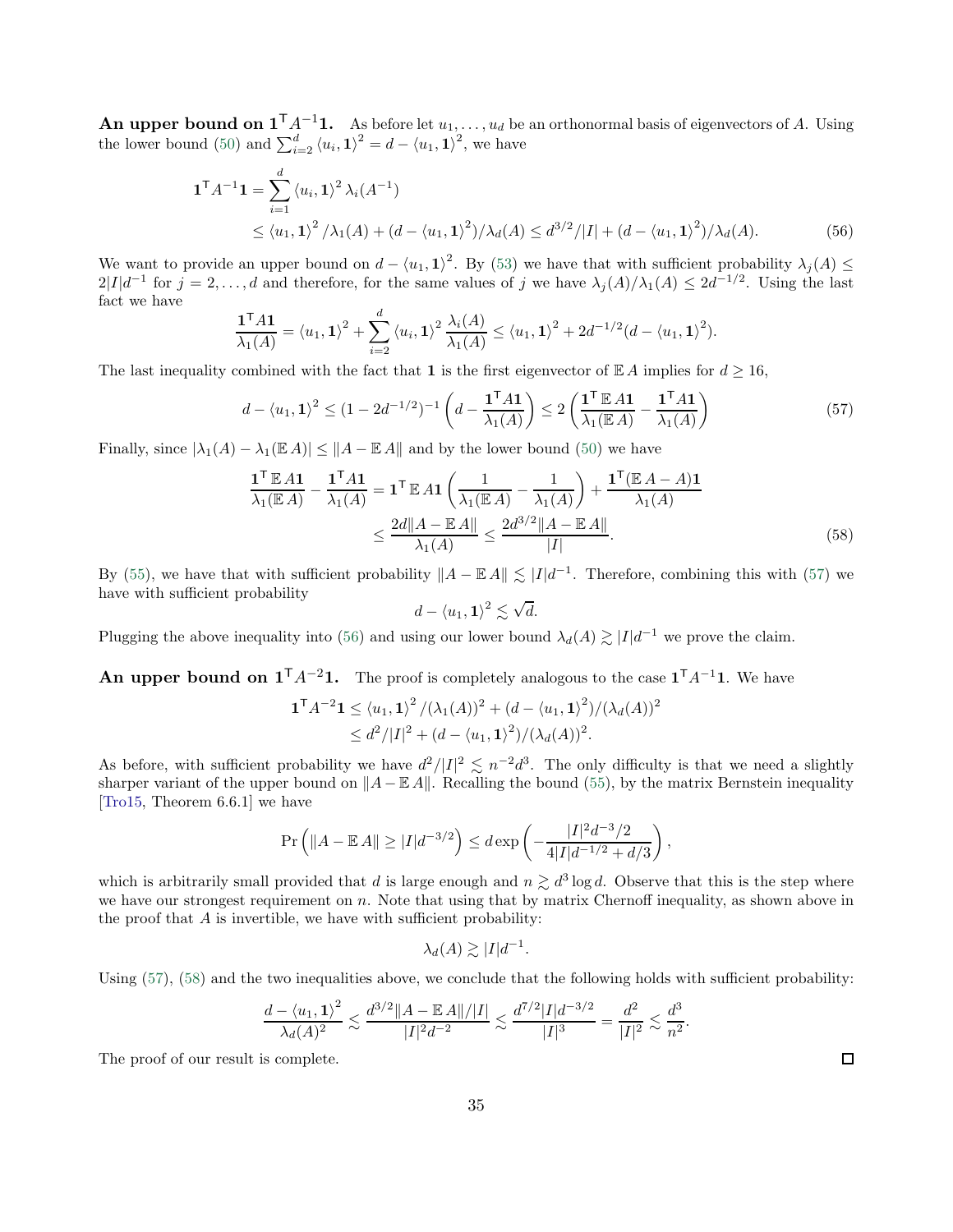**An upper bound on $\mathbf{1}^\mathsf{T} A^{-1}\mathbf{1}$.** As before let $u_1, \dots, u_d$ be an orthonormal basis of eigenvectors of $A$. Using the lower bound (50) and $\sum_{i=2}^d \langle u_i, \mathbf{1}\rangle^2 = d - \langle u_1, \mathbf{1}\rangle^2$, we have

$$
\begin{aligned}
\mathbf{1}^\mathsf{T} A^{-1}\mathbf{1} &= \sum_{i=1}^d \langle u_i, \mathbf{1}\rangle^2 \lambda_i(A^{-1}) \\
&\le \langle u_1, \mathbf{1}\rangle^2 / \lambda_1(A) + (d - \langle u_1, \mathbf{1}\rangle^2)/\lambda_d(A) \le d^{3/2}/|I| + (d - \langle u_1, \mathbf{1}\rangle^2)/\lambda_d(A). \qquad (56)
\end{aligned}
$$

We want to provide an upper bound on $d - \langle u_1, \mathbf{1}\rangle^2$. By (53) we have that with sufficient probability $\lambda_j(A) \le 2|I|d^{-1}$ for $j = 2, \dots, d$ and therefore, for the same values of $j$ we have $\lambda_j(A)/\lambda_1(A) \le 2d^{-1/2}$. Using the last fact we have

$$
\frac{\mathbf{1}^\mathsf{T} A \mathbf{1}}{\lambda_1(A)} = \langle u_1, \mathbf{1}\rangle^2 + \sum_{i=2}^d \langle u_i, \mathbf{1}\rangle^2 \frac{\lambda_i(A)}{\lambda_1(A)} \le \langle u_1, \mathbf{1}\rangle^2 + 2d^{-1/2}(d - \langle u_1, \mathbf{1}\rangle^2).
$$

The last inequality combined with the fact that $\mathbf{1}$ is the first eigenvector of $\mathbb{E}\, A$ implies for $d \ge 16$,

$$
d - \langle u_1, \mathbf{1}\rangle^2 \le (1 - 2d^{-1/2})^{-1} \left( d - \frac{\mathbf{1}^\mathsf{T} A \mathbf{1}}{\lambda_1(A)} \right) \le 2 \left( \frac{\mathbf{1}^\mathsf{T}\, \mathbb{E}\, A \mathbf{1}}{\lambda_1(\mathbb{E}\, A)} - \frac{\mathbf{1}^\mathsf{T} A \mathbf{1}}{\lambda_1(A)} \right) \qquad (57)
$$

Finally, since $|\lambda_1(A) - \lambda_1(\mathbb{E}\, A)| \le \|A - \mathbb{E}\, A\|$ and by the lower bound (50) we have

$$
\begin{aligned}
\frac{\mathbf{1}^\mathsf{T}\, \mathbb{E}\, A \mathbf{1}}{\lambda_1(\mathbb{E}\, A)} - \frac{\mathbf{1}^\mathsf{T} A \mathbf{1}}{\lambda_1(A)} &= \mathbf{1}^\mathsf{T}\, \mathbb{E}\, A \mathbf{1} \left( \frac{1}{\lambda_1(\mathbb{E}\, A)} - \frac{1}{\lambda_1(A)} \right) + \frac{\mathbf{1}^\mathsf{T}(\mathbb{E}\, A - A)\mathbf{1}}{\lambda_1(A)} \\
&\le \frac{2d\|A - \mathbb{E}\, A\|}{\lambda_1(A)} \le \frac{2d^{3/2}\|A - \mathbb{E}\, A\|}{|I|}. \qquad (58)
\end{aligned}
$$

By (55), we have that with sufficient probability $\|A - \mathbb{E}\, A\| \lesssim |I|d^{-1}$. Therefore, combining this with (57) we have with sufficient probability

$$
d - \langle u_1, \mathbf{1}\rangle^2 \lesssim \sqrt{d}.
$$

Plugging the above inequality into (56) and using our lower bound $\lambda_d(A) \gtrsim |I|d^{-1}$ we prove the claim.

**An upper bound on $\mathbf{1}^\mathsf{T} A^{-2}\mathbf{1}$.** The proof is completely analogous to the case $\mathbf{1}^\mathsf{T} A^{-1}\mathbf{1}$. We have

$$
\begin{aligned}
\mathbf{1}^\mathsf{T} A^{-2}\mathbf{1} &\le \langle u_1, \mathbf{1}\rangle^2 / (\lambda_1(A))^2 + (d - \langle u_1, \mathbf{1}\rangle^2)/(\lambda_d(A))^2 \\
&\le d^2/|I|^2 + (d - \langle u_1, \mathbf{1}\rangle^2)/(\lambda_d(A))^2.
\end{aligned}
$$

As before, with sufficient probability we have $d^2/|I|^2 \lesssim n^{-2}d^3$. The only difficulty is that we need a slightly sharper variant of the upper bound on $\|A - \mathbb{E}\, A\|$. Recalling the bound (55), by the matrix Bernstein inequality [Tro15, Theorem 6.6.1] we have

$$
\Pr\left( \|A - \mathbb{E}\, A\| \ge |I|d^{-3/2} \right) \le d \exp\left( - \frac{|I|^2 d^{-3}/2}{4|I|d^{-1/2} + d/3} \right),
$$

which is arbitrarily small provided that $d$ is large enough and $n \gtrsim d^3 \log d$. Observe that this is the step where we have our strongest requirement on $n$. Note that using that by matrix Chernoff inequality, as shown above in the proof that $A$ is invertible, we have with sufficient probability:

$$
\lambda_d(A) \gtrsim |I|d^{-1}.
$$

Using (57), (58) and the two inequalities above, we conclude that the following holds with sufficient probability:

$$
\frac{d - \langle u_1, \mathbf{1}\rangle^2}{\lambda_d(A)^2} \lesssim \frac{d^{3/2}\|A - \mathbb{E}\, A\|/|I|}{|I|^2 d^{-2}} \lesssim \frac{d^{7/2}|I|d^{-3/2}}{|I|^3} = \frac{d^2}{|I|^2} \lesssim \frac{d^3}{n^2}.
$$

The proof of our result is complete. $\square$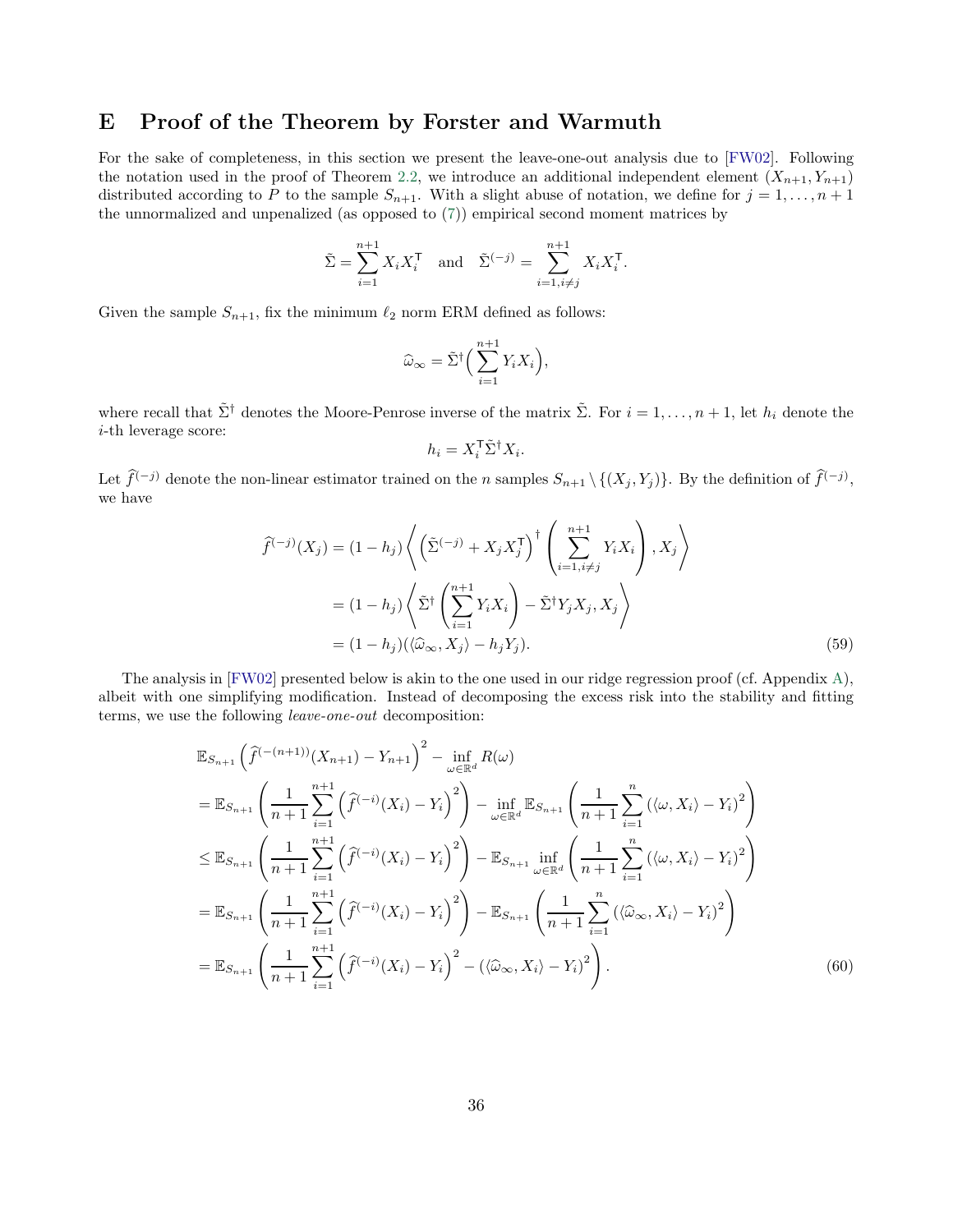# E Proof of the Theorem by Forster and Warmuth

For the sake of completeness, in this section we present the leave-one-out analysis due to [FW02]. Following the notation used in the proof of Theorem 2.2, we introduce an additional independent element $(X_{n+1}, Y_{n+1})$ distributed according to $P$ to the sample $S_{n+1}$. With a slight abuse of notation, we define for $j = 1, \ldots, n+1$ the unnormalized and unpenalized (as opposed to (7)) empirical second moment matrices by

$$\tilde{\Sigma} = \sum_{i=1}^{n+1} X_i X_i^{\mathsf{T}} \quad \text{and} \quad \tilde{\Sigma}^{(-j)} = \sum_{i=1, i \neq j}^{n+1} X_i X_i^{\mathsf{T}}.$$

Given the sample $S_{n+1}$, fix the minimum $\ell_2$ norm ERM defined as follows:

$$\widehat{\omega}_{\infty} = \tilde{\Sigma}^{\dagger}\Big(\sum_{i=1}^{n+1} Y_i X_i\Big),$$

where recall that $\tilde{\Sigma}^{\dagger}$ denotes the Moore-Penrose inverse of the matrix $\tilde{\Sigma}$. For $i = 1, \ldots, n+1$, let $h_i$ denote the $i$-th leverage score:

$$h_i = X_i^{\mathsf{T}} \tilde{\Sigma}^{\dagger} X_i.$$

Let $\widehat{f}^{(-j)}$ denote the non-linear estimator trained on the $n$ samples $S_{n+1} \setminus \{(X_j, Y_j)\}$. By the definition of $\widehat{f}^{(-j)}$, we have

$$\begin{aligned}
\widehat{f}^{(-j)}(X_j) &= (1 - h_j)\left\langle \left(\tilde{\Sigma}^{(-j)} + X_j X_j^{\mathsf{T}}\right)^{\dagger} \left(\sum_{i=1, i\neq j}^{n+1} Y_i X_i\right), X_j \right\rangle \\
&= (1 - h_j)\left\langle \tilde{\Sigma}^{\dagger} \left(\sum_{i=1}^{n+1} Y_i X_i\right) - \tilde{\Sigma}^{\dagger} Y_j X_j, X_j \right\rangle \\
&= (1 - h_j)(\langle \widehat{\omega}_{\infty}, X_j \rangle - h_j Y_j).
\end{aligned} \tag{59}$$

The analysis in [FW02] presented below is akin to the one used in our ridge regression proof (cf. Appendix A), albeit with one simplifying modification. Instead of decomposing the excess risk into the stability and fitting terms, we use the following *leave-one-out* decomposition:

$$\begin{aligned}
&\mathbb{E}_{S_{n+1}}\left(\widehat{f}^{(-(n+1))}(X_{n+1}) - Y_{n+1}\right)^2 - \inf_{\omega \in \mathbb{R}^d} R(\omega) \\
&= \mathbb{E}_{S_{n+1}}\left(\frac{1}{n+1}\sum_{i=1}^{n+1}\left(\widehat{f}^{(-i)}(X_i) - Y_i\right)^2\right) - \inf_{\omega \in \mathbb{R}^d} \mathbb{E}_{S_{n+1}}\left(\frac{1}{n+1}\sum_{i=1}^{n}\left(\langle \omega, X_i\rangle - Y_i\right)^2\right) \\
&\leq \mathbb{E}_{S_{n+1}}\left(\frac{1}{n+1}\sum_{i=1}^{n+1}\left(\widehat{f}^{(-i)}(X_i) - Y_i\right)^2\right) - \mathbb{E}_{S_{n+1}} \inf_{\omega \in \mathbb{R}^d}\left(\frac{1}{n+1}\sum_{i=1}^{n}\left(\langle \omega, X_i\rangle - Y_i\right)^2\right) \\
&= \mathbb{E}_{S_{n+1}}\left(\frac{1}{n+1}\sum_{i=1}^{n+1}\left(\widehat{f}^{(-i)}(X_i) - Y_i\right)^2\right) - \mathbb{E}_{S_{n+1}}\left(\frac{1}{n+1}\sum_{i=1}^{n}\left(\langle \widehat{\omega}_{\infty}, X_i\rangle - Y_i\right)^2\right) \\
&= \mathbb{E}_{S_{n+1}}\left(\frac{1}{n+1}\sum_{i=1}^{n+1}\left(\widehat{f}^{(-i)}(X_i) - Y_i\right)^2 - \left(\langle \widehat{\omega}_{\infty}, X_i\rangle - Y_i\right)^2\right).
\end{aligned} \tag{60}$$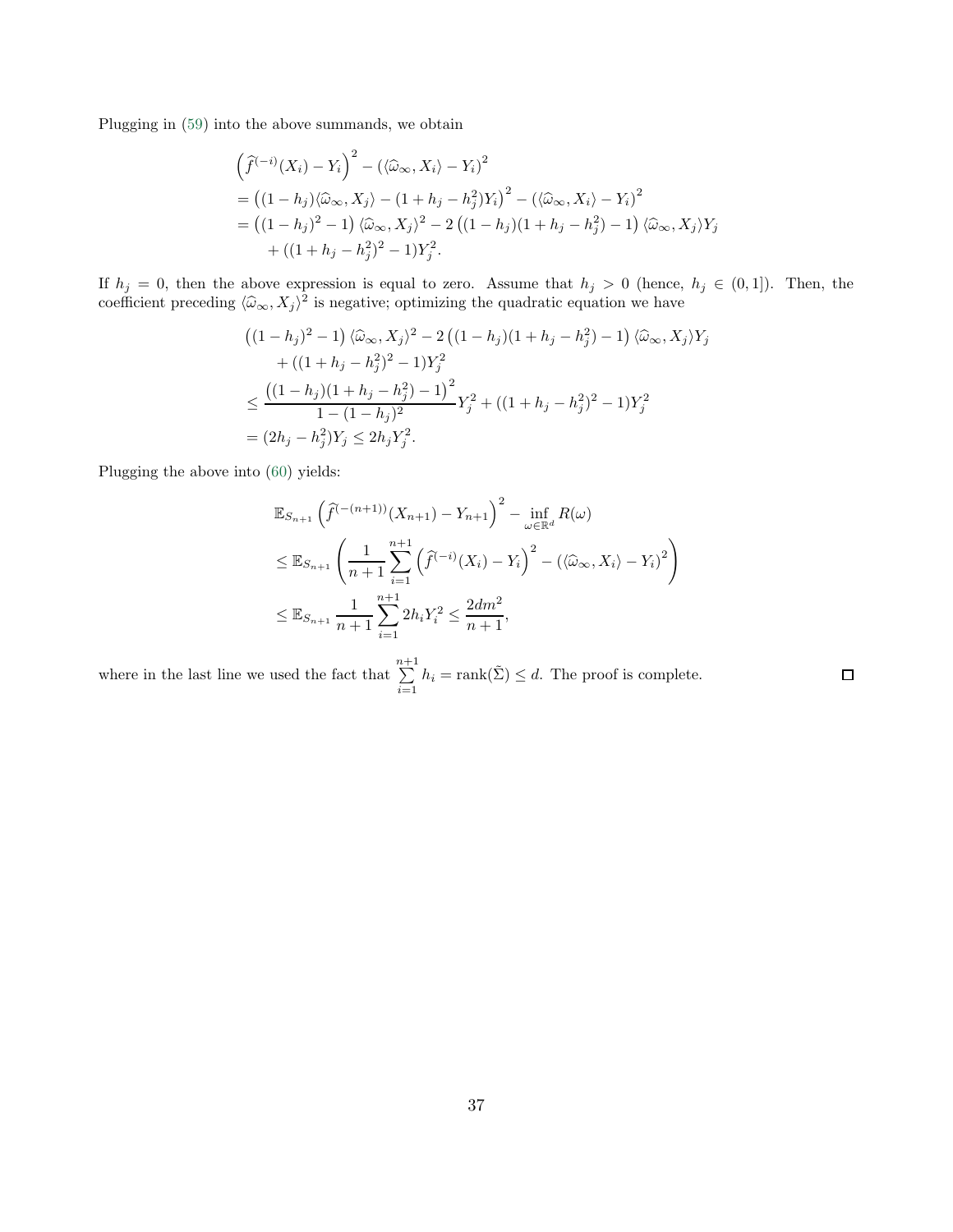Plugging in (59) into the above summands, we obtain

$$
\begin{aligned}
&\left(\widehat{f}^{(-i)}(X_i) - Y_i\right)^2 - \left(\langle \widehat{\omega}_\infty, X_i\rangle - Y_i\right)^2 \\
&= \left((1-h_j)\langle \widehat{\omega}_\infty, X_j\rangle - (1 + h_j - h_j^2)Y_i\right)^2 - \left(\langle \widehat{\omega}_\infty, X_i\rangle - Y_i\right)^2 \\
&= \left((1-h_j)^2 - 1\right)\langle \widehat{\omega}_\infty, X_j\rangle^2 - 2\left((1-h_j)(1+h_j-h_j^2) - 1\right)\langle \widehat{\omega}_\infty, X_j\rangle Y_j \\
&\quad + ((1+h_j-h_j^2)^2 - 1)Y_j^2.
\end{aligned}
$$

If $h_j = 0$, then the above expression is equal to zero. Assume that $h_j > 0$ (hence, $h_j \in (0,1]$). Then, the coefficient preceding $\langle \widehat{\omega}_\infty, X_j\rangle^2$ is negative; optimizing the quadratic equation we have

$$
\begin{aligned}
&\left((1-h_j)^2 - 1\right)\langle \widehat{\omega}_\infty, X_j\rangle^2 - 2\left((1-h_j)(1+h_j-h_j^2) - 1\right)\langle \widehat{\omega}_\infty, X_j\rangle Y_j \\
&\quad + ((1+h_j-h_j^2)^2 - 1)Y_j^2 \\
&\leq \frac{\left((1-h_j)(1+h_j-h_j^2) - 1\right)^2}{1 - (1-h_j)^2} Y_j^2 + ((1+h_j-h_j^2)^2 - 1)Y_j^2 \\
&= (2h_j - h_j^2)Y_j \leq 2h_j Y_j^2.
\end{aligned}
$$

Plugging the above into (60) yields:

$$
\begin{aligned}
&\mathbb{E}_{S_{n+1}}\left(\widehat{f}^{(-(n+1))}(X_{n+1}) - Y_{n+1}\right)^2 - \inf_{\omega \in \mathbb{R}^d} R(\omega) \\
&\leq \mathbb{E}_{S_{n+1}}\left(\frac{1}{n+1}\sum_{i=1}^{n+1}\left(\widehat{f}^{(-i)}(X_i) - Y_i\right)^2 - \left(\langle \widehat{\omega}_\infty, X_i\rangle - Y_i\right)^2\right) \\
&\leq \mathbb{E}_{S_{n+1}} \frac{1}{n+1}\sum_{i=1}^{n+1} 2h_i Y_i^2 \leq \frac{2dm^2}{n+1},
\end{aligned}
$$

where in the last line we used the fact that $\sum_{i=1}^{n+1} h_i = \operatorname{rank}(\tilde{\Sigma}) \leq d$. The proof is complete. □